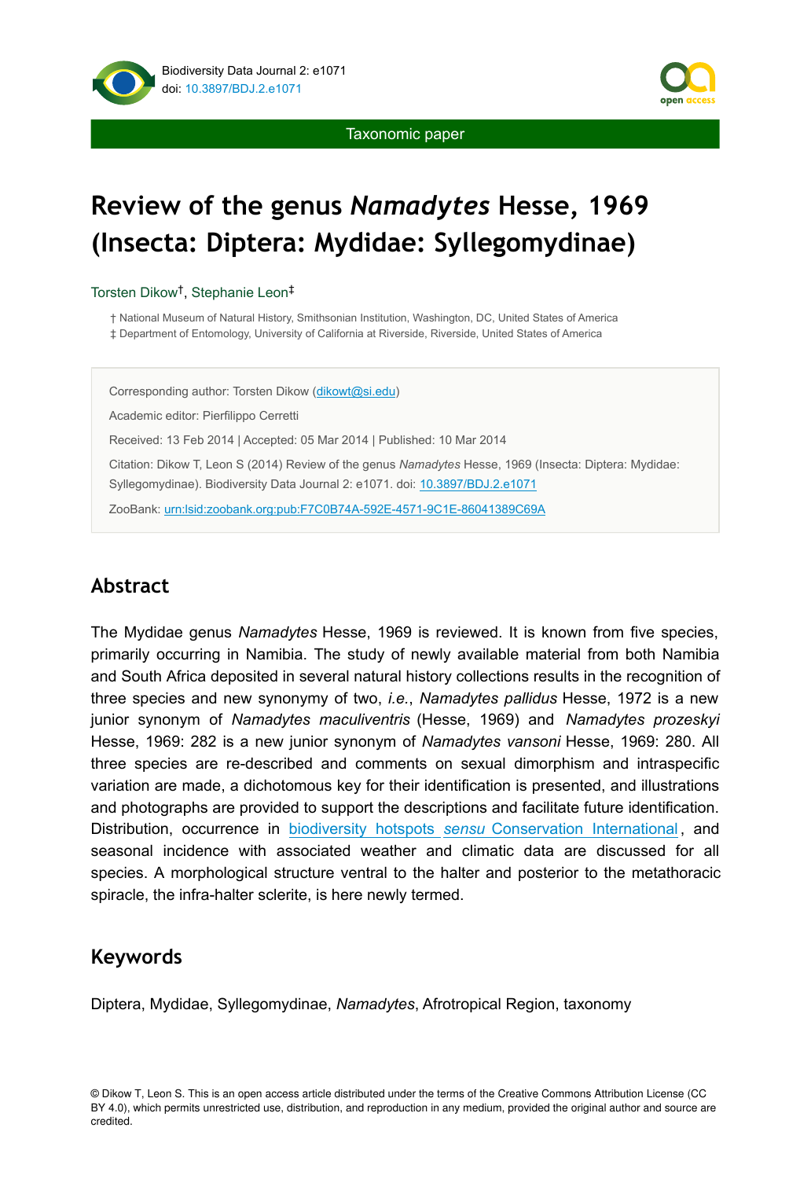Taxonomic paper

# Review of the genus *Namadytes* Hesse, 1969 (Insecta: Diptera: Mydidae: Syllegomydinae)

Torsten Dikow[†], Stephanie Leon[‡]

† National Museum of Natural History, Smithsonian Institution, Washington, DC, United States of America
‡ Department of Entomology, University of California at Riverside, Riverside, United States of America

Corresponding author: Torsten Dikow (dikowt@si.edu)

Academic editor: Pierfilippo Cerretti

Received: 13 Feb 2014 | Accepted: 05 Mar 2014 | Published: 10 Mar 2014

Citation: Dikow T, Leon S (2014) Review of the genus *Namadytes* Hesse, 1969 (Insecta: Diptera: Mydidae: Syllegomydinae). Biodiversity Data Journal 2: e1071. doi: 10.3897/BDJ.2.e1071

ZooBank: urn:lsid:zoobank.org:pub:F7C0B74A-592E-4571-9C1E-86041389C69A

## Abstract

The Mydidae genus *Namadytes* Hesse, 1969 is reviewed. It is known from five species, primarily occurring in Namibia. The study of newly available material from both Namibia and South Africa deposited in several natural history collections results in the recognition of three species and new synonymy of two, *i.e.*, *Namadytes pallidus* Hesse, 1972 is a new junior synonym of *Namadytes maculiventris* (Hesse, 1969) and *Namadytes prozeskyi* Hesse, 1969: 282 is a new junior synonym of *Namadytes vansoni* Hesse, 1969: 280. All three species are re-described and comments on sexual dimorphism and intraspecific variation are made, a dichotomous key for their identification is presented, and illustrations and photographs are provided to support the descriptions and facilitate future identification. Distribution, occurrence in biodiversity hotspots *sensu* Conservation International, and seasonal incidence with associated weather and climatic data are discussed for all species. A morphological structure ventral to the halter and posterior to the metathoracic spiracle, the infra-halter sclerite, is here newly termed.

## Keywords

Diptera, Mydidae, Syllegomydinae, *Namadytes*, Afrotropical Region, taxonomy

© Dikow T, Leon S. This is an open access article distributed under the terms of the Creative Commons Attribution License (CC BY 4.0), which permits unrestricted use, distribution, and reproduction in any medium, provided the original author and source are credited.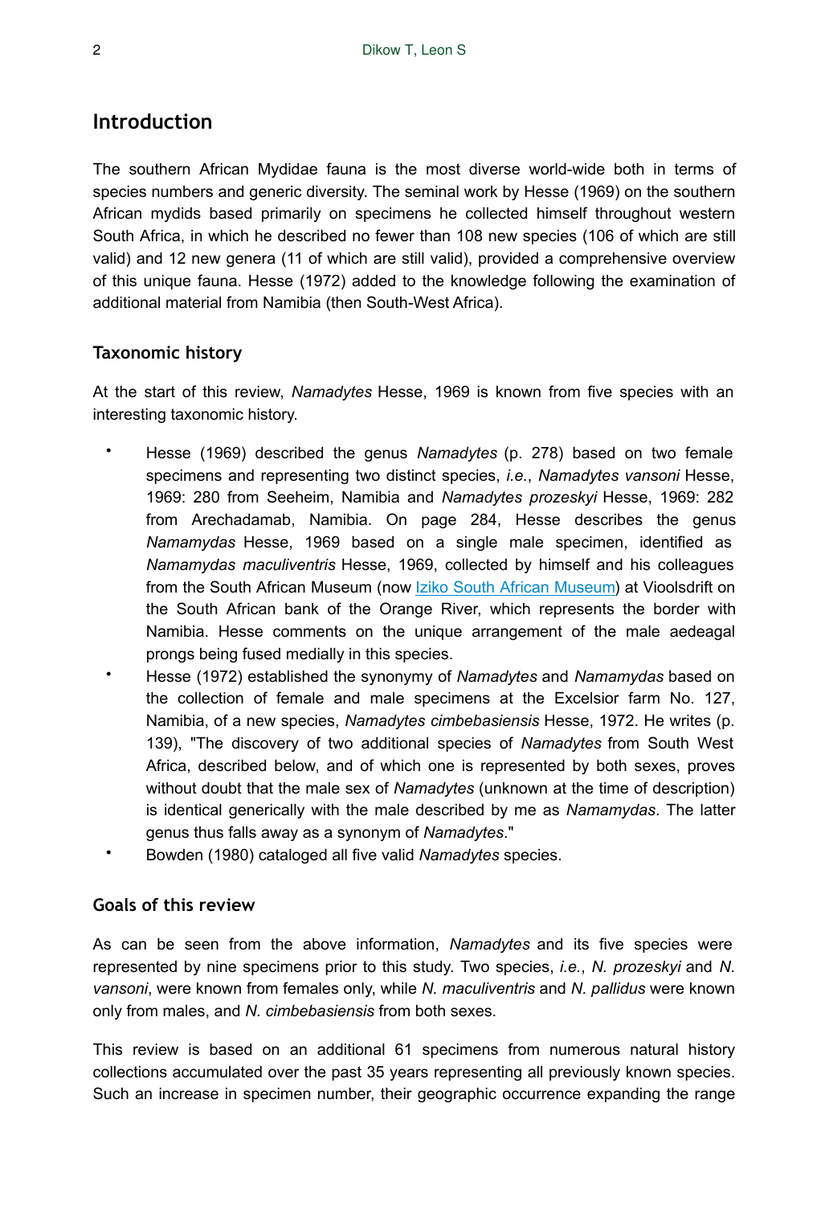## Introduction

The southern African Mydidae fauna is the most diverse world-wide both in terms of species numbers and generic diversity. The seminal work by Hesse (1969) on the southern African mydids based primarily on specimens he collected himself throughout western South Africa, in which he described no fewer than 108 new species (106 of which are still valid) and 12 new genera (11 of which are still valid), provided a comprehensive overview of this unique fauna. Hesse (1972) added to the knowledge following the examination of additional material from Namibia (then South-West Africa).

### Taxonomic history

At the start of this review, *Namadytes* Hesse, 1969 is known from five species with an interesting taxonomic history.

- Hesse (1969) described the genus *Namadytes* (p. 278) based on two female specimens and representing two distinct species, *i.e.*, *Namadytes vansoni* Hesse, 1969: 280 from Seeheim, Namibia and *Namadytes prozeskyi* Hesse, 1969: 282 from Arechadamab, Namibia. On page 284, Hesse describes the genus *Namamydas* Hesse, 1969 based on a single male specimen, identified as *Namamydas maculiventris* Hesse, 1969, collected by himself and his colleagues from the South African Museum (now Iziko South African Museum) at Vioolsdrift on the South African bank of the Orange River, which represents the border with Namibia. Hesse comments on the unique arrangement of the male aedeagal prongs being fused medially in this species.
- Hesse (1972) established the synonymy of *Namadytes* and *Namamydas* based on the collection of female and male specimens at the Excelsior farm No. 127, Namibia, of a new species, *Namadytes cimbebasiensis* Hesse, 1972. He writes (p. 139), "The discovery of two additional species of *Namadytes* from South West Africa, described below, and of which one is represented by both sexes, proves without doubt that the male sex of *Namadytes* (unknown at the time of description) is identical generically with the male described by me as *Namamydas*. The latter genus thus falls away as a synonym of *Namadytes*."
- Bowden (1980) cataloged all five valid *Namadytes* species.

### Goals of this review

As can be seen from the above information, *Namadytes* and its five species were represented by nine specimens prior to this study. Two species, *i.e.*, *N. prozeskyi* and *N. vansoni*, were known from females only, while *N. maculiventris* and *N. pallidus* were known only from males, and *N. cimbebasiensis* from both sexes.

This review is based on an additional 61 specimens from numerous natural history collections accumulated over the past 35 years representing all previously known species. Such an increase in specimen number, their geographic occurrence expanding the range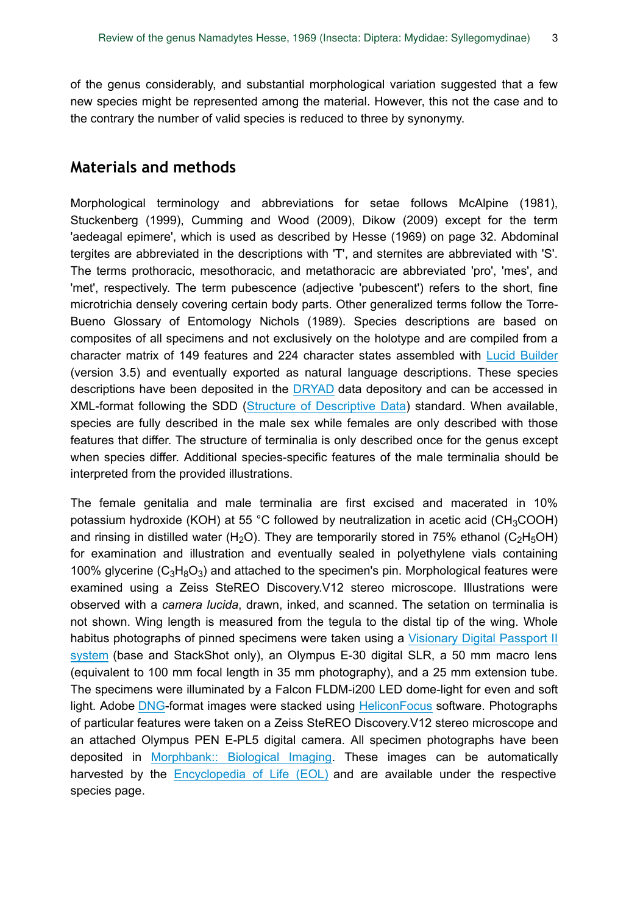of the genus considerably, and substantial morphological variation suggested that a few new species might be represented among the material. However, this not the case and to the contrary the number of valid species is reduced to three by synonymy.

## Materials and methods

Morphological terminology and abbreviations for setae follows McAlpine (1981), Stuckenberg (1999), Cumming and Wood (2009), Dikow (2009) except for the term 'aedeagal epimere', which is used as described by Hesse (1969) on page 32. Abdominal tergites are abbreviated in the descriptions with 'T', and sternites are abbreviated with 'S'. The terms prothoracic, mesothoracic, and metathoracic are abbreviated 'pro', 'mes', and 'met', respectively. The term pubescence (adjective 'pubescent') refers to the short, fine microtrichia densely covering certain body parts. Other generalized terms follow the Torre-Bueno Glossary of Entomology Nichols (1989). Species descriptions are based on composites of all specimens and not exclusively on the holotype and are compiled from a character matrix of 149 features and 224 character states assembled with Lucid Builder (version 3.5) and eventually exported as natural language descriptions. These species descriptions have been deposited in the DRYAD data depository and can be accessed in XML-format following the SDD (Structure of Descriptive Data) standard. When available, species are fully described in the male sex while females are only described with those features that differ. The structure of terminalia is only described once for the genus except when species differ. Additional species-specific features of the male terminalia should be interpreted from the provided illustrations.

The female genitalia and male terminalia are first excised and macerated in 10% potassium hydroxide (KOH) at 55 °C followed by neutralization in acetic acid ($CH_3COOH$) and rinsing in distilled water ($H_2O$). They are temporarily stored in 75% ethanol ($C_2H_5OH$) for examination and illustration and eventually sealed in polyethylene vials containing 100% glycerine ($C_3H_8O_3$) and attached to the specimen's pin. Morphological features were examined using a Zeiss SteREO Discovery.V12 stereo microscope. Illustrations were observed with a *camera lucida*, drawn, inked, and scanned. The setation on terminalia is not shown. Wing length is measured from the tegula to the distal tip of the wing. Whole habitus photographs of pinned specimens were taken using a Visionary Digital Passport II system (base and StackShot only), an Olympus E-30 digital SLR, a 50 mm macro lens (equivalent to 100 mm focal length in 35 mm photography), and a 25 mm extension tube. The specimens were illuminated by a Falcon FLDM-i200 LED dome-light for even and soft light. Adobe DNG-format images were stacked using HeliconFocus software. Photographs of particular features were taken on a Zeiss SteREO Discovery.V12 stereo microscope and an attached Olympus PEN E-PL5 digital camera. All specimen photographs have been deposited in Morphbank:: Biological Imaging. These images can be automatically harvested by the Encyclopedia of Life (EOL) and are available under the respective species page.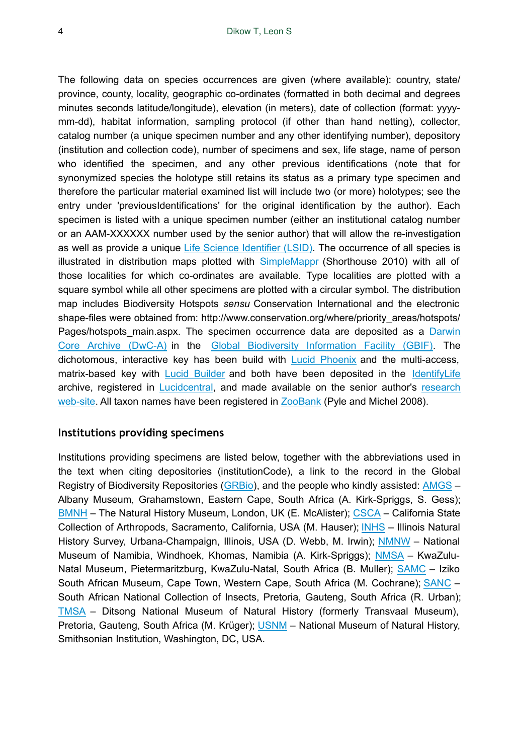The following data on species occurrences are given (where available): country, state/province, county, locality, geographic co-ordinates (formatted in both decimal and degrees minutes seconds latitude/longitude), elevation (in meters), date of collection (format: yyyy-mm-dd), habitat information, sampling protocol (if other than hand netting), collector, catalog number (a unique specimen number and any other identifying number), depository (institution and collection code), number of specimens and sex, life stage, name of person who identified the specimen, and any other previous identifications (note that for synonymized species the holotype still retains its status as a primary type specimen and therefore the particular material examined list will include two (or more) holotypes; see the entry under 'previousIdentifications' for the original identification by the author). Each specimen is listed with a unique specimen number (either an institutional catalog number or an AAM-XXXXXX number used by the senior author) that will allow the re-investigation as well as provide a unique Life Science Identifier (LSID). The occurrence of all species is illustrated in distribution maps plotted with SimpleMappr (Shorthouse 2010) with all of those localities for which co-ordinates are available. Type localities are plotted with a square symbol while all other specimens are plotted with a circular symbol. The distribution map includes Biodiversity Hotspots *sensu* Conservation International and the electronic shape-files were obtained from: http://www.conservation.org/where/priority_areas/hotspots/Pages/hotspots_main.aspx. The specimen occurrence data are deposited as a Darwin Core Archive (DwC-A) in the Global Biodiversity Information Facility (GBIF). The dichotomous, interactive key has been build with Lucid Phoenix and the multi-access, matrix-based key with Lucid Builder and both have been deposited in the IdentifyLife archive, registered in Lucidcentral, and made available on the senior author's research web-site. All taxon names have been registered in ZooBank (Pyle and Michel 2008).

## Institutions providing specimens

Institutions providing specimens are listed below, together with the abbreviations used in the text when citing depositories (institutionCode), a link to the record in the Global Registry of Biodiversity Repositories (GRBio), and the people who kindly assisted: AMGS – Albany Museum, Grahamstown, Eastern Cape, South Africa (A. Kirk-Spriggs, S. Gess); BMNH – The Natural History Museum, London, UK (E. McAlister); CSCA – California State Collection of Arthropods, Sacramento, California, USA (M. Hauser); INHS – Illinois Natural History Survey, Urbana-Champaign, Illinois, USA (D. Webb, M. Irwin); NMNW – National Museum of Namibia, Windhoek, Khomas, Namibia (A. Kirk-Spriggs); NMSA – KwaZulu-Natal Museum, Pietermaritzburg, KwaZulu-Natal, South Africa (B. Muller); SAMC – Iziko South African Museum, Cape Town, Western Cape, South Africa (M. Cochrane); SANC – South African National Collection of Insects, Pretoria, Gauteng, South Africa (R. Urban); TMSA – Ditsong National Museum of Natural History (formerly Transvaal Museum), Pretoria, Gauteng, South Africa (M. Krüger); USNM – National Museum of Natural History, Smithsonian Institution, Washington, DC, USA.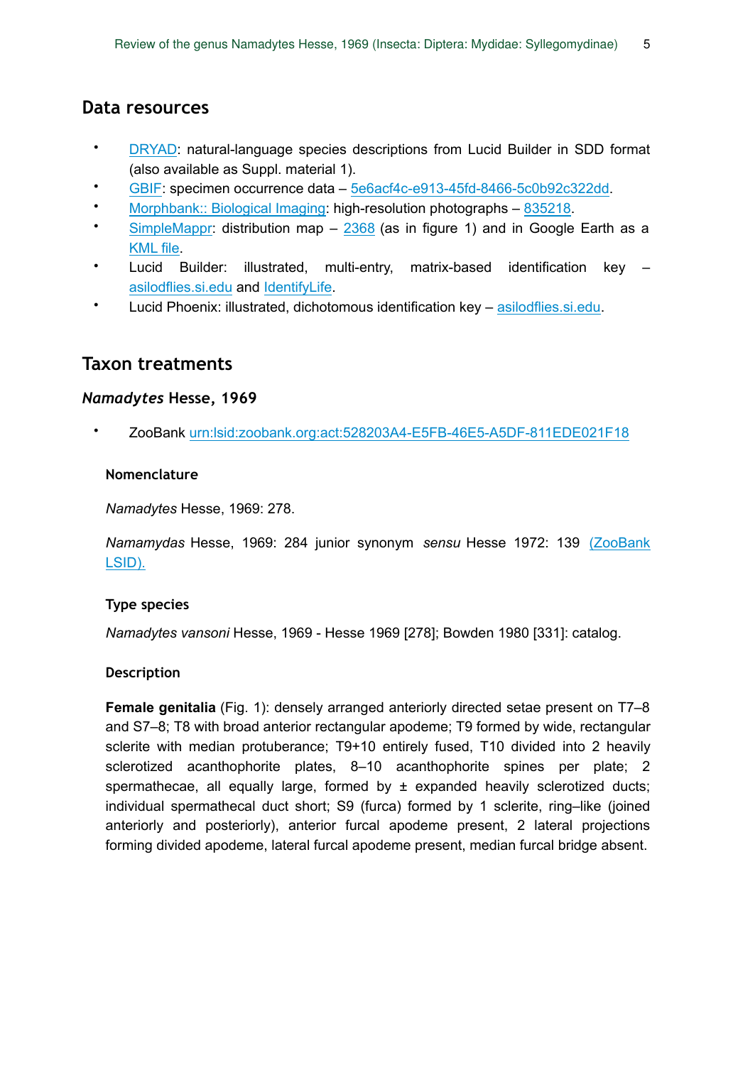## Data resources

- DRYAD: natural-language species descriptions from Lucid Builder in SDD format (also available as Suppl. material 1).
- GBIF: specimen occurrence data – 5e6acf4c-e913-45fd-8466-5c0b92c322dd.
- Morphbank:: Biological Imaging: high-resolution photographs – 835218.
- SimpleMappr: distribution map – 2368 (as in figure 1) and in Google Earth as a KML file.
- Lucid Builder: illustrated, multi-entry, matrix-based identification key – asilodflies.si.edu and IdentifyLife.
- Lucid Phoenix: illustrated, dichotomous identification key – asilodflies.si.edu.

## Taxon treatments

### *Namadytes* Hesse, 1969

- ZooBank urn:lsid:zoobank.org:act:528203A4-E5FB-46E5-A5DF-811EDE021F18

#### Nomenclature

*Namadytes* Hesse, 1969: 278.

*Namamydas* Hesse, 1969: 284 junior synonym *sensu* Hesse 1972: 139 (ZooBank LSID).

#### Type species

*Namadytes vansoni* Hesse, 1969 - Hesse 1969 [278]; Bowden 1980 [331]: catalog.

#### Description

**Female genitalia** (Fig. 1): densely arranged anteriorly directed setae present on T7–8 and S7–8; T8 with broad anterior rectangular apodeme; T9 formed by wide, rectangular sclerite with median protuberance; T9+10 entirely fused, T10 divided into 2 heavily sclerotized acanthophorite plates, 8–10 acanthophorite spines per plate; 2 spermathecae, all equally large, formed by ± expanded heavily sclerotized ducts; individual spermathecal duct short; S9 (furca) formed by 1 sclerite, ring–like (joined anteriorly and posteriorly), anterior furcal apodeme present, 2 lateral projections forming divided apodeme, lateral furcal apodeme present, median furcal bridge absent.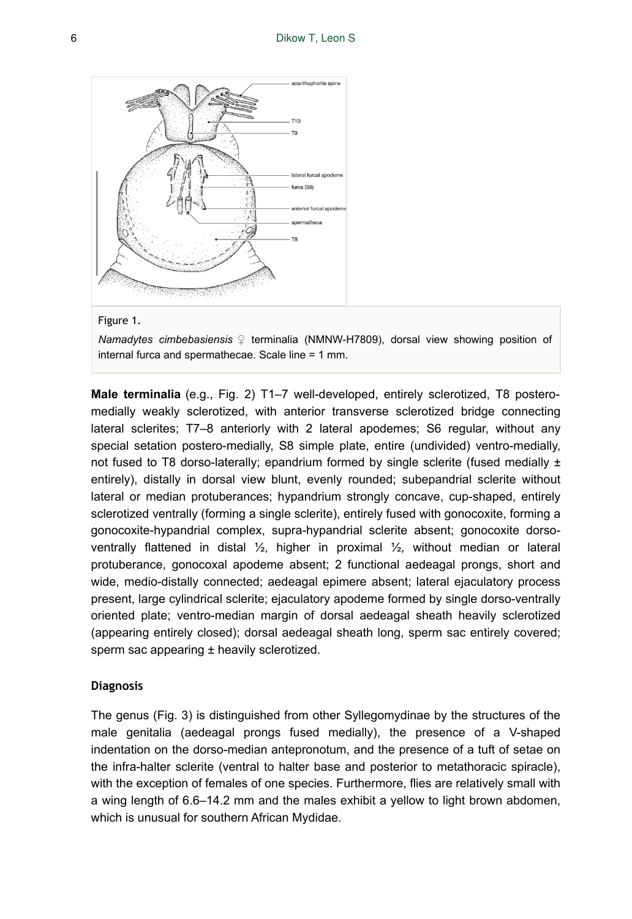Figure 1.

*Namadytes cimbebasiensis* ♀ terminalia (NMNW-H7809), dorsal view showing position of internal furca and spermathecae. Scale line = 1 mm.

**Male terminalia** (e.g., Fig. 2) T1–7 well-developed, entirely sclerotized, T8 postero-medially weakly sclerotized, with anterior transverse sclerotized bridge connecting lateral sclerites; T7–8 anteriorly with 2 lateral apodemes; S6 regular, without any special setation postero-medially, S8 simple plate, entire (undivided) ventro-medially, not fused to T8 dorso-laterally; epandrium formed by single sclerite (fused medially ± entirely), distally in dorsal view blunt, evenly rounded; subepandrial sclerite without lateral or median protuberances; hypandrium strongly concave, cup-shaped, entirely sclerotized ventrally (forming a single sclerite), entirely fused with gonocoxite, forming a gonocoxite-hypandrial complex, supra-hypandrial sclerite absent; gonocoxite dorso-ventrally flattened in distal ½, higher in proximal ½, without median or lateral protuberance, gonocoxal apodeme absent; 2 functional aedeagal prongs, short and wide, medio-distally connected; aedeagal epimere absent; lateral ejaculatory process present, large cylindrical sclerite; ejaculatory apodeme formed by single dorso-ventrally oriented plate; ventro-median margin of dorsal aedeagal sheath heavily sclerotized (appearing entirely closed); dorsal aedeagal sheath long, sperm sac entirely covered; sperm sac appearing ± heavily sclerotized.

### Diagnosis

The genus (Fig. 3) is distinguished from other Syllegomydinae by the structures of the male genitalia (aedeagal prongs fused medially), the presence of a V-shaped indentation on the dorso-median antepronotum, and the presence of a tuft of setae on the infra-halter sclerite (ventral to halter base and posterior to metathoracic spiracle), with the exception of females of one species. Furthermore, flies are relatively small with a wing length of 6.6–14.2 mm and the males exhibit a yellow to light brown abdomen, which is unusual for southern African Mydidae.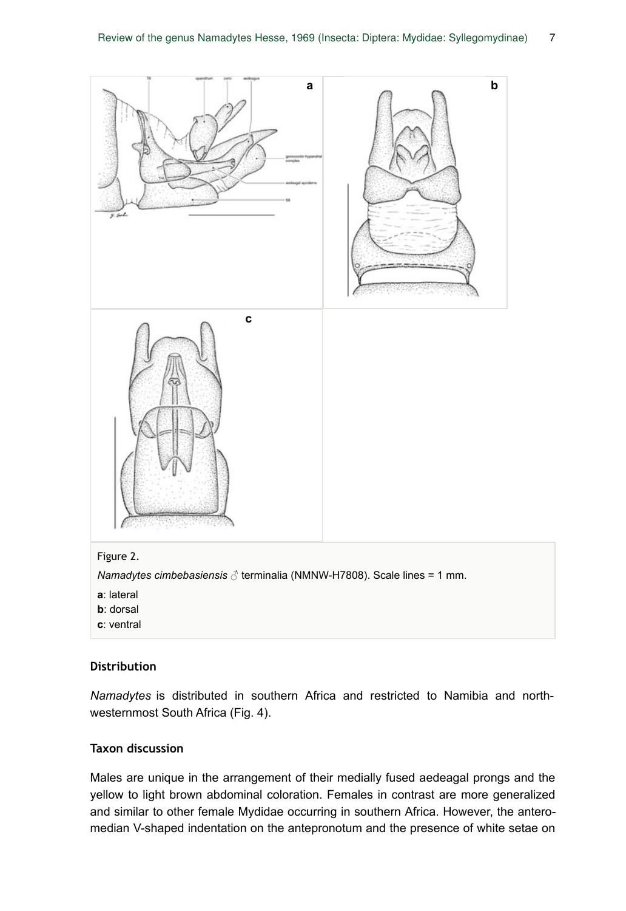Figure 2.

*Namadytes cimbebasiensis* ♂ terminalia (NMNW-H7808). Scale lines = 1 mm.

**a**: lateral

**b**: dorsal

**c**: ventral

### Distribution

*Namadytes* is distributed in southern Africa and restricted to Namibia and north-westernmost South Africa (Fig. 4).

### Taxon discussion

Males are unique in the arrangement of their medially fused aedeagal prongs and the yellow to light brown abdominal coloration. Females in contrast are more generalized and similar to other female Mydidae occurring in southern Africa. However, the antero-median V-shaped indentation on the antepronotum and the presence of white setae on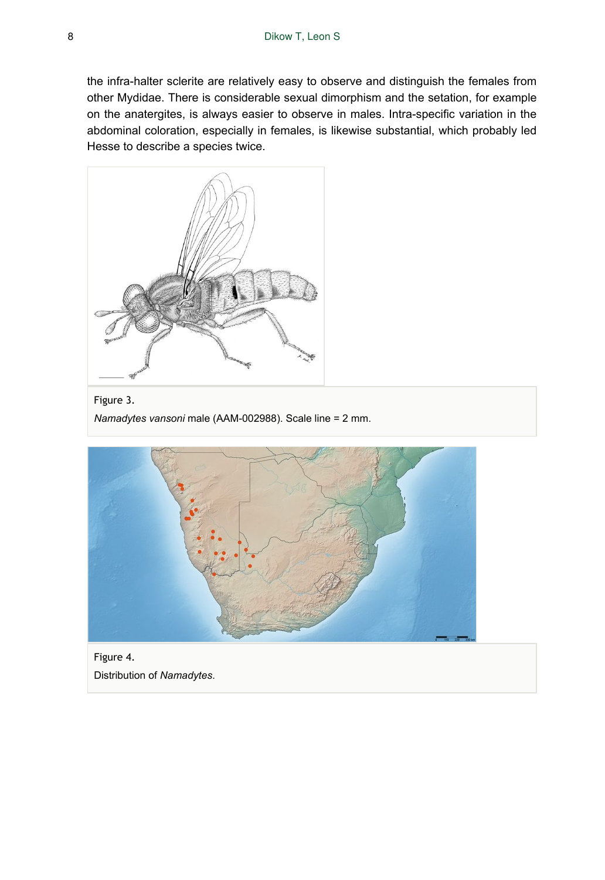the infra-halter sclerite are relatively easy to observe and distinguish the females from other Mydidae. There is considerable sexual dimorphism and the setation, for example on the anatergites, is always easier to observe in males. Intra-specific variation in the abdominal coloration, especially in females, is likewise substantial, which probably led Hesse to describe a species twice.

Figure 3.

*Namadytes vansoni* male (AAM-002988). Scale line = 2 mm.

Figure 4.

Distribution of *Namadytes*.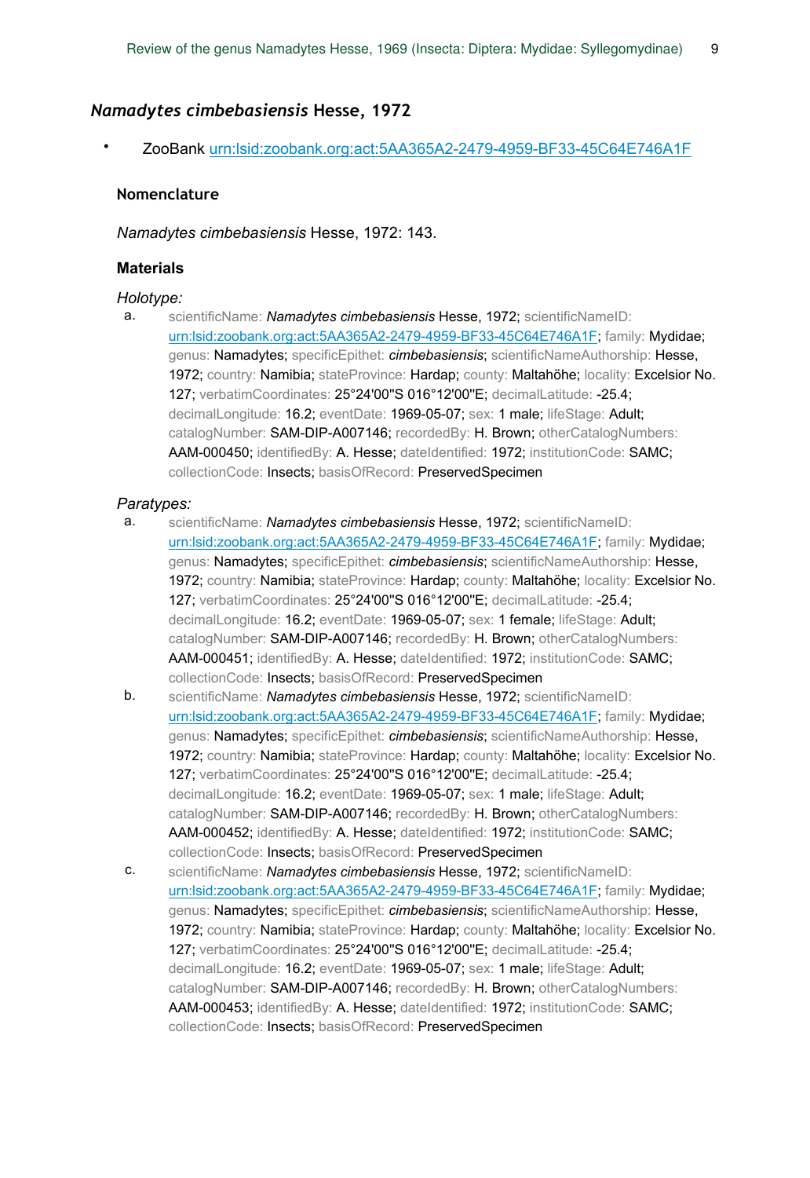## *Namadytes cimbebasiensis* Hesse, 1972

- ZooBank urn:lsid:zoobank.org:act:5AA365A2-2479-4959-BF33-45C64E746A1F

### Nomenclature

*Namadytes cimbebasiensis* Hesse, 1972: 143.

### Materials

*Holotype:*

a. scientificName: ***Namadytes cimbebasiensis*** Hesse, 1972; scientificNameID: urn:lsid:zoobank.org:act:5AA365A2-2479-4959-BF33-45C64E746A1F; family: Mydidae; genus: Namadytes; specificEpithet: ***cimbebasiensis***; scientificNameAuthorship: Hesse, 1972; country: Namibia; stateProvince: Hardap; county: Maltahöhe; locality: Excelsior No. 127; verbatimCoordinates: 25°24'00"S 016°12'00"E; decimalLatitude: -25.4; decimalLongitude: 16.2; eventDate: 1969-05-07; sex: 1 male; lifeStage: Adult; catalogNumber: SAM-DIP-A007146; recordedBy: H. Brown; otherCatalogNumbers: AAM-000450; identifiedBy: A. Hesse; dateIdentified: 1972; institutionCode: SAMC; collectionCode: Insects; basisOfRecord: PreservedSpecimen

*Paratypes:*

a. scientificName: ***Namadytes cimbebasiensis*** Hesse, 1972; scientificNameID: urn:lsid:zoobank.org:act:5AA365A2-2479-4959-BF33-45C64E746A1F; family: Mydidae; genus: Namadytes; specificEpithet: ***cimbebasiensis***; scientificNameAuthorship: Hesse, 1972; country: Namibia; stateProvince: Hardap; county: Maltahöhe; locality: Excelsior No. 127; verbatimCoordinates: 25°24'00"S 016°12'00"E; decimalLatitude: -25.4; decimalLongitude: 16.2; eventDate: 1969-05-07; sex: 1 female; lifeStage: Adult; catalogNumber: SAM-DIP-A007146; recordedBy: H. Brown; otherCatalogNumbers: AAM-000451; identifiedBy: A. Hesse; dateIdentified: 1972; institutionCode: SAMC; collectionCode: Insects; basisOfRecord: PreservedSpecimen

b. scientificName: ***Namadytes cimbebasiensis*** Hesse, 1972; scientificNameID: urn:lsid:zoobank.org:act:5AA365A2-2479-4959-BF33-45C64E746A1F; family: Mydidae; genus: Namadytes; specificEpithet: ***cimbebasiensis***; scientificNameAuthorship: Hesse, 1972; country: Namibia; stateProvince: Hardap; county: Maltahöhe; locality: Excelsior No. 127; verbatimCoordinates: 25°24'00"S 016°12'00"E; decimalLatitude: -25.4; decimalLongitude: 16.2; eventDate: 1969-05-07; sex: 1 male; lifeStage: Adult; catalogNumber: SAM-DIP-A007146; recordedBy: H. Brown; otherCatalogNumbers: AAM-000452; identifiedBy: A. Hesse; dateIdentified: 1972; institutionCode: SAMC; collectionCode: Insects; basisOfRecord: PreservedSpecimen

c. scientificName: ***Namadytes cimbebasiensis*** Hesse, 1972; scientificNameID: urn:lsid:zoobank.org:act:5AA365A2-2479-4959-BF33-45C64E746A1F; family: Mydidae; genus: Namadytes; specificEpithet: ***cimbebasiensis***; scientificNameAuthorship: Hesse, 1972; country: Namibia; stateProvince: Hardap; county: Maltahöhe; locality: Excelsior No. 127; verbatimCoordinates: 25°24'00"S 016°12'00"E; decimalLatitude: -25.4; decimalLongitude: 16.2; eventDate: 1969-05-07; sex: 1 male; lifeStage: Adult; catalogNumber: SAM-DIP-A007146; recordedBy: H. Brown; otherCatalogNumbers: AAM-000453; identifiedBy: A. Hesse; dateIdentified: 1972; institutionCode: SAMC; collectionCode: Insects; basisOfRecord: PreservedSpecimen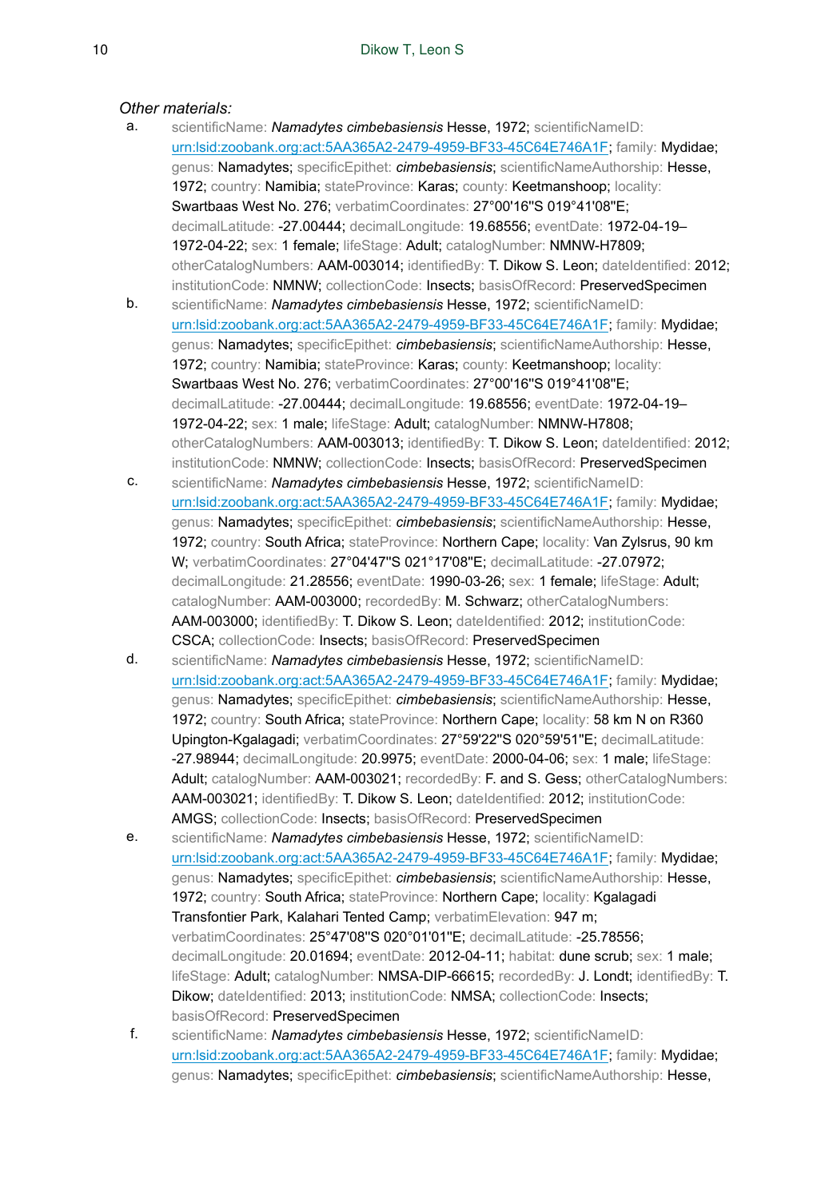*Other materials:*

a. scientificName: ***Namadytes cimbebasiensis*** Hesse, 1972; scientificNameID: urn:lsid:zoobank.org:act:5AA365A2-2479-4959-BF33-45C64E746A1F; family: Mydidae; genus: Namadytes; specificEpithet: *cimbebasiensis*; scientificNameAuthorship: Hesse, 1972; country: Namibia; stateProvince: Karas; county: Keetmanshoop; locality: Swartbaas West No. 276; verbatimCoordinates: 27°00'16"S 019°41'08"E; decimalLatitude: -27.00444; decimalLongitude: 19.68556; eventDate: 1972-04-19–1972-04-22; sex: 1 female; lifeStage: Adult; catalogNumber: NMNW-H7809; otherCatalogNumbers: AAM-003014; identifiedBy: T. Dikow S. Leon; dateIdentified: 2012; institutionCode: NMNW; collectionCode: Insects; basisOfRecord: PreservedSpecimen

b. scientificName: ***Namadytes cimbebasiensis*** Hesse, 1972; scientificNameID: urn:lsid:zoobank.org:act:5AA365A2-2479-4959-BF33-45C64E746A1F; family: Mydidae; genus: Namadytes; specificEpithet: *cimbebasiensis*; scientificNameAuthorship: Hesse, 1972; country: Namibia; stateProvince: Karas; county: Keetmanshoop; locality: Swartbaas West No. 276; verbatimCoordinates: 27°00'16"S 019°41'08"E; decimalLatitude: -27.00444; decimalLongitude: 19.68556; eventDate: 1972-04-19–1972-04-22; sex: 1 male; lifeStage: Adult; catalogNumber: NMNW-H7808; otherCatalogNumbers: AAM-003013; identifiedBy: T. Dikow S. Leon; dateIdentified: 2012; institutionCode: NMNW; collectionCode: Insects; basisOfRecord: PreservedSpecimen

c. scientificName: ***Namadytes cimbebasiensis*** Hesse, 1972; scientificNameID: urn:lsid:zoobank.org:act:5AA365A2-2479-4959-BF33-45C64E746A1F; family: Mydidae; genus: Namadytes; specificEpithet: *cimbebasiensis*; scientificNameAuthorship: Hesse, 1972; country: South Africa; stateProvince: Northern Cape; locality: Van Zylsrus, 90 km W; verbatimCoordinates: 27°04'47"S 021°17'08"E; decimalLatitude: -27.07972; decimalLongitude: 21.28556; eventDate: 1990-03-26; sex: 1 female; lifeStage: Adult; catalogNumber: AAM-003000; recordedBy: M. Schwarz; otherCatalogNumbers: AAM-003000; identifiedBy: T. Dikow S. Leon; dateIdentified: 2012; institutionCode: CSCA; collectionCode: Insects; basisOfRecord: PreservedSpecimen

d. scientificName: ***Namadytes cimbebasiensis*** Hesse, 1972; scientificNameID: urn:lsid:zoobank.org:act:5AA365A2-2479-4959-BF33-45C64E746A1F; family: Mydidae; genus: Namadytes; specificEpithet: *cimbebasiensis*; scientificNameAuthorship: Hesse, 1972; country: South Africa; stateProvince: Northern Cape; locality: 58 km N on R360 Upington-Kgalagadi; verbatimCoordinates: 27°59'22"S 020°59'51"E; decimalLatitude: -27.98944; decimalLongitude: 20.9975; eventDate: 2000-04-06; sex: 1 male; lifeStage: Adult; catalogNumber: AAM-003021; recordedBy: F. and S. Gess; otherCatalogNumbers: AAM-003021; identifiedBy: T. Dikow S. Leon; dateIdentified: 2012; institutionCode: AMGS; collectionCode: Insects; basisOfRecord: PreservedSpecimen

e. scientificName: ***Namadytes cimbebasiensis*** Hesse, 1972; scientificNameID: urn:lsid:zoobank.org:act:5AA365A2-2479-4959-BF33-45C64E746A1F; family: Mydidae; genus: Namadytes; specificEpithet: *cimbebasiensis*; scientificNameAuthorship: Hesse, 1972; country: South Africa; stateProvince: Northern Cape; locality: Kgalagadi Transfontier Park, Kalahari Tented Camp; verbatimElevation: 947 m; verbatimCoordinates: 25°47'08"S 020°01'01"E; decimalLatitude: -25.78556; decimalLongitude: 20.01694; eventDate: 2012-04-11; habitat: dune scrub; sex: 1 male; lifeStage: Adult; catalogNumber: NMSA-DIP-66615; recordedBy: J. Londt; identifiedBy: T. Dikow; dateIdentified: 2013; institutionCode: NMSA; collectionCode: Insects; basisOfRecord: PreservedSpecimen

f. scientificName: ***Namadytes cimbebasiensis*** Hesse, 1972; scientificNameID: urn:lsid:zoobank.org:act:5AA365A2-2479-4959-BF33-45C64E746A1F; family: Mydidae; genus: Namadytes; specificEpithet: *cimbebasiensis*; scientificNameAuthorship: Hesse,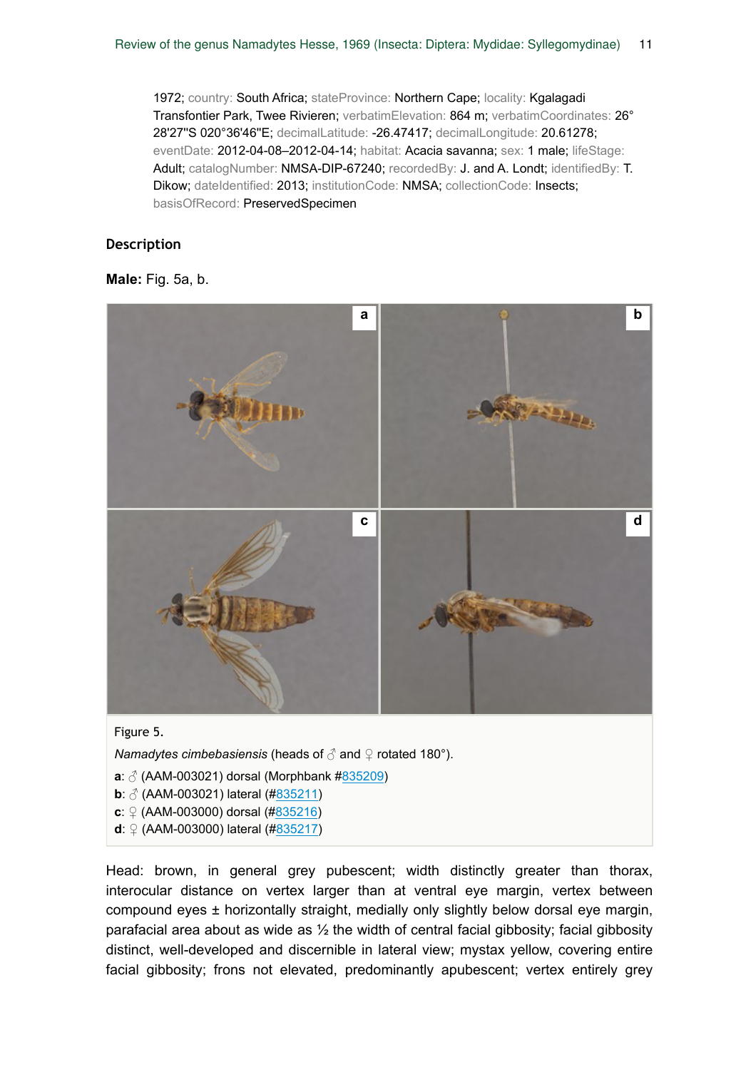1972; country: South Africa; stateProvince: Northern Cape; locality: Kgalagadi Transfontier Park, Twee Rivieren; verbatimElevation: 864 m; verbatimCoordinates: 26° 28'27"S 020°36'46"E; decimalLatitude: -26.47417; decimalLongitude: 20.61278; eventDate: 2012-04-08–2012-04-14; habitat: Acacia savanna; sex: 1 male; lifeStage: Adult; catalogNumber: NMSA-DIP-67240; recordedBy: J. and A. Londt; identifiedBy: T. Dikow; dateIdentified: 2013; institutionCode: NMSA; collectionCode: Insects; basisOfRecord: PreservedSpecimen

### Description

**Male:** Fig. 5a, b.

Figure 5.

*Namadytes cimbebasiensis* (heads of ♂ and ♀ rotated 180°).

**a**: ♂ (AAM-003021) dorsal (Morphbank #835209)
**b**: ♂ (AAM-003021) lateral (#835211)
**c**: ♀ (AAM-003000) dorsal (#835216)
**d**: ♀ (AAM-003000) lateral (#835217)

Head: brown, in general grey pubescent; width distinctly greater than thorax, interocular distance on vertex larger than at ventral eye margin, vertex between compound eyes ± horizontally straight, medially only slightly below dorsal eye margin, parafacial area about as wide as ½ the width of central facial gibbosity; facial gibbosity distinct, well-developed and discernible in lateral view; mystax yellow, covering entire facial gibbosity; frons not elevated, predominantly apubescent; vertex entirely grey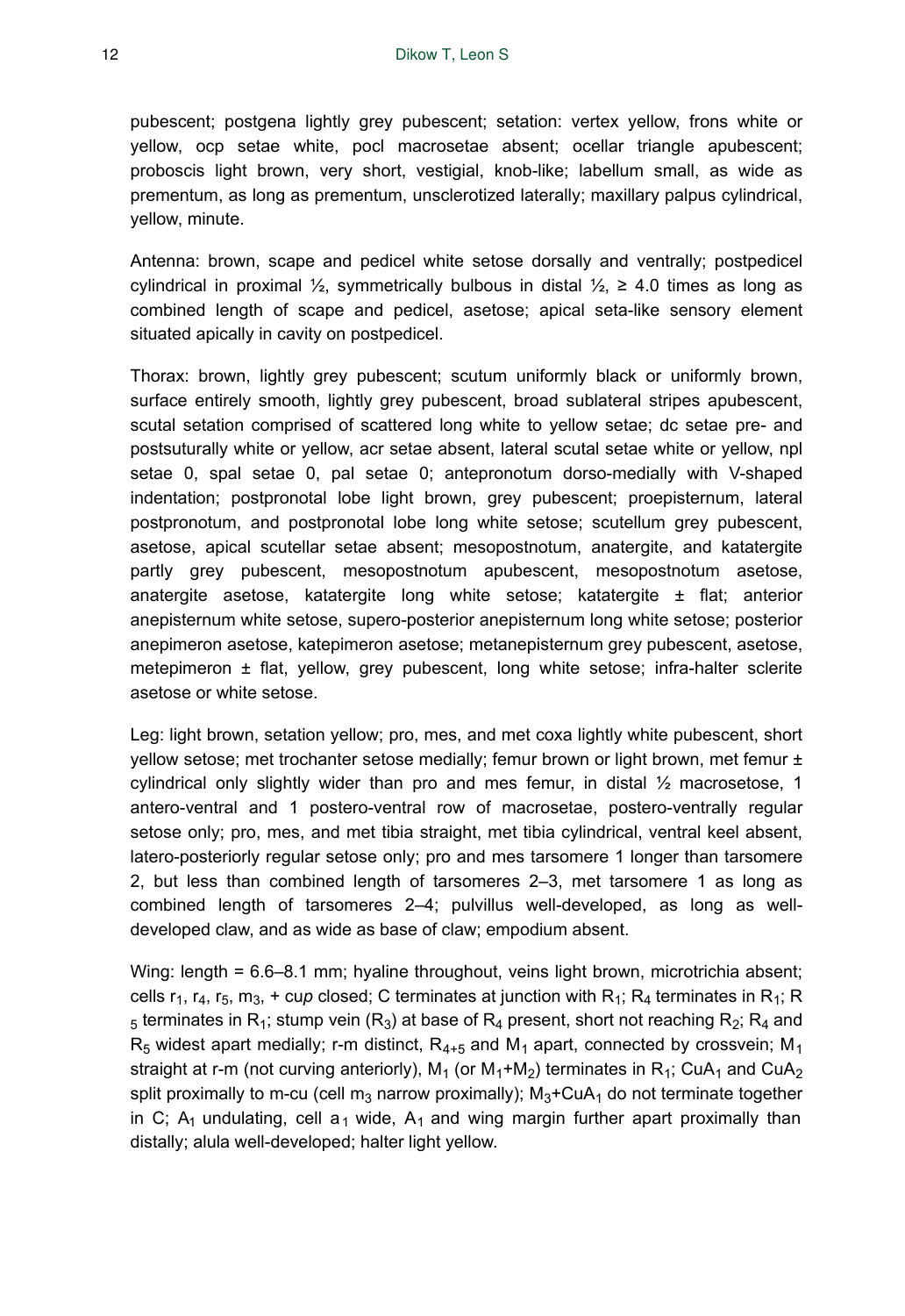pubescent; postgena lightly grey pubescent; setation: vertex yellow, frons white or yellow, ocp setae white, pocl macrosetae absent; ocellar triangle apubescent; proboscis light brown, very short, vestigial, knob-like; labellum small, as wide as prementum, as long as prementum, unsclerotized laterally; maxillary palpus cylindrical, yellow, minute.

Antenna: brown, scape and pedicel white setose dorsally and ventrally; postpedicel cylindrical in proximal ½, symmetrically bulbous in distal ½, ≥ 4.0 times as long as combined length of scape and pedicel, asetose; apical seta-like sensory element situated apically in cavity on postpedicel.

Thorax: brown, lightly grey pubescent; scutum uniformly black or uniformly brown, surface entirely smooth, lightly grey pubescent, broad sublateral stripes apubescent, scutal setation comprised of scattered long white to yellow setae; dc setae pre- and postsuturally white or yellow, acr setae absent, lateral scutal setae white or yellow, npl setae 0, spal setae 0, pal setae 0; antepronotum dorso-medially with V-shaped indentation; postpronotal lobe light brown, grey pubescent; proepisternum, lateral postpronotum, and postpronotal lobe long white setose; scutellum grey pubescent, asetose, apical scutellar setae absent; mesopostnotum, anatergite, and katatergite partly grey pubescent, mesopostnotum apubescent, mesopostnotum asetose, anatergite asetose, katatergite long white setose; katatergite ± flat; anterior anepisternum white setose, supero-posterior anepisternum long white setose; posterior anepimeron asetose, katepimeron asetose; metanepisternum grey pubescent, asetose, metepimeron ± flat, yellow, grey pubescent, long white setose; infra-halter sclerite asetose or white setose.

Leg: light brown, setation yellow; pro, mes, and met coxa lightly white pubescent, short yellow setose; met trochanter setose medially; femur brown or light brown, met femur ± cylindrical only slightly wider than pro and mes femur, in distal ½ macrosetose, 1 antero-ventral and 1 postero-ventral row of macrosetae, postero-ventrally regular setose only; pro, mes, and met tibia straight, met tibia cylindrical, ventral keel absent, latero-posteriorly regular setose only; pro and mes tarsomere 1 longer than tarsomere 2, but less than combined length of tarsomeres 2–3, met tarsomere 1 as long as combined length of tarsomeres 2–4; pulvillus well-developed, as long as well-developed claw, and as wide as base of claw; empodium absent.

Wing: length = 6.6–8.1 mm; hyaline throughout, veins light brown, microtrichia absent; cells $r_1$, $r_4$, $r_5$, $m_3$, + cu*p* closed; C terminates at junction with $R_1$; $R_4$ terminates in $R_1$; $R_5$ terminates in $R_1$; stump vein ($R_3$) at base of $R_4$ present, short not reaching $R_2$; $R_4$ and $R_5$ widest apart medially; r-m distinct, $R_{4+5}$ and $M_1$ apart, connected by crossvein; $M_1$ straight at r-m (not curving anteriorly), $M_1$ (or $M_1$+$M_2$) terminates in $R_1$; $CuA_1$ and $CuA_2$ split proximally to m-cu (cell $m_3$ narrow proximally); $M_3$+$CuA_1$ do not terminate together in C; $A_1$ undulating, cell $a_1$ wide, $A_1$ and wing margin further apart proximally than distally; alula well-developed; halter light yellow.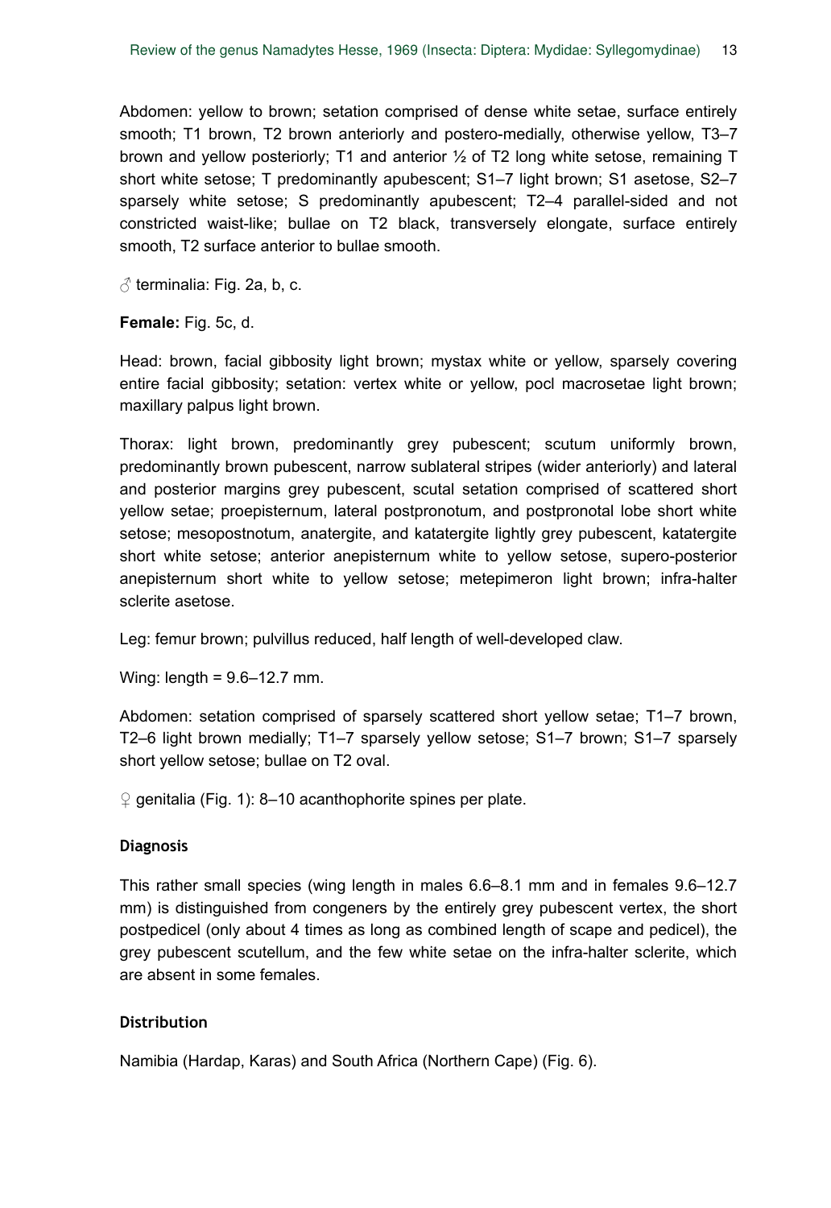Abdomen: yellow to brown; setation comprised of dense white setae, surface entirely smooth; T1 brown, T2 brown anteriorly and postero-medially, otherwise yellow, T3–7 brown and yellow posteriorly; T1 and anterior ½ of T2 long white setose, remaining T short white setose; T predominantly apubescent; S1–7 light brown; S1 asetose, S2–7 sparsely white setose; S predominantly apubescent; T2–4 parallel-sided and not constricted waist-like; bullae on T2 black, transversely elongate, surface entirely smooth, T2 surface anterior to bullae smooth.

♂ terminalia: Fig. 2a, b, c.

**Female:** Fig. 5c, d.

Head: brown, facial gibbosity light brown; mystax white or yellow, sparsely covering entire facial gibbosity; setation: vertex white or yellow, pocl macrosetae light brown; maxillary palpus light brown.

Thorax: light brown, predominantly grey pubescent; scutum uniformly brown, predominantly brown pubescent, narrow sublateral stripes (wider anteriorly) and lateral and posterior margins grey pubescent, scutal setation comprised of scattered short yellow setae; proepisternum, lateral postpronotum, and postpronotal lobe short white setose; mesopostnotum, anatergite, and katatergite lightly grey pubescent, katatergite short white setose; anterior anepisternum white to yellow setose, supero-posterior anepisternum short white to yellow setose; metepimeron light brown; infra-halter sclerite asetose.

Leg: femur brown; pulvillus reduced, half length of well-developed claw.

Wing: length = 9.6–12.7 mm.

Abdomen: setation comprised of sparsely scattered short yellow setae; T1–7 brown, T2–6 light brown medially; T1–7 sparsely yellow setose; S1–7 brown; S1–7 sparsely short yellow setose; bullae on T2 oval.

♀ genitalia (Fig. 1): 8–10 acanthophorite spines per plate.

### Diagnosis

This rather small species (wing length in males 6.6–8.1 mm and in females 9.6–12.7 mm) is distinguished from congeners by the entirely grey pubescent vertex, the short postpedicel (only about 4 times as long as combined length of scape and pedicel), the grey pubescent scutellum, and the few white setae on the infra-halter sclerite, which are absent in some females.

### Distribution

Namibia (Hardap, Karas) and South Africa (Northern Cape) (Fig. 6).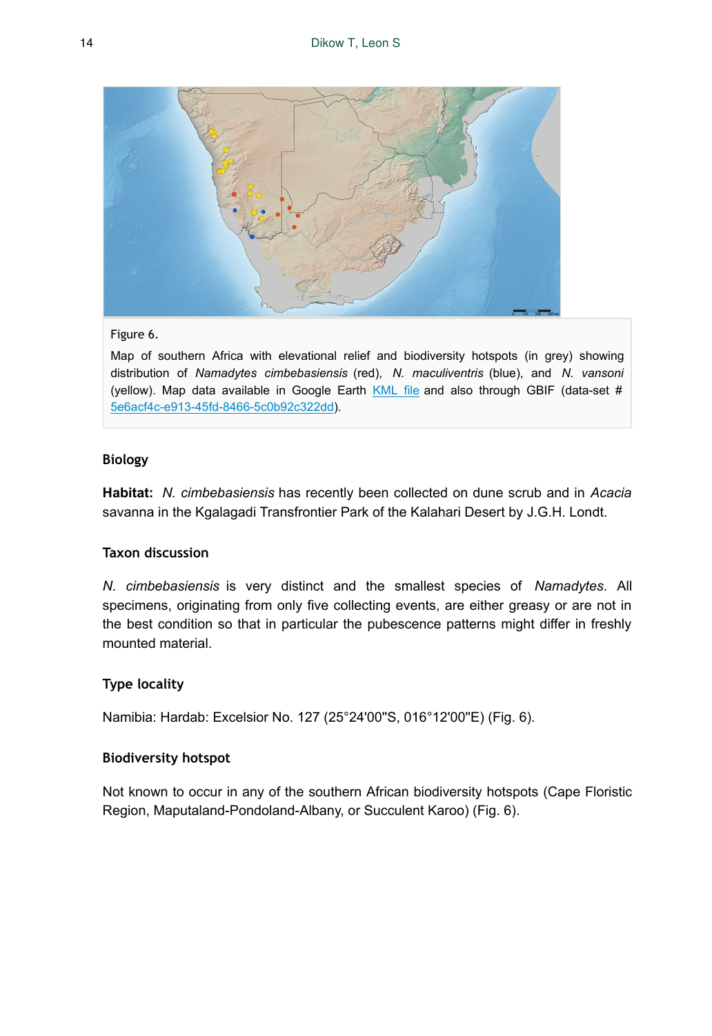Figure 6.

Map of southern Africa with elevational relief and biodiversity hotspots (in grey) showing distribution of *Namadytes cimbebasiensis* (red), *N. maculiventris* (blue), and *N. vansoni* (yellow). Map data available in Google Earth KML file and also through GBIF (data-set # 5e6acf4c-e913-45fd-8466-5c0b92c322dd).

### Biology

**Habitat:** *N. cimbebasiensis* has recently been collected on dune scrub and in *Acacia* savanna in the Kgalagadi Transfrontier Park of the Kalahari Desert by J.G.H. Londt.

### Taxon discussion

*N. cimbebasiensis* is very distinct and the smallest species of *Namadytes*. All specimens, originating from only five collecting events, are either greasy or are not in the best condition so that in particular the pubescence patterns might differ in freshly mounted material.

### Type locality

Namibia: Hardab: Excelsior No. 127 (25°24'00"S, 016°12'00"E) (Fig. 6).

### Biodiversity hotspot

Not known to occur in any of the southern African biodiversity hotspots (Cape Floristic Region, Maputaland-Pondoland-Albany, or Succulent Karoo) (Fig. 6).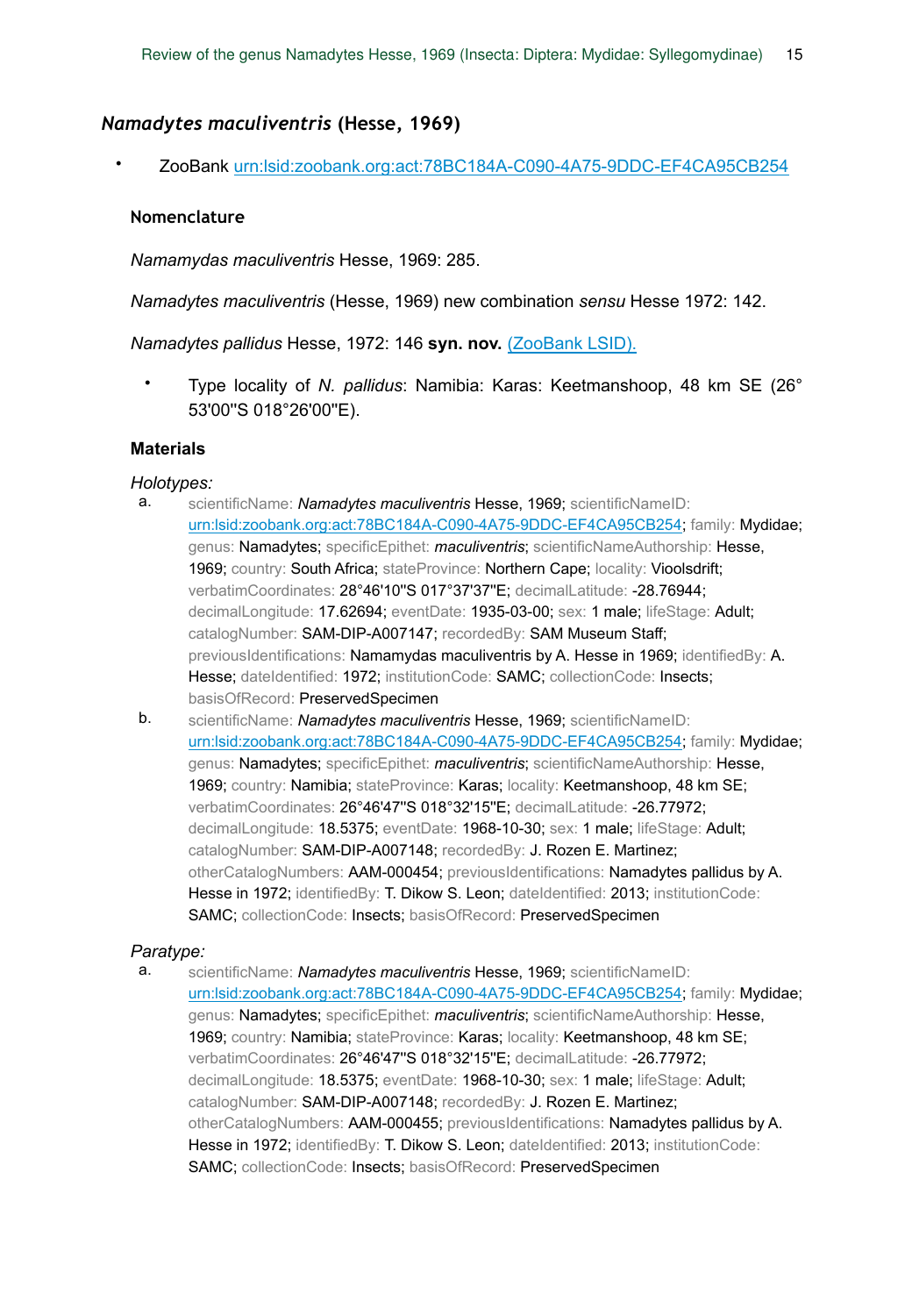## *Namadytes maculiventris* (Hesse, 1969)

- ZooBank urn:lsid:zoobank.org:act:78BC184A-C090-4A75-9DDC-EF4CA95CB254

### Nomenclature

*Namamydas maculiventris* Hesse, 1969: 285.

*Namadytes maculiventris* (Hesse, 1969) new combination *sensu* Hesse 1972: 142.

*Namadytes pallidus* Hesse, 1972: 146 **syn. nov.** (ZooBank LSID).

- Type locality of *N. pallidus*: Namibia: Karas: Keetmanshoop, 48 km SE (26° 53'00"S 018°26'00"E).

### Materials

*Holotypes:*

a. scientificName: *Namadytes maculiventris* Hesse, 1969; scientificNameID: urn:lsid:zoobank.org:act:78BC184A-C090-4A75-9DDC-EF4CA95CB254; family: Mydidae; genus: Namadytes; specificEpithet: *maculiventris*; scientificNameAuthorship: Hesse, 1969; country: South Africa; stateProvince: Northern Cape; locality: Vioolsdrift; verbatimCoordinates: 28°46'10"S 017°37'37"E; decimalLatitude: -28.76944; decimalLongitude: 17.62694; eventDate: 1935-03-00; sex: 1 male; lifeStage: Adult; catalogNumber: SAM-DIP-A007147; recordedBy: SAM Museum Staff; previousIdentifications: Namamydas maculiventris by A. Hesse in 1969; identifiedBy: A. Hesse; dateIdentified: 1972; institutionCode: SAMC; collectionCode: Insects; basisOfRecord: PreservedSpecimen

b. scientificName: *Namadytes maculiventris* Hesse, 1969; scientificNameID: urn:lsid:zoobank.org:act:78BC184A-C090-4A75-9DDC-EF4CA95CB254; family: Mydidae; genus: Namadytes; specificEpithet: *maculiventris*; scientificNameAuthorship: Hesse, 1969; country: Namibia; stateProvince: Karas; locality: Keetmanshoop, 48 km SE; verbatimCoordinates: 26°46'47"S 018°32'15"E; decimalLatitude: -26.77972; decimalLongitude: 18.5375; eventDate: 1968-10-30; sex: 1 male; lifeStage: Adult; catalogNumber: SAM-DIP-A007148; recordedBy: J. Rozen E. Martinez; otherCatalogNumbers: AAM-000454; previousIdentifications: Namadytes pallidus by A. Hesse in 1972; identifiedBy: T. Dikow S. Leon; dateIdentified: 2013; institutionCode: SAMC; collectionCode: Insects; basisOfRecord: PreservedSpecimen

*Paratype:*

a. scientificName: *Namadytes maculiventris* Hesse, 1969; scientificNameID: urn:lsid:zoobank.org:act:78BC184A-C090-4A75-9DDC-EF4CA95CB254; family: Mydidae; genus: Namadytes; specificEpithet: *maculiventris*; scientificNameAuthorship: Hesse, 1969; country: Namibia; stateProvince: Karas; locality: Keetmanshoop, 48 km SE; verbatimCoordinates: 26°46'47"S 018°32'15"E; decimalLatitude: -26.77972; decimalLongitude: 18.5375; eventDate: 1968-10-30; sex: 1 male; lifeStage: Adult; catalogNumber: SAM-DIP-A007148; recordedBy: J. Rozen E. Martinez; otherCatalogNumbers: AAM-000455; previousIdentifications: Namadytes pallidus by A. Hesse in 1972; identifiedBy: T. Dikow S. Leon; dateIdentified: 2013; institutionCode: SAMC; collectionCode: Insects; basisOfRecord: PreservedSpecimen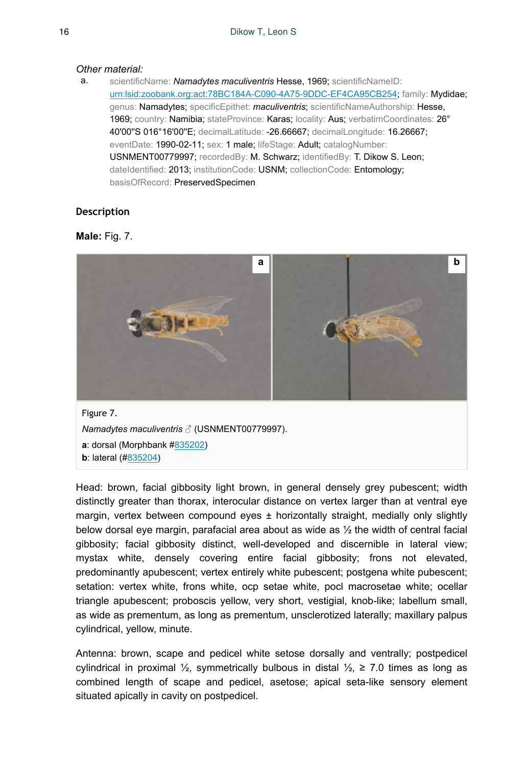*Other material:*

a. scientificName: *Namadytes maculiventris* Hesse, 1969; scientificNameID: urn:lsid:zoobank.org:act:78BC184A-C090-4A75-9DDC-EF4CA95CB254; family: Mydidae; genus: Namadytes; specificEpithet: *maculiventris*; scientificNameAuthorship: Hesse, 1969; country: Namibia; stateProvince: Karas; locality: Aus; verbatimCoordinates: 26° 40'00"S 016°16'00"E; decimalLatitude: -26.66667; decimalLongitude: 16.26667; eventDate: 1990-02-11; sex: 1 male; lifeStage: Adult; catalogNumber: USNMENT00779997; recordedBy: M. Schwarz; identifiedBy: T. Dikow S. Leon; dateIdentified: 2013; institutionCode: USNM; collectionCode: Entomology; basisOfRecord: PreservedSpecimen

## Description

**Male:** Fig. 7.

Figure 7.

*Namadytes maculiventris* ♂ (USNMENT00779997).

**a**: dorsal (Morphbank #835202)

**b**: lateral (#835204)

Head: brown, facial gibbosity light brown, in general densely grey pubescent; width distinctly greater than thorax, interocular distance on vertex larger than at ventral eye margin, vertex between compound eyes ± horizontally straight, medially only slightly below dorsal eye margin, parafacial area about as wide as ½ the width of central facial gibbosity; facial gibbosity distinct, well-developed and discernible in lateral view; mystax white, densely covering entire facial gibbosity; frons not elevated, predominantly apubescent; vertex entirely white pubescent; postgena white pubescent; setation: vertex white, frons white, ocp setae white, pocl macrosetae white; ocellar triangle apubescent; proboscis yellow, very short, vestigial, knob-like; labellum small, as wide as prementum, as long as prementum, unsclerotized laterally; maxillary palpus cylindrical, yellow, minute.

Antenna: brown, scape and pedicel white setose dorsally and ventrally; postpedicel cylindrical in proximal ½, symmetrically bulbous in distal ½, ≥ 7.0 times as long as combined length of scape and pedicel, asetose; apical seta-like sensory element situated apically in cavity on postpedicel.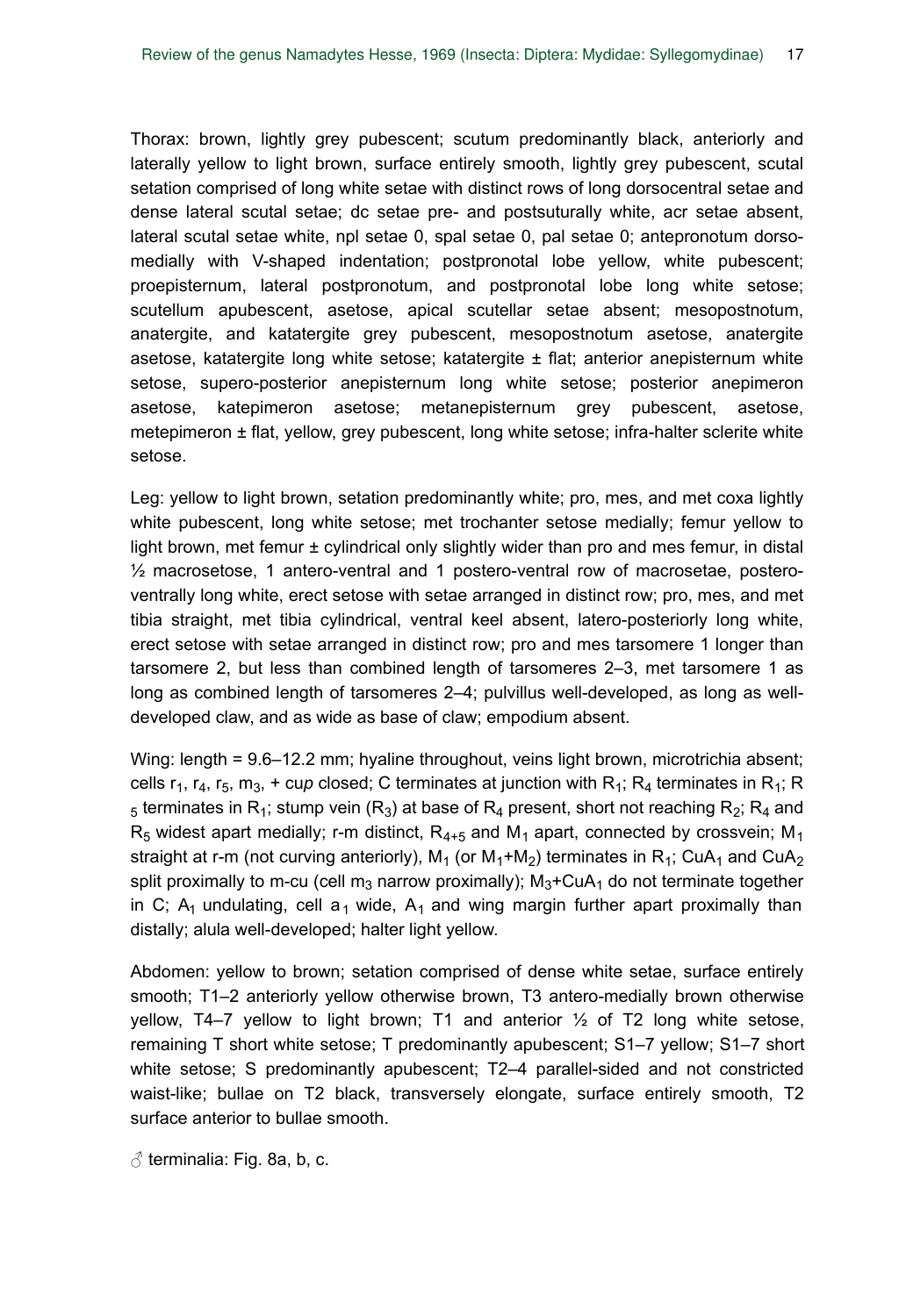Thorax: brown, lightly grey pubescent; scutum predominantly black, anteriorly and laterally yellow to light brown, surface entirely smooth, lightly grey pubescent, scutal setation comprised of long white setae with distinct rows of long dorsocentral setae and dense lateral scutal setae; dc setae pre- and postsuturally white, acr setae absent, lateral scutal setae white, npl setae 0, spal setae 0, pal setae 0; antepronotum dorsomedially with V-shaped indentation; postpronotal lobe yellow, white pubescent; proepisternum, lateral postpronotum, and postpronotal lobe long white setose; scutellum apubescent, asetose, apical scutellar setae absent; mesopostnotum, anatergite, and katatergite grey pubescent, mesopostnotum asetose, anatergite asetose, katatergite long white setose; katatergite ± flat; anterior anepisternum white setose, supero-posterior anepisternum long white setose; posterior anepimeron asetose, katepimeron asetose; metanepisternum grey pubescent, asetose, metepimeron ± flat, yellow, grey pubescent, long white setose; infra-halter sclerite white setose.

Leg: yellow to light brown, setation predominantly white; pro, mes, and met coxa lightly white pubescent, long white setose; met trochanter setose medially; femur yellow to light brown, met femur ± cylindrical only slightly wider than pro and mes femur, in distal ½ macrosetose, 1 antero-ventral and 1 postero-ventral row of macrosetae, postero-ventrally long white, erect setose with setae arranged in distinct row; pro, mes, and met tibia straight, met tibia cylindrical, ventral keel absent, latero-posteriorly long white, erect setose with setae arranged in distinct row; pro and mes tarsomere 1 longer than tarsomere 2, but less than combined length of tarsomeres 2–3, met tarsomere 1 as long as combined length of tarsomeres 2–4; pulvillus well-developed, as long as well-developed claw, and as wide as base of claw; empodium absent.

Wing: length = 9.6–12.2 mm; hyaline throughout, veins light brown, microtrichia absent; cells $r_1$, $r_4$, $r_5$, $m_3$, + cu*p* closed; C terminates at junction with $R_1$; $R_4$ terminates in $R_1$; $R_5$ terminates in $R_1$; stump vein ($R_3$) at base of $R_4$ present, short not reaching $R_2$; $R_4$ and $R_5$ widest apart medially; r-m distinct, $R_{4+5}$ and $M_1$ apart, connected by crossvein; $M_1$ straight at r-m (not curving anteriorly), $M_1$ (or $M_1$+$M_2$) terminates in $R_1$; $CuA_1$ and $CuA_2$ split proximally to m-cu (cell $m_3$ narrow proximally); $M_3$+$CuA_1$ do not terminate together in C; $A_1$ undulating, cell $a_1$ wide, $A_1$ and wing margin further apart proximally than distally; alula well-developed; halter light yellow.

Abdomen: yellow to brown; setation comprised of dense white setae, surface entirely smooth; T1–2 anteriorly yellow otherwise brown, T3 antero-medially brown otherwise yellow, T4–7 yellow to light brown; T1 and anterior ½ of T2 long white setose, remaining T short white setose; T predominantly apubescent; S1–7 yellow; S1–7 short white setose; S predominantly apubescent; T2–4 parallel-sided and not constricted waist-like; bullae on T2 black, transversely elongate, surface entirely smooth, T2 surface anterior to bullae smooth.

♂ terminalia: Fig. 8a, b, c.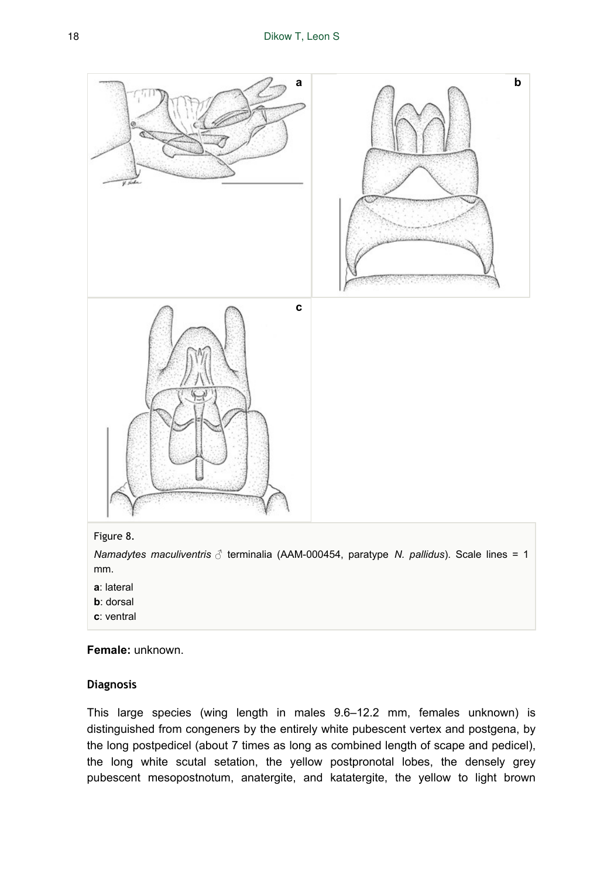Figure 8.

*Namadytes maculiventris* ♂ terminalia (AAM-000454, paratype *N. pallidus*). Scale lines = 1 mm.

**a**: lateral

**b**: dorsal

**c**: ventral

**Female:** unknown.

### Diagnosis

This large species (wing length in males 9.6–12.2 mm, females unknown) is distinguished from congeners by the entirely white pubescent vertex and postgena, by the long postpedicel (about 7 times as long as combined length of scape and pedicel), the long white scutal setation, the yellow postpronotal lobes, the densely grey pubescent mesopostnotum, anatergite, and katatergite, the yellow to light brown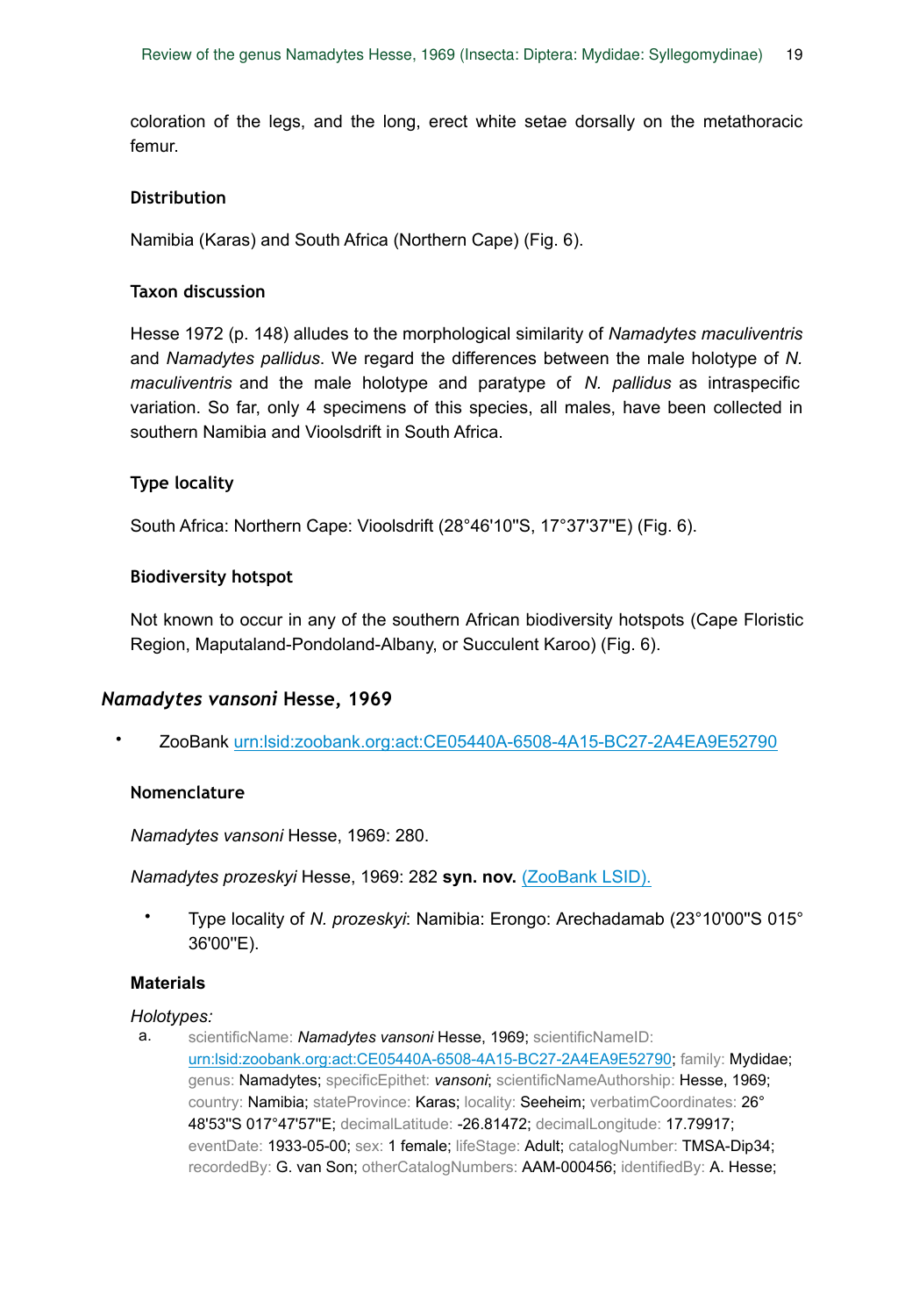coloration of the legs, and the long, erect white setae dorsally on the metathoracic femur.

### Distribution

Namibia (Karas) and South Africa (Northern Cape) (Fig. 6).

### Taxon discussion

Hesse 1972 (p. 148) alludes to the morphological similarity of *Namadytes maculiventris* and *Namadytes pallidus*. We regard the differences between the male holotype of *N. maculiventris* and the male holotype and paratype of *N. pallidus* as intraspecific variation. So far, only 4 specimens of this species, all males, have been collected in southern Namibia and Vioolsdrift in South Africa.

### Type locality

South Africa: Northern Cape: Vioolsdrift (28°46'10"S, 17°37'37"E) (Fig. 6).

### Biodiversity hotspot

Not known to occur in any of the southern African biodiversity hotspots (Cape Floristic Region, Maputaland-Pondoland-Albany, or Succulent Karoo) (Fig. 6).

## *Namadytes vansoni* Hesse, 1969

- ZooBank urn:lsid:zoobank.org:act:CE05440A-6508-4A15-BC27-2A4EA9E52790

### Nomenclature

*Namadytes vansoni* Hesse, 1969: 280.

*Namadytes prozeskyi* Hesse, 1969: 282 **syn. nov.** (ZooBank LSID).

- Type locality of *N. prozeskyi*: Namibia: Erongo: Arechadamab (23°10'00"S 015° 36'00"E).

### Materials

*Holotypes:*

a. scientificName: *Namadytes vansoni* Hesse, 1969; scientificNameID: urn:lsid:zoobank.org:act:CE05440A-6508-4A15-BC27-2A4EA9E52790; family: Mydidae; genus: Namadytes; specificEpithet: *vansoni*; scientificNameAuthorship: Hesse, 1969; country: Namibia; stateProvince: Karas; locality: Seeheim; verbatimCoordinates: 26° 48'53"S 017°47'57"E; decimalLatitude: -26.81472; decimalLongitude: 17.79917; eventDate: 1933-05-00; sex: 1 female; lifeStage: Adult; catalogNumber: TMSA-Dip34; recordedBy: G. van Son; otherCatalogNumbers: AAM-000456; identifiedBy: A. Hesse;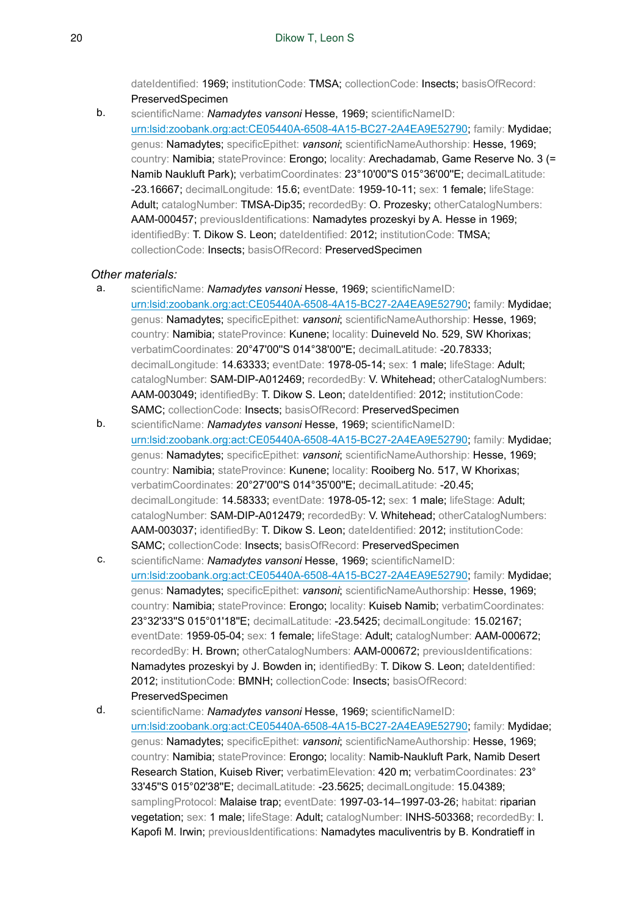dateIdentified: 1969; institutionCode: TMSA; collectionCode: Insects; basisOfRecord: PreservedSpecimen

b. scientificName: *Namadytes vansoni* Hesse, 1969; scientificNameID: urn:lsid:zoobank.org:act:CE05440A-6508-4A15-BC27-2A4EA9E52790; family: Mydidae; genus: Namadytes; specificEpithet: *vansoni*; scientificNameAuthorship: Hesse, 1969; country: Namibia; stateProvince: Erongo; locality: Arechadamab, Game Reserve No. 3 (= Namib Naukluft Park); verbatimCoordinates: 23°10'00"S 015°36'00"E; decimalLatitude: -23.16667; decimalLongitude: 15.6; eventDate: 1959-10-11; sex: 1 female; lifeStage: Adult; catalogNumber: TMSA-Dip35; recordedBy: O. Prozesky; otherCatalogNumbers: AAM-000457; previousIdentifications: Namadytes prozeskyi by A. Hesse in 1969; identifiedBy: T. Dikow S. Leon; dateIdentified: 2012; institutionCode: TMSA; collectionCode: Insects; basisOfRecord: PreservedSpecimen

*Other materials:*

a. scientificName: *Namadytes vansoni* Hesse, 1969; scientificNameID: urn:lsid:zoobank.org:act:CE05440A-6508-4A15-BC27-2A4EA9E52790; family: Mydidae; genus: Namadytes; specificEpithet: *vansoni*; scientificNameAuthorship: Hesse, 1969; country: Namibia; stateProvince: Kunene; locality: Duineveld No. 529, SW Khorixas; verbatimCoordinates: 20°47'00"S 014°38'00"E; decimalLatitude: -20.78333; decimalLongitude: 14.63333; eventDate: 1978-05-14; sex: 1 male; lifeStage: Adult; catalogNumber: SAM-DIP-A012469; recordedBy: V. Whitehead; otherCatalogNumbers: AAM-003049; identifiedBy: T. Dikow S. Leon; dateIdentified: 2012; institutionCode: SAMC; collectionCode: Insects; basisOfRecord: PreservedSpecimen

b. scientificName: *Namadytes vansoni* Hesse, 1969; scientificNameID: urn:lsid:zoobank.org:act:CE05440A-6508-4A15-BC27-2A4EA9E52790; family: Mydidae; genus: Namadytes; specificEpithet: *vansoni*; scientificNameAuthorship: Hesse, 1969; country: Namibia; stateProvince: Kunene; locality: Rooiberg No. 517, W Khorixas; verbatimCoordinates: 20°27'00"S 014°35'00"E; decimalLatitude: -20.45; decimalLongitude: 14.58333; eventDate: 1978-05-12; sex: 1 male; lifeStage: Adult; catalogNumber: SAM-DIP-A012479; recordedBy: V. Whitehead; otherCatalogNumbers: AAM-003037; identifiedBy: T. Dikow S. Leon; dateIdentified: 2012; institutionCode: SAMC; collectionCode: Insects; basisOfRecord: PreservedSpecimen

c. scientificName: *Namadytes vansoni* Hesse, 1969; scientificNameID: urn:lsid:zoobank.org:act:CE05440A-6508-4A15-BC27-2A4EA9E52790; family: Mydidae; genus: Namadytes; specificEpithet: *vansoni*; scientificNameAuthorship: Hesse, 1969; country: Namibia; stateProvince: Erongo; locality: Kuiseb Namib; verbatimCoordinates: 23°32'33"S 015°01'18"E; decimalLatitude: -23.5425; decimalLongitude: 15.02167; eventDate: 1959-05-04; sex: 1 female; lifeStage: Adult; catalogNumber: AAM-000672; recordedBy: H. Brown; otherCatalogNumbers: AAM-000672; previousIdentifications: Namadytes prozeskyi by J. Bowden in; identifiedBy: T. Dikow S. Leon; dateIdentified: 2012; institutionCode: BMNH; collectionCode: Insects; basisOfRecord: PreservedSpecimen

d. scientificName: *Namadytes vansoni* Hesse, 1969; scientificNameID: urn:lsid:zoobank.org:act:CE05440A-6508-4A15-BC27-2A4EA9E52790; family: Mydidae; genus: Namadytes; specificEpithet: *vansoni*; scientificNameAuthorship: Hesse, 1969; country: Namibia; stateProvince: Erongo; locality: Namib-Naukluft Park, Namib Desert Research Station, Kuiseb River; verbatimElevation: 420 m; verbatimCoordinates: 23° 33'45"S 015°02'38"E; decimalLatitude: -23.5625; decimalLongitude: 15.04389; samplingProtocol: Malaise trap; eventDate: 1997-03-14–1997-03-26; habitat: riparian vegetation; sex: 1 male; lifeStage: Adult; catalogNumber: INHS-503368; recordedBy: I. Kapofi M. Irwin; previousIdentifications: Namadytes maculiventris by B. Kondratieff in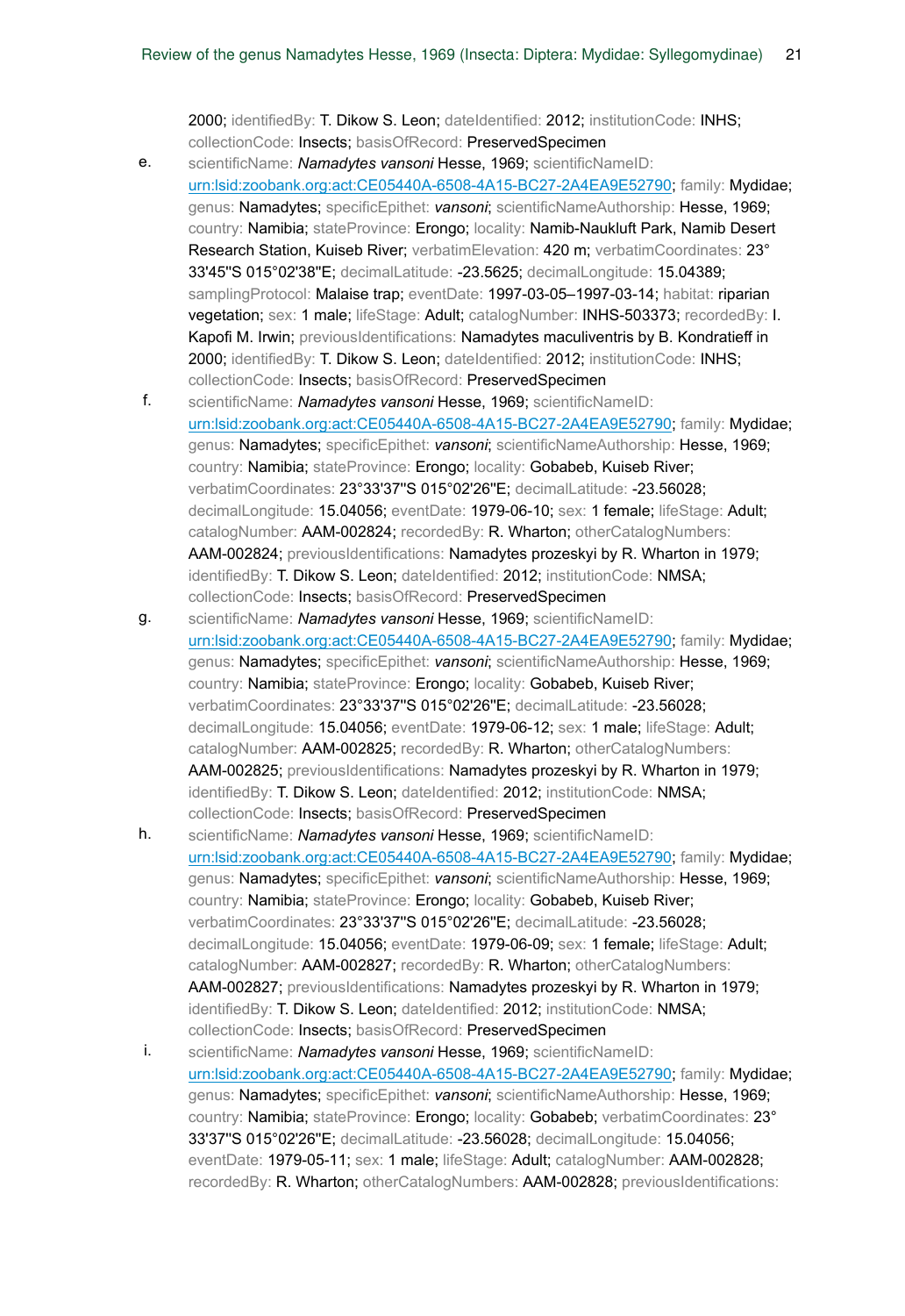2000; identifiedBy: T. Dikow S. Leon; dateIdentified: 2012; institutionCode: INHS; collectionCode: Insects; basisOfRecord: PreservedSpecimen

e. scientificName: *Namadytes vansoni* Hesse, 1969; scientificNameID: urn:lsid:zoobank.org:act:CE05440A-6508-4A15-BC27-2A4EA9E52790; family: Mydidae; genus: Namadytes; specificEpithet: *vansoni*; scientificNameAuthorship: Hesse, 1969; country: Namibia; stateProvince: Erongo; locality: Namib-Naukluft Park, Namib Desert Research Station, Kuiseb River; verbatimElevation: 420 m; verbatimCoordinates: 23°33'45"S 015°02'38"E; decimalLatitude: -23.5625; decimalLongitude: 15.04389; samplingProtocol: Malaise trap; eventDate: 1997-03-05–1997-03-14; habitat: riparian vegetation; sex: 1 male; lifeStage: Adult; catalogNumber: INHS-503373; recordedBy: I. Kapofi M. Irwin; previousIdentifications: Namadytes maculiventris by B. Kondratieff in 2000; identifiedBy: T. Dikow S. Leon; dateIdentified: 2012; institutionCode: INHS; collectionCode: Insects; basisOfRecord: PreservedSpecimen

f. scientificName: *Namadytes vansoni* Hesse, 1969; scientificNameID: urn:lsid:zoobank.org:act:CE05440A-6508-4A15-BC27-2A4EA9E52790; family: Mydidae; genus: Namadytes; specificEpithet: *vansoni*; scientificNameAuthorship: Hesse, 1969; country: Namibia; stateProvince: Erongo; locality: Gobabeb, Kuiseb River; verbatimCoordinates: 23°33'37"S 015°02'26"E; decimalLatitude: -23.56028; decimalLongitude: 15.04056; eventDate: 1979-06-10; sex: 1 female; lifeStage: Adult; catalogNumber: AAM-002824; recordedBy: R. Wharton; otherCatalogNumbers: AAM-002824; previousIdentifications: Namadytes prozeskyi by R. Wharton in 1979; identifiedBy: T. Dikow S. Leon; dateIdentified: 2012; institutionCode: NMSA; collectionCode: Insects; basisOfRecord: PreservedSpecimen

g. scientificName: *Namadytes vansoni* Hesse, 1969; scientificNameID: urn:lsid:zoobank.org:act:CE05440A-6508-4A15-BC27-2A4EA9E52790; family: Mydidae; genus: Namadytes; specificEpithet: *vansoni*; scientificNameAuthorship: Hesse, 1969; country: Namibia; stateProvince: Erongo; locality: Gobabeb, Kuiseb River; verbatimCoordinates: 23°33'37"S 015°02'26"E; decimalLatitude: -23.56028; decimalLongitude: 15.04056; eventDate: 1979-06-12; sex: 1 male; lifeStage: Adult; catalogNumber: AAM-002825; recordedBy: R. Wharton; otherCatalogNumbers: AAM-002825; previousIdentifications: Namadytes prozeskyi by R. Wharton in 1979; identifiedBy: T. Dikow S. Leon; dateIdentified: 2012; institutionCode: NMSA; collectionCode: Insects; basisOfRecord: PreservedSpecimen

h. scientificName: *Namadytes vansoni* Hesse, 1969; scientificNameID: urn:lsid:zoobank.org:act:CE05440A-6508-4A15-BC27-2A4EA9E52790; family: Mydidae; genus: Namadytes; specificEpithet: *vansoni*; scientificNameAuthorship: Hesse, 1969; country: Namibia; stateProvince: Erongo; locality: Gobabeb, Kuiseb River; verbatimCoordinates: 23°33'37"S 015°02'26"E; decimalLatitude: -23.56028; decimalLongitude: 15.04056; eventDate: 1979-06-09; sex: 1 female; lifeStage: Adult; catalogNumber: AAM-002827; recordedBy: R. Wharton; otherCatalogNumbers: AAM-002827; previousIdentifications: Namadytes prozeskyi by R. Wharton in 1979; identifiedBy: T. Dikow S. Leon; dateIdentified: 2012; institutionCode: NMSA; collectionCode: Insects; basisOfRecord: PreservedSpecimen

i. scientificName: *Namadytes vansoni* Hesse, 1969; scientificNameID: urn:lsid:zoobank.org:act:CE05440A-6508-4A15-BC27-2A4EA9E52790; family: Mydidae; genus: Namadytes; specificEpithet: *vansoni*; scientificNameAuthorship: Hesse, 1969; country: Namibia; stateProvince: Erongo; locality: Gobabeb; verbatimCoordinates: 23°33'37"S 015°02'26"E; decimalLatitude: -23.56028; decimalLongitude: 15.04056; eventDate: 1979-05-11; sex: 1 male; lifeStage: Adult; catalogNumber: AAM-002828; recordedBy: R. Wharton; otherCatalogNumbers: AAM-002828; previousIdentifications: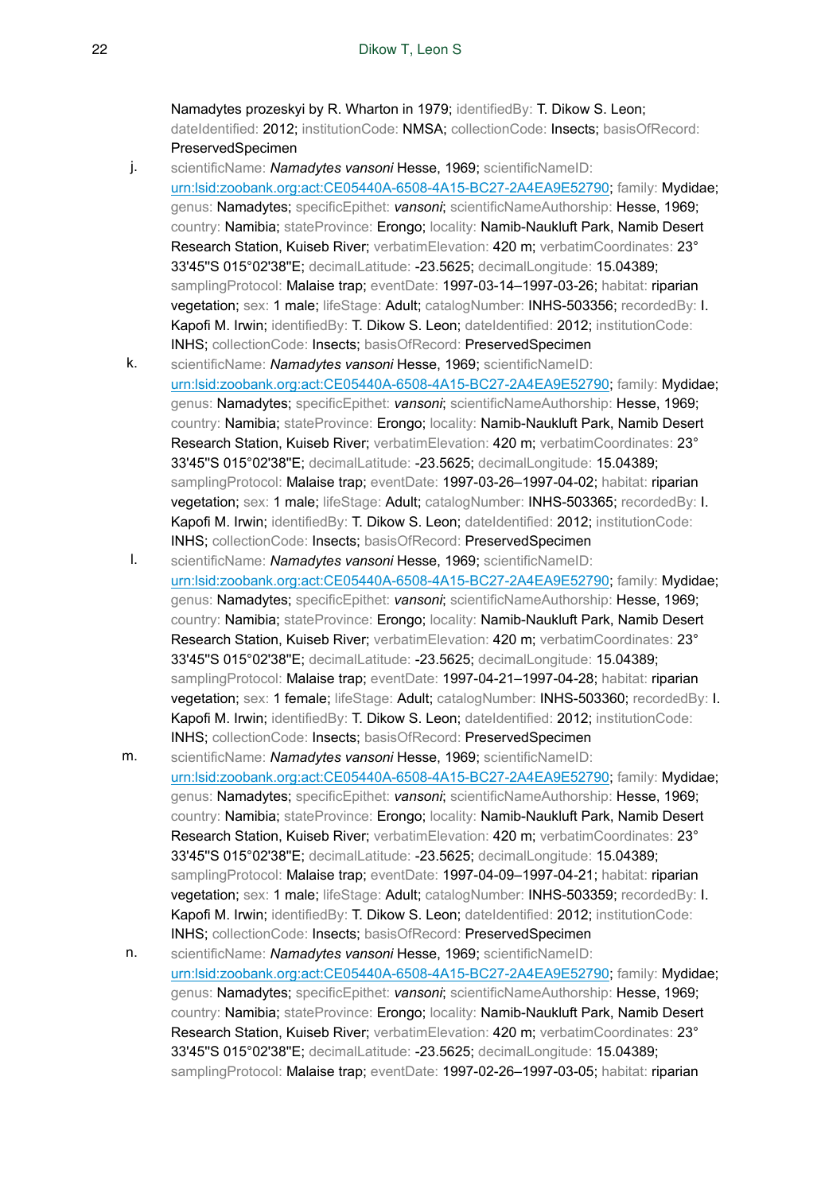Namadytes prozeskyi by R. Wharton in 1979; identifiedBy: T. Dikow S. Leon; dateIdentified: 2012; institutionCode: NMSA; collectionCode: Insects; basisOfRecord: PreservedSpecimen

j. scientificName: *Namadytes vansoni* Hesse, 1969; scientificNameID: urn:lsid:zoobank.org:act:CE05440A-6508-4A15-BC27-2A4EA9E52790; family: Mydidae; genus: Namadytes; specificEpithet: *vansoni*; scientificNameAuthorship: Hesse, 1969; country: Namibia; stateProvince: Erongo; locality: Namib-Naukluft Park, Namib Desert Research Station, Kuiseb River; verbatimElevation: 420 m; verbatimCoordinates: 23° 33'45"S 015°02'38"E; decimalLatitude: -23.5625; decimalLongitude: 15.04389; samplingProtocol: Malaise trap; eventDate: 1997-03-14–1997-03-26; habitat: riparian vegetation; sex: 1 male; lifeStage: Adult; catalogNumber: INHS-503356; recordedBy: I. Kapofi M. Irwin; identifiedBy: T. Dikow S. Leon; dateIdentified: 2012; institutionCode: INHS; collectionCode: Insects; basisOfRecord: PreservedSpecimen

k. scientificName: *Namadytes vansoni* Hesse, 1969; scientificNameID: urn:lsid:zoobank.org:act:CE05440A-6508-4A15-BC27-2A4EA9E52790; family: Mydidae; genus: Namadytes; specificEpithet: *vansoni*; scientificNameAuthorship: Hesse, 1969; country: Namibia; stateProvince: Erongo; locality: Namib-Naukluft Park, Namib Desert Research Station, Kuiseb River; verbatimElevation: 420 m; verbatimCoordinates: 23° 33'45"S 015°02'38"E; decimalLatitude: -23.5625; decimalLongitude: 15.04389; samplingProtocol: Malaise trap; eventDate: 1997-03-26–1997-04-02; habitat: riparian vegetation; sex: 1 male; lifeStage: Adult; catalogNumber: INHS-503365; recordedBy: I. Kapofi M. Irwin; identifiedBy: T. Dikow S. Leon; dateIdentified: 2012; institutionCode: INHS; collectionCode: Insects; basisOfRecord: PreservedSpecimen

l. scientificName: *Namadytes vansoni* Hesse, 1969; scientificNameID: urn:lsid:zoobank.org:act:CE05440A-6508-4A15-BC27-2A4EA9E52790; family: Mydidae; genus: Namadytes; specificEpithet: *vansoni*; scientificNameAuthorship: Hesse, 1969; country: Namibia; stateProvince: Erongo; locality: Namib-Naukluft Park, Namib Desert Research Station, Kuiseb River; verbatimElevation: 420 m; verbatimCoordinates: 23° 33'45"S 015°02'38"E; decimalLatitude: -23.5625; decimalLongitude: 15.04389; samplingProtocol: Malaise trap; eventDate: 1997-04-21–1997-04-28; habitat: riparian vegetation; sex: 1 female; lifeStage: Adult; catalogNumber: INHS-503360; recordedBy: I. Kapofi M. Irwin; identifiedBy: T. Dikow S. Leon; dateIdentified: 2012; institutionCode: INHS; collectionCode: Insects; basisOfRecord: PreservedSpecimen

m. scientificName: *Namadytes vansoni* Hesse, 1969; scientificNameID: urn:lsid:zoobank.org:act:CE05440A-6508-4A15-BC27-2A4EA9E52790; family: Mydidae; genus: Namadytes; specificEpithet: *vansoni*; scientificNameAuthorship: Hesse, 1969; country: Namibia; stateProvince: Erongo; locality: Namib-Naukluft Park, Namib Desert Research Station, Kuiseb River; verbatimElevation: 420 m; verbatimCoordinates: 23° 33'45"S 015°02'38"E; decimalLatitude: -23.5625; decimalLongitude: 15.04389; samplingProtocol: Malaise trap; eventDate: 1997-04-09–1997-04-21; habitat: riparian vegetation; sex: 1 male; lifeStage: Adult; catalogNumber: INHS-503359; recordedBy: I. Kapofi M. Irwin; identifiedBy: T. Dikow S. Leon; dateIdentified: 2012; institutionCode: INHS; collectionCode: Insects; basisOfRecord: PreservedSpecimen

n. scientificName: *Namadytes vansoni* Hesse, 1969; scientificNameID: urn:lsid:zoobank.org:act:CE05440A-6508-4A15-BC27-2A4EA9E52790; family: Mydidae; genus: Namadytes; specificEpithet: *vansoni*; scientificNameAuthorship: Hesse, 1969; country: Namibia; stateProvince: Erongo; locality: Namib-Naukluft Park, Namib Desert Research Station, Kuiseb River; verbatimElevation: 420 m; verbatimCoordinates: 23° 33'45"S 015°02'38"E; decimalLatitude: -23.5625; decimalLongitude: 15.04389; samplingProtocol: Malaise trap; eventDate: 1997-02-26–1997-03-05; habitat: riparian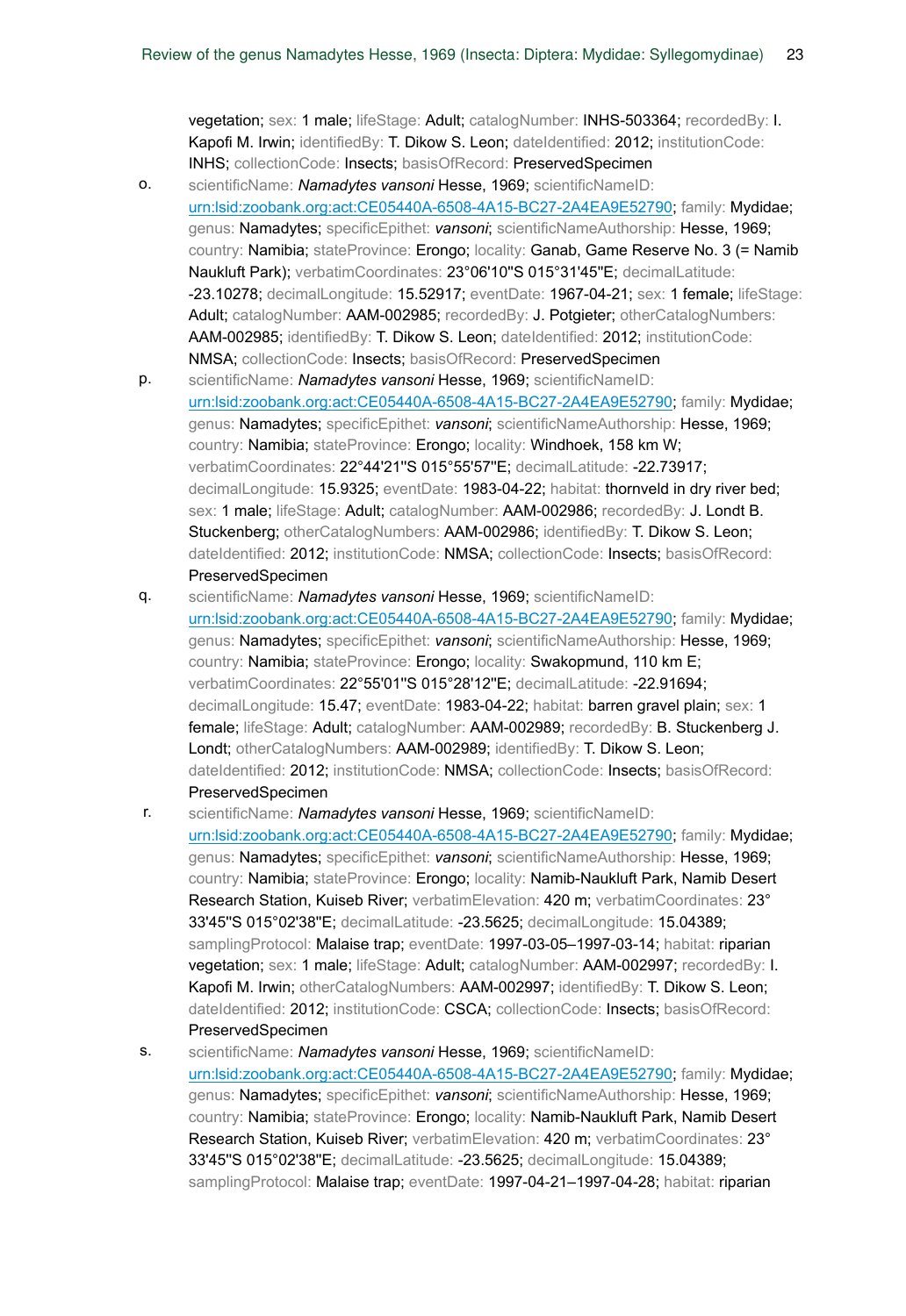vegetation; sex: 1 male; lifeStage: Adult; catalogNumber: INHS-503364; recordedBy: I. Kapofi M. Irwin; identifiedBy: T. Dikow S. Leon; dateIdentified: 2012; institutionCode: INHS; collectionCode: Insects; basisOfRecord: PreservedSpecimen

o. scientificName: *Namadytes vansoni* Hesse, 1969; scientificNameID: urn:lsid:zoobank.org:act:CE05440A-6508-4A15-BC27-2A4EA9E52790; family: Mydidae; genus: Namadytes; specificEpithet: *vansoni*; scientificNameAuthorship: Hesse, 1969; country: Namibia; stateProvince: Erongo; locality: Ganab, Game Reserve No. 3 (= Namib Naukluft Park); verbatimCoordinates: 23°06'10"S 015°31'45"E; decimalLatitude: -23.10278; decimalLongitude: 15.52917; eventDate: 1967-04-21; sex: 1 female; lifeStage: Adult; catalogNumber: AAM-002985; recordedBy: J. Potgieter; otherCatalogNumbers: AAM-002985; identifiedBy: T. Dikow S. Leon; dateIdentified: 2012; institutionCode: NMSA; collectionCode: Insects; basisOfRecord: PreservedSpecimen

p. scientificName: *Namadytes vansoni* Hesse, 1969; scientificNameID: urn:lsid:zoobank.org:act:CE05440A-6508-4A15-BC27-2A4EA9E52790; family: Mydidae; genus: Namadytes; specificEpithet: *vansoni*; scientificNameAuthorship: Hesse, 1969; country: Namibia; stateProvince: Erongo; locality: Windhoek, 158 km W; verbatimCoordinates: 22°44'21"S 015°55'57"E; decimalLatitude: -22.73917; decimalLongitude: 15.9325; eventDate: 1983-04-22; habitat: thornveld in dry river bed; sex: 1 male; lifeStage: Adult; catalogNumber: AAM-002986; recordedBy: J. Londt B. Stuckenberg; otherCatalogNumbers: AAM-002986; identifiedBy: T. Dikow S. Leon; dateIdentified: 2012; institutionCode: NMSA; collectionCode: Insects; basisOfRecord: PreservedSpecimen

q. scientificName: *Namadytes vansoni* Hesse, 1969; scientificNameID: urn:lsid:zoobank.org:act:CE05440A-6508-4A15-BC27-2A4EA9E52790; family: Mydidae; genus: Namadytes; specificEpithet: *vansoni*; scientificNameAuthorship: Hesse, 1969; country: Namibia; stateProvince: Erongo; locality: Swakopmund, 110 km E; verbatimCoordinates: 22°55'01"S 015°28'12"E; decimalLatitude: -22.91694; decimalLongitude: 15.47; eventDate: 1983-04-22; habitat: barren gravel plain; sex: 1 female; lifeStage: Adult; catalogNumber: AAM-002989; recordedBy: B. Stuckenberg J. Londt; otherCatalogNumbers: AAM-002989; identifiedBy: T. Dikow S. Leon; dateIdentified: 2012; institutionCode: NMSA; collectionCode: Insects; basisOfRecord: PreservedSpecimen

r. scientificName: *Namadytes vansoni* Hesse, 1969; scientificNameID: urn:lsid:zoobank.org:act:CE05440A-6508-4A15-BC27-2A4EA9E52790; family: Mydidae; genus: Namadytes; specificEpithet: *vansoni*; scientificNameAuthorship: Hesse, 1969; country: Namibia; stateProvince: Erongo; locality: Namib-Naukluft Park, Namib Desert Research Station, Kuiseb River; verbatimElevation: 420 m; verbatimCoordinates: 23° 33'45"S 015°02'38"E; decimalLatitude: -23.5625; decimalLongitude: 15.04389; samplingProtocol: Malaise trap; eventDate: 1997-03-05–1997-03-14; habitat: riparian vegetation; sex: 1 male; lifeStage: Adult; catalogNumber: AAM-002997; recordedBy: I. Kapofi M. Irwin; otherCatalogNumbers: AAM-002997; identifiedBy: T. Dikow S. Leon; dateIdentified: 2012; institutionCode: CSCA; collectionCode: Insects; basisOfRecord: PreservedSpecimen

s. scientificName: *Namadytes vansoni* Hesse, 1969; scientificNameID: urn:lsid:zoobank.org:act:CE05440A-6508-4A15-BC27-2A4EA9E52790; family: Mydidae; genus: Namadytes; specificEpithet: *vansoni*; scientificNameAuthorship: Hesse, 1969; country: Namibia; stateProvince: Erongo; locality: Namib-Naukluft Park, Namib Desert Research Station, Kuiseb River; verbatimElevation: 420 m; verbatimCoordinates: 23° 33'45"S 015°02'38"E; decimalLatitude: -23.5625; decimalLongitude: 15.04389; samplingProtocol: Malaise trap; eventDate: 1997-04-21–1997-04-28; habitat: riparian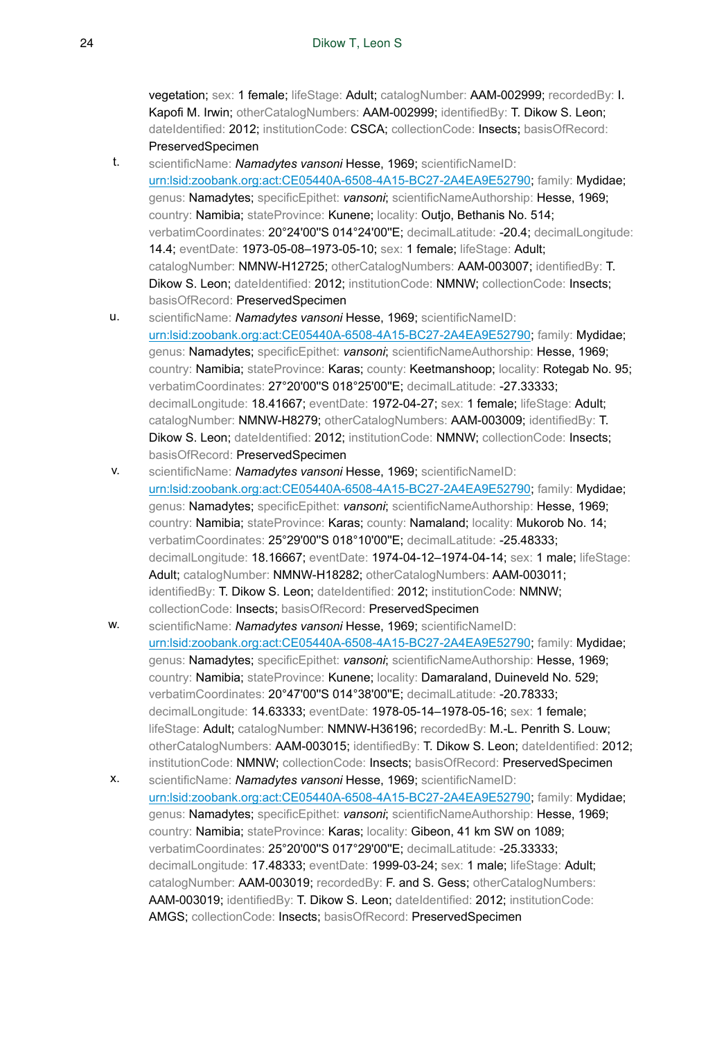vegetation; sex: 1 female; lifeStage: Adult; catalogNumber: AAM-002999; recordedBy: I. Kapofi M. Irwin; otherCatalogNumbers: AAM-002999; identifiedBy: T. Dikow S. Leon; dateIdentified: 2012; institutionCode: CSCA; collectionCode: Insects; basisOfRecord: PreservedSpecimen

t. scientificName: *Namadytes vansoni* Hesse, 1969; scientificNameID: urn:lsid:zoobank.org:act:CE05440A-6508-4A15-BC27-2A4EA9E52790; family: Mydidae; genus: Namadytes; specificEpithet: *vansoni*; scientificNameAuthorship: Hesse, 1969; country: Namibia; stateProvince: Kunene; locality: Outjo, Bethanis No. 514; verbatimCoordinates: 20°24'00"S 014°24'00"E; decimalLatitude: -20.4; decimalLongitude: 14.4; eventDate: 1973-05-08–1973-05-10; sex: 1 female; lifeStage: Adult; catalogNumber: NMNW-H12725; otherCatalogNumbers: AAM-003007; identifiedBy: T. Dikow S. Leon; dateIdentified: 2012; institutionCode: NMNW; collectionCode: Insects; basisOfRecord: PreservedSpecimen

u. scientificName: *Namadytes vansoni* Hesse, 1969; scientificNameID: urn:lsid:zoobank.org:act:CE05440A-6508-4A15-BC27-2A4EA9E52790; family: Mydidae; genus: Namadytes; specificEpithet: *vansoni*; scientificNameAuthorship: Hesse, 1969; country: Namibia; stateProvince: Karas; county: Keetmanshoop; locality: Rotegab No. 95; verbatimCoordinates: 27°20'00"S 018°25'00"E; decimalLatitude: -27.33333; decimalLongitude: 18.41667; eventDate: 1972-04-27; sex: 1 female; lifeStage: Adult; catalogNumber: NMNW-H8279; otherCatalogNumbers: AAM-003009; identifiedBy: T. Dikow S. Leon; dateIdentified: 2012; institutionCode: NMNW; collectionCode: Insects; basisOfRecord: PreservedSpecimen

v. scientificName: *Namadytes vansoni* Hesse, 1969; scientificNameID: urn:lsid:zoobank.org:act:CE05440A-6508-4A15-BC27-2A4EA9E52790; family: Mydidae; genus: Namadytes; specificEpithet: *vansoni*; scientificNameAuthorship: Hesse, 1969; country: Namibia; stateProvince: Karas; county: Namaland; locality: Mukorob No. 14; verbatimCoordinates: 25°29'00"S 018°10'00"E; decimalLatitude: -25.48333; decimalLongitude: 18.16667; eventDate: 1974-04-12–1974-04-14; sex: 1 male; lifeStage: Adult; catalogNumber: NMNW-H18282; otherCatalogNumbers: AAM-003011; identifiedBy: T. Dikow S. Leon; dateIdentified: 2012; institutionCode: NMNW; collectionCode: Insects; basisOfRecord: PreservedSpecimen

w. scientificName: *Namadytes vansoni* Hesse, 1969; scientificNameID: urn:lsid:zoobank.org:act:CE05440A-6508-4A15-BC27-2A4EA9E52790; family: Mydidae; genus: Namadytes; specificEpithet: *vansoni*; scientificNameAuthorship: Hesse, 1969; country: Namibia; stateProvince: Kunene; locality: Damaraland, Duineveld No. 529; verbatimCoordinates: 20°47'00"S 014°38'00"E; decimalLatitude: -20.78333; decimalLongitude: 14.63333; eventDate: 1978-05-14–1978-05-16; sex: 1 female; lifeStage: Adult; catalogNumber: NMNW-H36196; recordedBy: M.-L. Penrith S. Louw; otherCatalogNumbers: AAM-003015; identifiedBy: T. Dikow S. Leon; dateIdentified: 2012; institutionCode: NMNW; collectionCode: Insects; basisOfRecord: PreservedSpecimen

x. scientificName: *Namadytes vansoni* Hesse, 1969; scientificNameID: urn:lsid:zoobank.org:act:CE05440A-6508-4A15-BC27-2A4EA9E52790; family: Mydidae; genus: Namadytes; specificEpithet: *vansoni*; scientificNameAuthorship: Hesse, 1969; country: Namibia; stateProvince: Karas; locality: Gibeon, 41 km SW on 1089; verbatimCoordinates: 25°20'00"S 017°29'00"E; decimalLatitude: -25.33333; decimalLongitude: 17.48333; eventDate: 1999-03-24; sex: 1 male; lifeStage: Adult; catalogNumber: AAM-003019; recordedBy: F. and S. Gess; otherCatalogNumbers: AAM-003019; identifiedBy: T. Dikow S. Leon; dateIdentified: 2012; institutionCode: AMGS; collectionCode: Insects; basisOfRecord: PreservedSpecimen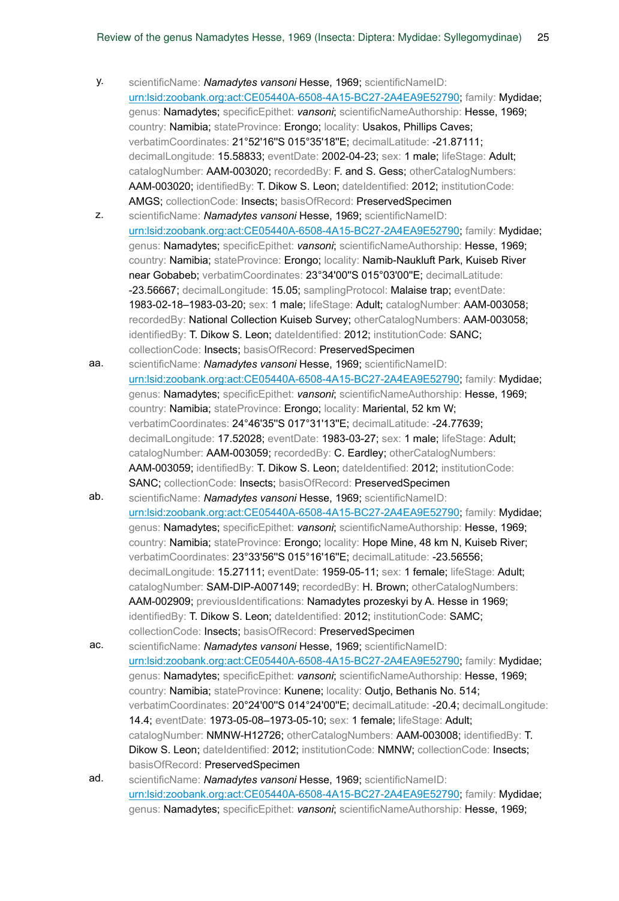y. scientificName: ***Namadytes vansoni*** Hesse, 1969; scientificNameID: urn:lsid:zoobank.org:act:CE05440A-6508-4A15-BC27-2A4EA9E52790; family: Mydidae; genus: Namadytes; specificEpithet: *vansoni*; scientificNameAuthorship: Hesse, 1969; country: Namibia; stateProvince: Erongo; locality: Usakos, Phillips Caves; verbatimCoordinates: 21°52'16"S 015°35'18"E; decimalLatitude: -21.87111; decimalLongitude: 15.58833; eventDate: 2002-04-23; sex: 1 male; lifeStage: Adult; catalogNumber: AAM-003020; recordedBy: F. and S. Gess; otherCatalogNumbers: AAM-003020; identifiedBy: T. Dikow S. Leon; dateIdentified: 2012; institutionCode: AMGS; collectionCode: Insects; basisOfRecord: PreservedSpecimen

z. scientificName: ***Namadytes vansoni*** Hesse, 1969; scientificNameID: urn:lsid:zoobank.org:act:CE05440A-6508-4A15-BC27-2A4EA9E52790; family: Mydidae; genus: Namadytes; specificEpithet: *vansoni*; scientificNameAuthorship: Hesse, 1969; country: Namibia; stateProvince: Erongo; locality: Namib-Naukluft Park, Kuiseb River near Gobabeb; verbatimCoordinates: 23°34'00"S 015°03'00"E; decimalLatitude: -23.56667; decimalLongitude: 15.05; samplingProtocol: Malaise trap; eventDate: 1983-02-18–1983-03-20; sex: 1 male; lifeStage: Adult; catalogNumber: AAM-003058; recordedBy: National Collection Kuiseb Survey; otherCatalogNumbers: AAM-003058; identifiedBy: T. Dikow S. Leon; dateIdentified: 2012; institutionCode: SANC; collectionCode: Insects; basisOfRecord: PreservedSpecimen

aa. scientificName: ***Namadytes vansoni*** Hesse, 1969; scientificNameID: urn:lsid:zoobank.org:act:CE05440A-6508-4A15-BC27-2A4EA9E52790; family: Mydidae; genus: Namadytes; specificEpithet: *vansoni*; scientificNameAuthorship: Hesse, 1969; country: Namibia; stateProvince: Erongo; locality: Mariental, 52 km W; verbatimCoordinates: 24°46'35"S 017°31'13"E; decimalLatitude: -24.77639; decimalLongitude: 17.52028; eventDate: 1983-03-27; sex: 1 male; lifeStage: Adult; catalogNumber: AAM-003059; recordedBy: C. Eardley; otherCatalogNumbers: AAM-003059; identifiedBy: T. Dikow S. Leon; dateIdentified: 2012; institutionCode: SANC; collectionCode: Insects; basisOfRecord: PreservedSpecimen

ab. scientificName: ***Namadytes vansoni*** Hesse, 1969; scientificNameID: urn:lsid:zoobank.org:act:CE05440A-6508-4A15-BC27-2A4EA9E52790; family: Mydidae; genus: Namadytes; specificEpithet: *vansoni*; scientificNameAuthorship: Hesse, 1969; country: Namibia; stateProvince: Erongo; locality: Hope Mine, 48 km N, Kuiseb River; verbatimCoordinates: 23°33'56"S 015°16'16"E; decimalLatitude: -23.56556; decimalLongitude: 15.27111; eventDate: 1959-05-11; sex: 1 female; lifeStage: Adult; catalogNumber: SAM-DIP-A007149; recordedBy: H. Brown; otherCatalogNumbers: AAM-002909; previousIdentifications: Namadytes prozeskyi by A. Hesse in 1969; identifiedBy: T. Dikow S. Leon; dateIdentified: 2012; institutionCode: SAMC; collectionCode: Insects; basisOfRecord: PreservedSpecimen

ac. scientificName: ***Namadytes vansoni*** Hesse, 1969; scientificNameID: urn:lsid:zoobank.org:act:CE05440A-6508-4A15-BC27-2A4EA9E52790; family: Mydidae; genus: Namadytes; specificEpithet: *vansoni*; scientificNameAuthorship: Hesse, 1969; country: Namibia; stateProvince: Kunene; locality: Outjo, Bethanis No. 514; verbatimCoordinates: 20°24'00"S 014°24'00"E; decimalLatitude: -20.4; decimalLongitude: 14.4; eventDate: 1973-05-08–1973-05-10; sex: 1 female; lifeStage: Adult; catalogNumber: NMNW-H12726; otherCatalogNumbers: AAM-003008; identifiedBy: T. Dikow S. Leon; dateIdentified: 2012; institutionCode: NMNW; collectionCode: Insects; basisOfRecord: PreservedSpecimen

ad. scientificName: ***Namadytes vansoni*** Hesse, 1969; scientificNameID: urn:lsid:zoobank.org:act:CE05440A-6508-4A15-BC27-2A4EA9E52790; family: Mydidae; genus: Namadytes; specificEpithet: *vansoni*; scientificNameAuthorship: Hesse, 1969;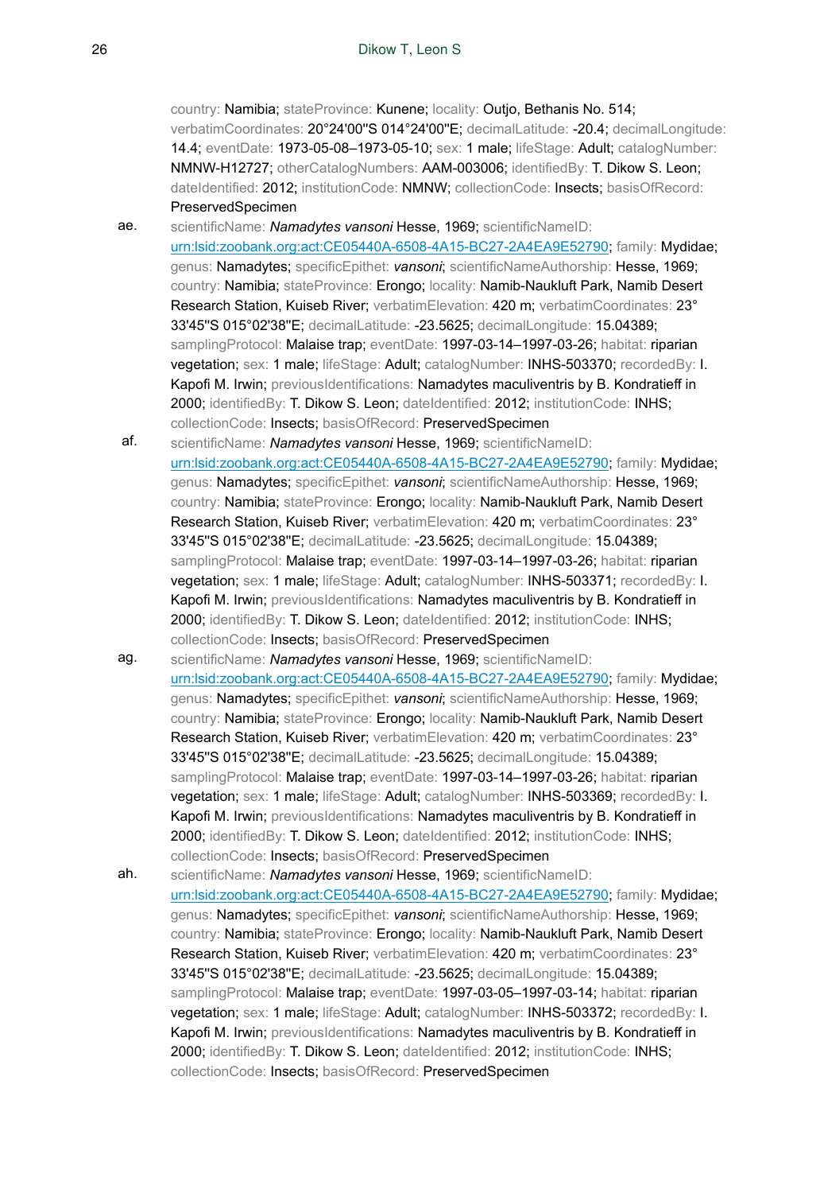country: Namibia; stateProvince: Kunene; locality: Outjo, Bethanis No. 514; verbatimCoordinates: 20°24'00"S 014°24'00"E; decimalLatitude: -20.4; decimalLongitude: 14.4; eventDate: 1973-05-08–1973-05-10; sex: 1 male; lifeStage: Adult; catalogNumber: NMNW-H12727; otherCatalogNumbers: AAM-003006; identifiedBy: T. Dikow S. Leon; dateIdentified: 2012; institutionCode: NMNW; collectionCode: Insects; basisOfRecord: PreservedSpecimen

ae. scientificName: *Namadytes vansoni* Hesse, 1969; scientificNameID: urn:lsid:zoobank.org:act:CE05440A-6508-4A15-BC27-2A4EA9E52790; family: Mydidae; genus: Namadytes; specificEpithet: *vansoni*; scientificNameAuthorship: Hesse, 1969; country: Namibia; stateProvince: Erongo; locality: Namib-Naukluft Park, Namib Desert Research Station, Kuiseb River; verbatimElevation: 420 m; verbatimCoordinates: 23° 33'45"S 015°02'38"E; decimalLatitude: -23.5625; decimalLongitude: 15.04389; samplingProtocol: Malaise trap; eventDate: 1997-03-14–1997-03-26; habitat: riparian vegetation; sex: 1 male; lifeStage: Adult; catalogNumber: INHS-503370; recordedBy: I. Kapofi M. Irwin; previousIdentifications: Namadytes maculiventris by B. Kondratieff in 2000; identifiedBy: T. Dikow S. Leon; dateIdentified: 2012; institutionCode: INHS; collectionCode: Insects; basisOfRecord: PreservedSpecimen

af. scientificName: *Namadytes vansoni* Hesse, 1969; scientificNameID: urn:lsid:zoobank.org:act:CE05440A-6508-4A15-BC27-2A4EA9E52790; family: Mydidae; genus: Namadytes; specificEpithet: *vansoni*; scientificNameAuthorship: Hesse, 1969; country: Namibia; stateProvince: Erongo; locality: Namib-Naukluft Park, Namib Desert Research Station, Kuiseb River; verbatimElevation: 420 m; verbatimCoordinates: 23° 33'45"S 015°02'38"E; decimalLatitude: -23.5625; decimalLongitude: 15.04389; samplingProtocol: Malaise trap; eventDate: 1997-03-14–1997-03-26; habitat: riparian vegetation; sex: 1 male; lifeStage: Adult; catalogNumber: INHS-503371; recordedBy: I. Kapofi M. Irwin; previousIdentifications: Namadytes maculiventris by B. Kondratieff in 2000; identifiedBy: T. Dikow S. Leon; dateIdentified: 2012; institutionCode: INHS; collectionCode: Insects; basisOfRecord: PreservedSpecimen

ag. scientificName: *Namadytes vansoni* Hesse, 1969; scientificNameID: urn:lsid:zoobank.org:act:CE05440A-6508-4A15-BC27-2A4EA9E52790; family: Mydidae; genus: Namadytes; specificEpithet: *vansoni*; scientificNameAuthorship: Hesse, 1969; country: Namibia; stateProvince: Erongo; locality: Namib-Naukluft Park, Namib Desert Research Station, Kuiseb River; verbatimElevation: 420 m; verbatimCoordinates: 23° 33'45"S 015°02'38"E; decimalLatitude: -23.5625; decimalLongitude: 15.04389; samplingProtocol: Malaise trap; eventDate: 1997-03-14–1997-03-26; habitat: riparian vegetation; sex: 1 male; lifeStage: Adult; catalogNumber: INHS-503369; recordedBy: I. Kapofi M. Irwin; previousIdentifications: Namadytes maculiventris by B. Kondratieff in 2000; identifiedBy: T. Dikow S. Leon; dateIdentified: 2012; institutionCode: INHS; collectionCode: Insects; basisOfRecord: PreservedSpecimen

ah. scientificName: *Namadytes vansoni* Hesse, 1969; scientificNameID: urn:lsid:zoobank.org:act:CE05440A-6508-4A15-BC27-2A4EA9E52790; family: Mydidae; genus: Namadytes; specificEpithet: *vansoni*; scientificNameAuthorship: Hesse, 1969; country: Namibia; stateProvince: Erongo; locality: Namib-Naukluft Park, Namib Desert Research Station, Kuiseb River; verbatimElevation: 420 m; verbatimCoordinates: 23° 33'45"S 015°02'38"E; decimalLatitude: -23.5625; decimalLongitude: 15.04389; samplingProtocol: Malaise trap; eventDate: 1997-03-05–1997-03-14; habitat: riparian vegetation; sex: 1 male; lifeStage: Adult; catalogNumber: INHS-503372; recordedBy: I. Kapofi M. Irwin; previousIdentifications: Namadytes maculiventris by B. Kondratieff in 2000; identifiedBy: T. Dikow S. Leon; dateIdentified: 2012; institutionCode: INHS; collectionCode: Insects; basisOfRecord: PreservedSpecimen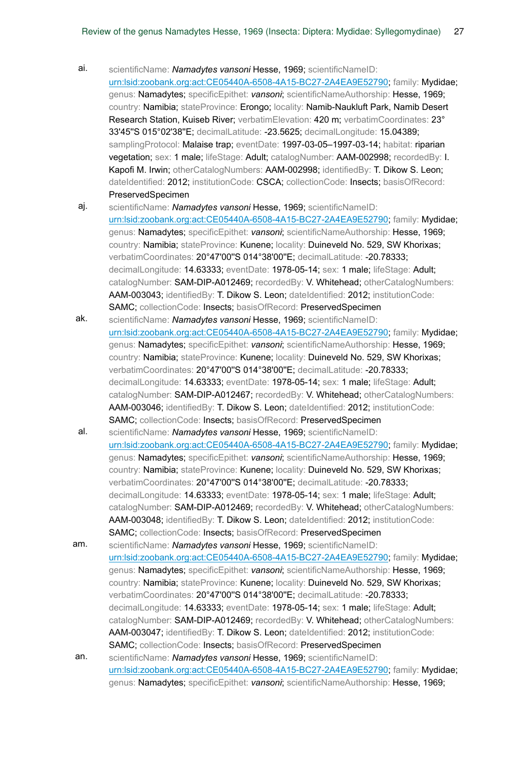ai. scientificName: *Namadytes vansoni* Hesse, 1969; scientificNameID: urn:lsid:zoobank.org:act:CE05440A-6508-4A15-BC27-2A4EA9E52790; family: Mydidae; genus: Namadytes; specificEpithet: *vansoni*; scientificNameAuthorship: Hesse, 1969; country: Namibia; stateProvince: Erongo; locality: Namib-Naukluft Park, Namib Desert Research Station, Kuiseb River; verbatimElevation: 420 m; verbatimCoordinates: 23° 33'45"S 015°02'38"E; decimalLatitude: -23.5625; decimalLongitude: 15.04389; samplingProtocol: Malaise trap; eventDate: 1997-03-05–1997-03-14; habitat: riparian vegetation; sex: 1 male; lifeStage: Adult; catalogNumber: AAM-002998; recordedBy: I. Kapofi M. Irwin; otherCatalogNumbers: AAM-002998; identifiedBy: T. Dikow S. Leon; dateIdentified: 2012; institutionCode: CSCA; collectionCode: Insects; basisOfRecord: PreservedSpecimen

aj. scientificName: *Namadytes vansoni* Hesse, 1969; scientificNameID: urn:lsid:zoobank.org:act:CE05440A-6508-4A15-BC27-2A4EA9E52790; family: Mydidae; genus: Namadytes; specificEpithet: *vansoni*; scientificNameAuthorship: Hesse, 1969; country: Namibia; stateProvince: Kunene; locality: Duineveld No. 529, SW Khorixas; verbatimCoordinates: 20°47'00"S 014°38'00"E; decimalLatitude: -20.78333; decimalLongitude: 14.63333; eventDate: 1978-05-14; sex: 1 male; lifeStage: Adult; catalogNumber: SAM-DIP-A012469; recordedBy: V. Whitehead; otherCatalogNumbers: AAM-003043; identifiedBy: T. Dikow S. Leon; dateIdentified: 2012; institutionCode: SAMC; collectionCode: Insects; basisOfRecord: PreservedSpecimen

ak. scientificName: *Namadytes vansoni* Hesse, 1969; scientificNameID: urn:lsid:zoobank.org:act:CE05440A-6508-4A15-BC27-2A4EA9E52790; family: Mydidae; genus: Namadytes; specificEpithet: *vansoni*; scientificNameAuthorship: Hesse, 1969; country: Namibia; stateProvince: Kunene; locality: Duineveld No. 529, SW Khorixas; verbatimCoordinates: 20°47'00"S 014°38'00"E; decimalLatitude: -20.78333; decimalLongitude: 14.63333; eventDate: 1978-05-14; sex: 1 male; lifeStage: Adult; catalogNumber: SAM-DIP-A012467; recordedBy: V. Whitehead; otherCatalogNumbers: AAM-003046; identifiedBy: T. Dikow S. Leon; dateIdentified: 2012; institutionCode: SAMC; collectionCode: Insects; basisOfRecord: PreservedSpecimen

al. scientificName: *Namadytes vansoni* Hesse, 1969; scientificNameID: urn:lsid:zoobank.org:act:CE05440A-6508-4A15-BC27-2A4EA9E52790; family: Mydidae; genus: Namadytes; specificEpithet: *vansoni*; scientificNameAuthorship: Hesse, 1969; country: Namibia; stateProvince: Kunene; locality: Duineveld No. 529, SW Khorixas; verbatimCoordinates: 20°47'00"S 014°38'00"E; decimalLatitude: -20.78333; decimalLongitude: 14.63333; eventDate: 1978-05-14; sex: 1 male; lifeStage: Adult; catalogNumber: SAM-DIP-A012469; recordedBy: V. Whitehead; otherCatalogNumbers: AAM-003048; identifiedBy: T. Dikow S. Leon; dateIdentified: 2012; institutionCode: SAMC; collectionCode: Insects; basisOfRecord: PreservedSpecimen

am. scientificName: *Namadytes vansoni* Hesse, 1969; scientificNameID: urn:lsid:zoobank.org:act:CE05440A-6508-4A15-BC27-2A4EA9E52790; family: Mydidae; genus: Namadytes; specificEpithet: *vansoni*; scientificNameAuthorship: Hesse, 1969; country: Namibia; stateProvince: Kunene; locality: Duineveld No. 529, SW Khorixas; verbatimCoordinates: 20°47'00"S 014°38'00"E; decimalLatitude: -20.78333; decimalLongitude: 14.63333; eventDate: 1978-05-14; sex: 1 male; lifeStage: Adult; catalogNumber: SAM-DIP-A012469; recordedBy: V. Whitehead; otherCatalogNumbers: AAM-003047; identifiedBy: T. Dikow S. Leon; dateIdentified: 2012; institutionCode: SAMC; collectionCode: Insects; basisOfRecord: PreservedSpecimen

an. scientificName: *Namadytes vansoni* Hesse, 1969; scientificNameID: urn:lsid:zoobank.org:act:CE05440A-6508-4A15-BC27-2A4EA9E52790; family: Mydidae; genus: Namadytes; specificEpithet: *vansoni*; scientificNameAuthorship: Hesse, 1969;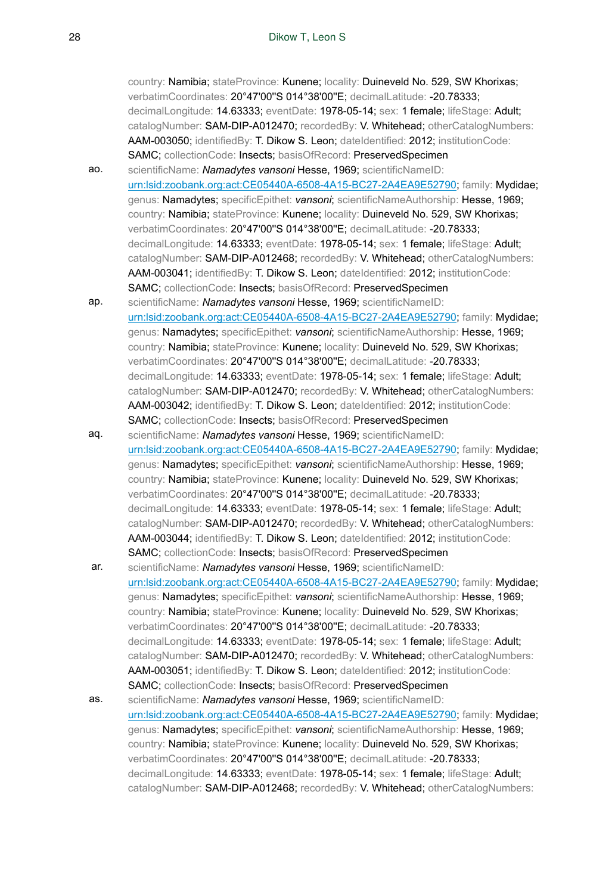country: Namibia; stateProvince: Kunene; locality: Duineveld No. 529, SW Khorixas; verbatimCoordinates: 20°47'00"S 014°38'00"E; decimalLatitude: -20.78333; decimalLongitude: 14.63333; eventDate: 1978-05-14; sex: 1 female; lifeStage: Adult; catalogNumber: SAM-DIP-A012470; recordedBy: V. Whitehead; otherCatalogNumbers: AAM-003050; identifiedBy: T. Dikow S. Leon; dateIdentified: 2012; institutionCode: SAMC; collectionCode: Insects; basisOfRecord: PreservedSpecimen

ao. scientificName: *Namadytes vansoni* Hesse, 1969; scientificNameID: urn:lsid:zoobank.org:act:CE05440A-6508-4A15-BC27-2A4EA9E52790; family: Mydidae; genus: Namadytes; specificEpithet: *vansoni*; scientificNameAuthorship: Hesse, 1969; country: Namibia; stateProvince: Kunene; locality: Duineveld No. 529, SW Khorixas; verbatimCoordinates: 20°47'00"S 014°38'00"E; decimalLatitude: -20.78333; decimalLongitude: 14.63333; eventDate: 1978-05-14; sex: 1 female; lifeStage: Adult; catalogNumber: SAM-DIP-A012468; recordedBy: V. Whitehead; otherCatalogNumbers: AAM-003041; identifiedBy: T. Dikow S. Leon; dateIdentified: 2012; institutionCode: SAMC; collectionCode: Insects; basisOfRecord: PreservedSpecimen

ap. scientificName: *Namadytes vansoni* Hesse, 1969; scientificNameID: urn:lsid:zoobank.org:act:CE05440A-6508-4A15-BC27-2A4EA9E52790; family: Mydidae; genus: Namadytes; specificEpithet: *vansoni*; scientificNameAuthorship: Hesse, 1969; country: Namibia; stateProvince: Kunene; locality: Duineveld No. 529, SW Khorixas; verbatimCoordinates: 20°47'00"S 014°38'00"E; decimalLatitude: -20.78333; decimalLongitude: 14.63333; eventDate: 1978-05-14; sex: 1 female; lifeStage: Adult; catalogNumber: SAM-DIP-A012470; recordedBy: V. Whitehead; otherCatalogNumbers: AAM-003042; identifiedBy: T. Dikow S. Leon; dateIdentified: 2012; institutionCode: SAMC; collectionCode: Insects; basisOfRecord: PreservedSpecimen

aq. scientificName: *Namadytes vansoni* Hesse, 1969; scientificNameID: urn:lsid:zoobank.org:act:CE05440A-6508-4A15-BC27-2A4EA9E52790; family: Mydidae; genus: Namadytes; specificEpithet: *vansoni*; scientificNameAuthorship: Hesse, 1969; country: Namibia; stateProvince: Kunene; locality: Duineveld No. 529, SW Khorixas; verbatimCoordinates: 20°47'00"S 014°38'00"E; decimalLatitude: -20.78333; decimalLongitude: 14.63333; eventDate: 1978-05-14; sex: 1 female; lifeStage: Adult; catalogNumber: SAM-DIP-A012470; recordedBy: V. Whitehead; otherCatalogNumbers: AAM-003044; identifiedBy: T. Dikow S. Leon; dateIdentified: 2012; institutionCode: SAMC; collectionCode: Insects; basisOfRecord: PreservedSpecimen

ar. scientificName: *Namadytes vansoni* Hesse, 1969; scientificNameID: urn:lsid:zoobank.org:act:CE05440A-6508-4A15-BC27-2A4EA9E52790; family: Mydidae; genus: Namadytes; specificEpithet: *vansoni*; scientificNameAuthorship: Hesse, 1969; country: Namibia; stateProvince: Kunene; locality: Duineveld No. 529, SW Khorixas; verbatimCoordinates: 20°47'00"S 014°38'00"E; decimalLatitude: -20.78333; decimalLongitude: 14.63333; eventDate: 1978-05-14; sex: 1 female; lifeStage: Adult; catalogNumber: SAM-DIP-A012470; recordedBy: V. Whitehead; otherCatalogNumbers: AAM-003051; identifiedBy: T. Dikow S. Leon; dateIdentified: 2012; institutionCode: SAMC; collectionCode: Insects; basisOfRecord: PreservedSpecimen

as. scientificName: *Namadytes vansoni* Hesse, 1969; scientificNameID: urn:lsid:zoobank.org:act:CE05440A-6508-4A15-BC27-2A4EA9E52790; family: Mydidae; genus: Namadytes; specificEpithet: *vansoni*; scientificNameAuthorship: Hesse, 1969; country: Namibia; stateProvince: Kunene; locality: Duineveld No. 529, SW Khorixas; verbatimCoordinates: 20°47'00"S 014°38'00"E; decimalLatitude: -20.78333; decimalLongitude: 14.63333; eventDate: 1978-05-14; sex: 1 female; lifeStage: Adult; catalogNumber: SAM-DIP-A012468; recordedBy: V. Whitehead; otherCatalogNumbers: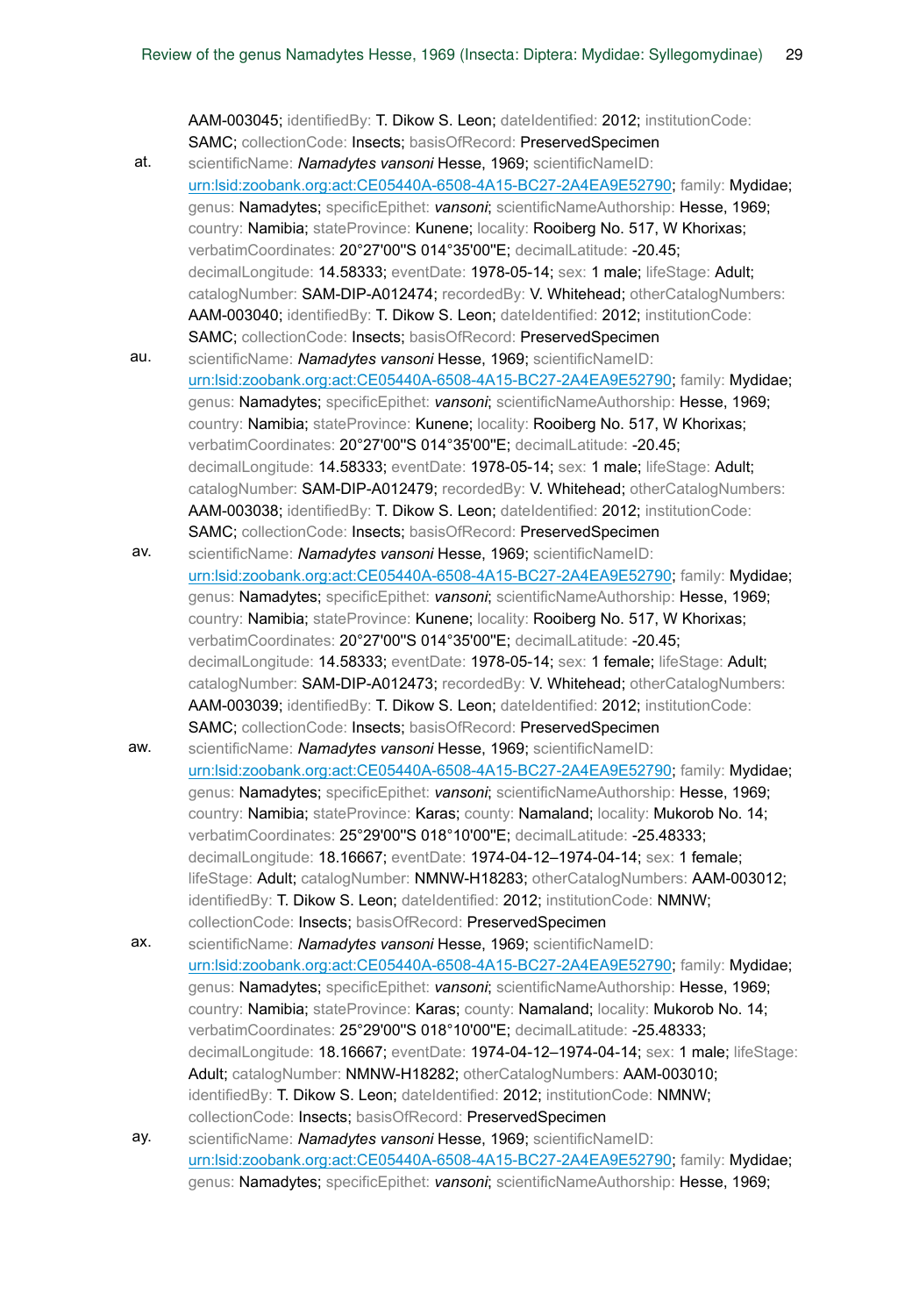AAM-003045; identifiedBy: T. Dikow S. Leon; dateIdentified: 2012; institutionCode: SAMC; collectionCode: Insects; basisOfRecord: PreservedSpecimen

at. scientificName: *Namadytes vansoni* Hesse, 1969; scientificNameID: urn:lsid:zoobank.org:act:CE05440A-6508-4A15-BC27-2A4EA9E52790; family: Mydidae; genus: Namadytes; specificEpithet: *vansoni*; scientificNameAuthorship: Hesse, 1969; country: Namibia; stateProvince: Kunene; locality: Rooiberg No. 517, W Khorixas; verbatimCoordinates: 20°27'00"S 014°35'00"E; decimalLatitude: -20.45; decimalLongitude: 14.58333; eventDate: 1978-05-14; sex: 1 male; lifeStage: Adult; catalogNumber: SAM-DIP-A012474; recordedBy: V. Whitehead; otherCatalogNumbers: AAM-003040; identifiedBy: T. Dikow S. Leon; dateIdentified: 2012; institutionCode: SAMC; collectionCode: Insects; basisOfRecord: PreservedSpecimen

au. scientificName: *Namadytes vansoni* Hesse, 1969; scientificNameID: urn:lsid:zoobank.org:act:CE05440A-6508-4A15-BC27-2A4EA9E52790; family: Mydidae; genus: Namadytes; specificEpithet: *vansoni*; scientificNameAuthorship: Hesse, 1969; country: Namibia; stateProvince: Kunene; locality: Rooiberg No. 517, W Khorixas; verbatimCoordinates: 20°27'00"S 014°35'00"E; decimalLatitude: -20.45; decimalLongitude: 14.58333; eventDate: 1978-05-14; sex: 1 male; lifeStage: Adult; catalogNumber: SAM-DIP-A012479; recordedBy: V. Whitehead; otherCatalogNumbers: AAM-003038; identifiedBy: T. Dikow S. Leon; dateIdentified: 2012; institutionCode: SAMC; collectionCode: Insects; basisOfRecord: PreservedSpecimen

av. scientificName: *Namadytes vansoni* Hesse, 1969; scientificNameID: urn:lsid:zoobank.org:act:CE05440A-6508-4A15-BC27-2A4EA9E52790; family: Mydidae; genus: Namadytes; specificEpithet: *vansoni*; scientificNameAuthorship: Hesse, 1969; country: Namibia; stateProvince: Kunene; locality: Rooiberg No. 517, W Khorixas; verbatimCoordinates: 20°27'00"S 014°35'00"E; decimalLatitude: -20.45; decimalLongitude: 14.58333; eventDate: 1978-05-14; sex: 1 female; lifeStage: Adult; catalogNumber: SAM-DIP-A012473; recordedBy: V. Whitehead; otherCatalogNumbers: AAM-003039; identifiedBy: T. Dikow S. Leon; dateIdentified: 2012; institutionCode: SAMC; collectionCode: Insects; basisOfRecord: PreservedSpecimen

aw. scientificName: *Namadytes vansoni* Hesse, 1969; scientificNameID: urn:lsid:zoobank.org:act:CE05440A-6508-4A15-BC27-2A4EA9E52790; family: Mydidae; genus: Namadytes; specificEpithet: *vansoni*; scientificNameAuthorship: Hesse, 1969; country: Namibia; stateProvince: Karas; county: Namaland; locality: Mukorob No. 14; verbatimCoordinates: 25°29'00"S 018°10'00"E; decimalLatitude: -25.48333; decimalLongitude: 18.16667; eventDate: 1974-04-12–1974-04-14; sex: 1 female; lifeStage: Adult; catalogNumber: NMNW-H18283; otherCatalogNumbers: AAM-003012; identifiedBy: T. Dikow S. Leon; dateIdentified: 2012; institutionCode: NMNW; collectionCode: Insects; basisOfRecord: PreservedSpecimen

ax. scientificName: *Namadytes vansoni* Hesse, 1969; scientificNameID: urn:lsid:zoobank.org:act:CE05440A-6508-4A15-BC27-2A4EA9E52790; family: Mydidae; genus: Namadytes; specificEpithet: *vansoni*; scientificNameAuthorship: Hesse, 1969; country: Namibia; stateProvince: Karas; county: Namaland; locality: Mukorob No. 14; verbatimCoordinates: 25°29'00"S 018°10'00"E; decimalLatitude: -25.48333; decimalLongitude: 18.16667; eventDate: 1974-04-12–1974-04-14; sex: 1 male; lifeStage: Adult; catalogNumber: NMNW-H18282; otherCatalogNumbers: AAM-003010; identifiedBy: T. Dikow S. Leon; dateIdentified: 2012; institutionCode: NMNW; collectionCode: Insects; basisOfRecord: PreservedSpecimen

ay. scientificName: *Namadytes vansoni* Hesse, 1969; scientificNameID: urn:lsid:zoobank.org:act:CE05440A-6508-4A15-BC27-2A4EA9E52790; family: Mydidae; genus: Namadytes; specificEpithet: *vansoni*; scientificNameAuthorship: Hesse, 1969;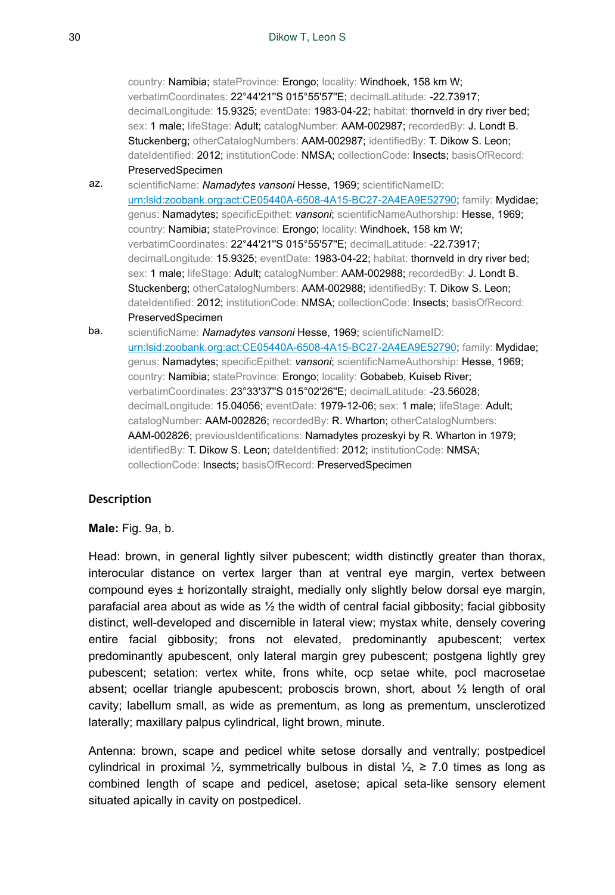country: Namibia; stateProvince: Erongo; locality: Windhoek, 158 km W; verbatimCoordinates: 22°44'21"S 015°55'57"E; decimalLatitude: -22.73917; decimalLongitude: 15.9325; eventDate: 1983-04-22; habitat: thornveld in dry river bed; sex: 1 male; lifeStage: Adult; catalogNumber: AAM-002987; recordedBy: J. Londt B. Stuckenberg; otherCatalogNumbers: AAM-002987; identifiedBy: T. Dikow S. Leon; dateIdentified: 2012; institutionCode: NMSA; collectionCode: Insects; basisOfRecord: PreservedSpecimen

az. scientificName: *Namadytes vansoni* Hesse, 1969; scientificNameID: urn:lsid:zoobank.org:act:CE05440A-6508-4A15-BC27-2A4EA9E52790; family: Mydidae; genus: Namadytes; specificEpithet: *vansoni*; scientificNameAuthorship: Hesse, 1969; country: Namibia; stateProvince: Erongo; locality: Windhoek, 158 km W; verbatimCoordinates: 22°44'21"S 015°55'57"E; decimalLatitude: -22.73917; decimalLongitude: 15.9325; eventDate: 1983-04-22; habitat: thornveld in dry river bed; sex: 1 male; lifeStage: Adult; catalogNumber: AAM-002988; recordedBy: J. Londt B. Stuckenberg; otherCatalogNumbers: AAM-002988; identifiedBy: T. Dikow S. Leon; dateIdentified: 2012; institutionCode: NMSA; collectionCode: Insects; basisOfRecord: PreservedSpecimen

ba. scientificName: *Namadytes vansoni* Hesse, 1969; scientificNameID: urn:lsid:zoobank.org:act:CE05440A-6508-4A15-BC27-2A4EA9E52790; family: Mydidae; genus: Namadytes; specificEpithet: *vansoni*; scientificNameAuthorship: Hesse, 1969; country: Namibia; stateProvince: Erongo; locality: Gobabeb, Kuiseb River; verbatimCoordinates: 23°33'37"S 015°02'26"E; decimalLatitude: -23.56028; decimalLongitude: 15.04056; eventDate: 1979-12-06; sex: 1 male; lifeStage: Adult; catalogNumber: AAM-002826; recordedBy: R. Wharton; otherCatalogNumbers: AAM-002826; previousIdentifications: Namadytes prozeskyi by R. Wharton in 1979; identifiedBy: T. Dikow S. Leon; dateIdentified: 2012; institutionCode: NMSA; collectionCode: Insects; basisOfRecord: PreservedSpecimen

## Description

**Male:** Fig. 9a, b.

Head: brown, in general lightly silver pubescent; width distinctly greater than thorax, interocular distance on vertex larger than at ventral eye margin, vertex between compound eyes ± horizontally straight, medially only slightly below dorsal eye margin, parafacial area about as wide as ½ the width of central facial gibbosity; facial gibbosity distinct, well-developed and discernible in lateral view; mystax white, densely covering entire facial gibbosity; frons not elevated, predominantly apubescent; vertex predominantly apubescent, only lateral margin grey pubescent; postgena lightly grey pubescent; setation: vertex white, frons white, ocp setae white, pocl macrosetae absent; ocellar triangle apubescent; proboscis brown, short, about ½ length of oral cavity; labellum small, as wide as prementum, as long as prementum, unsclerotized laterally; maxillary palpus cylindrical, light brown, minute.

Antenna: brown, scape and pedicel white setose dorsally and ventrally; postpedicel cylindrical in proximal ½, symmetrically bulbous in distal ½, ≥ 7.0 times as long as combined length of scape and pedicel, asetose; apical seta-like sensory element situated apically in cavity on postpedicel.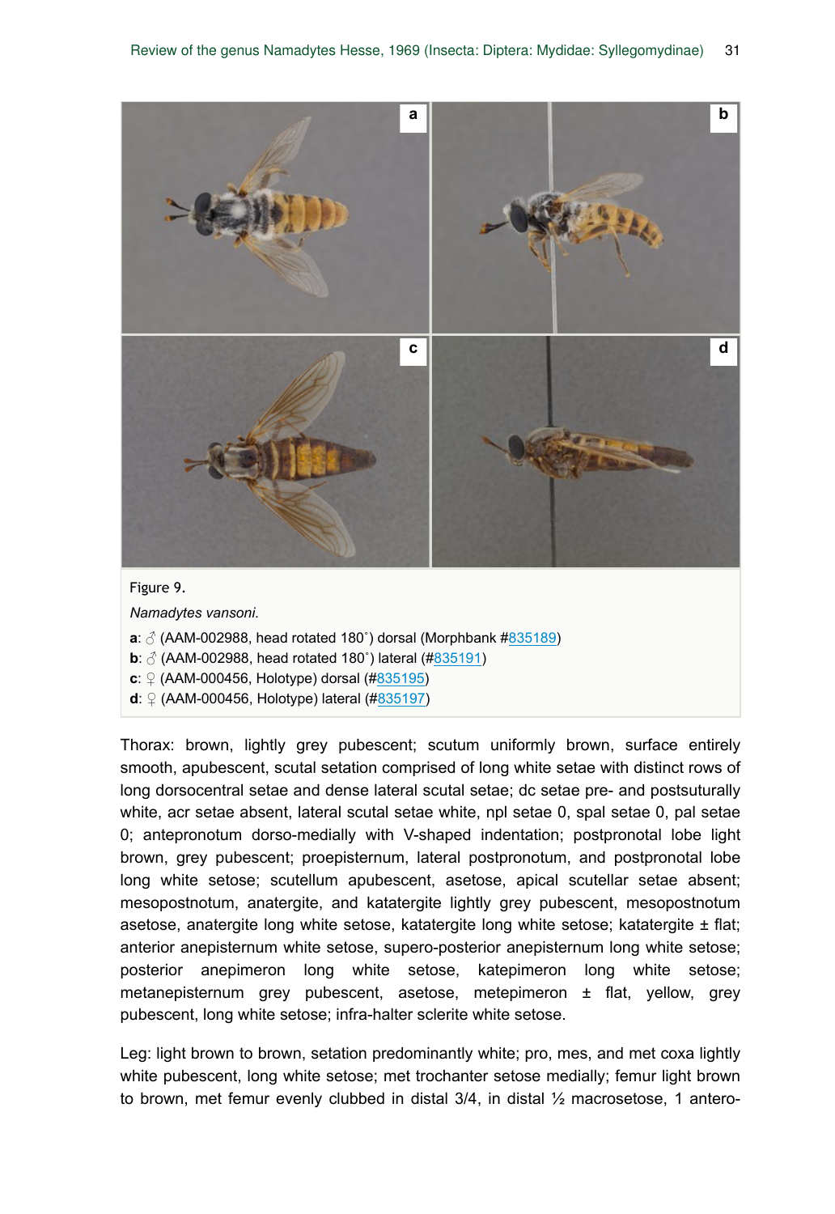Figure 9.

*Namadytes vansoni.*

**a**: ♂ (AAM-002988, head rotated 180˚) dorsal (Morphbank #835189)
**b**: ♂ (AAM-002988, head rotated 180˚) lateral (#835191)
**c**: ♀ (AAM-000456, Holotype) dorsal (#835195)
**d**: ♀ (AAM-000456, Holotype) lateral (#835197)

Thorax: brown, lightly grey pubescent; scutum uniformly brown, surface entirely smooth, apubescent, scutal setation comprised of long white setae with distinct rows of long dorsocentral setae and dense lateral scutal setae; dc setae pre- and postsuturally white, acr setae absent, lateral scutal setae white, npl setae 0, spal setae 0, pal setae 0; antepronotum dorso-medially with V-shaped indentation; postpronotal lobe light brown, grey pubescent; proepisternum, lateral postpronotum, and postpronotal lobe long white setose; scutellum apubescent, asetose, apical scutellar setae absent; mesopostnotum, anatergite, and katatergite lightly grey pubescent, mesopostnotum asetose, anatergite long white setose, katatergite long white setose; katatergite ± flat; anterior anepisternum white setose, supero-posterior anepisternum long white setose; posterior anepimeron long white setose, katepimeron long white setose; metanepisternum grey pubescent, asetose, metepimeron ± flat, yellow, grey pubescent, long white setose; infra-halter sclerite white setose.

Leg: light brown to brown, setation predominantly white; pro, mes, and met coxa lightly white pubescent, long white setose; met trochanter setose medially; femur light brown to brown, met femur evenly clubbed in distal 3/4, in distal ½ macrosetose, 1 antero-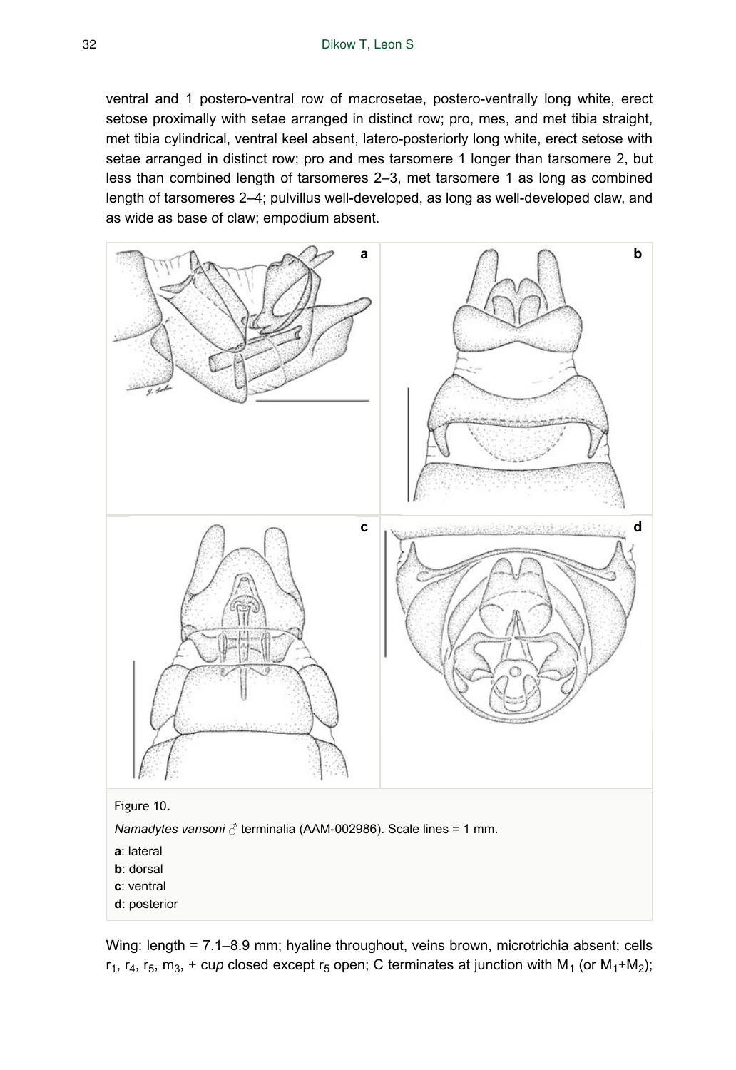ventral and 1 postero-ventral row of macrosetae, postero-ventrally long white, erect setose proximally with setae arranged in distinct row; pro, mes, and met tibia straight, met tibia cylindrical, ventral keel absent, latero-posteriorly long white, erect setose with setae arranged in distinct row; pro and mes tarsomere 1 longer than tarsomere 2, but less than combined length of tarsomeres 2–3, met tarsomere 1 as long as combined length of tarsomeres 2–4; pulvillus well-developed, as long as well-developed claw, and as wide as base of claw; empodium absent.

Figure 10.

*Namadytes vansoni* ♂ terminalia (AAM-002986). Scale lines = 1 mm.

**a**: lateral
**b**: dorsal
**c**: ventral
**d**: posterior

Wing: length = 7.1–8.9 mm; hyaline throughout, veins brown, microtrichia absent; cells $r_1$, $r_4$, $r_5$, $m_3$, + cu*p* closed except $r_5$ open; C terminates at junction with $M_1$ (or $M_1$+$M_2$);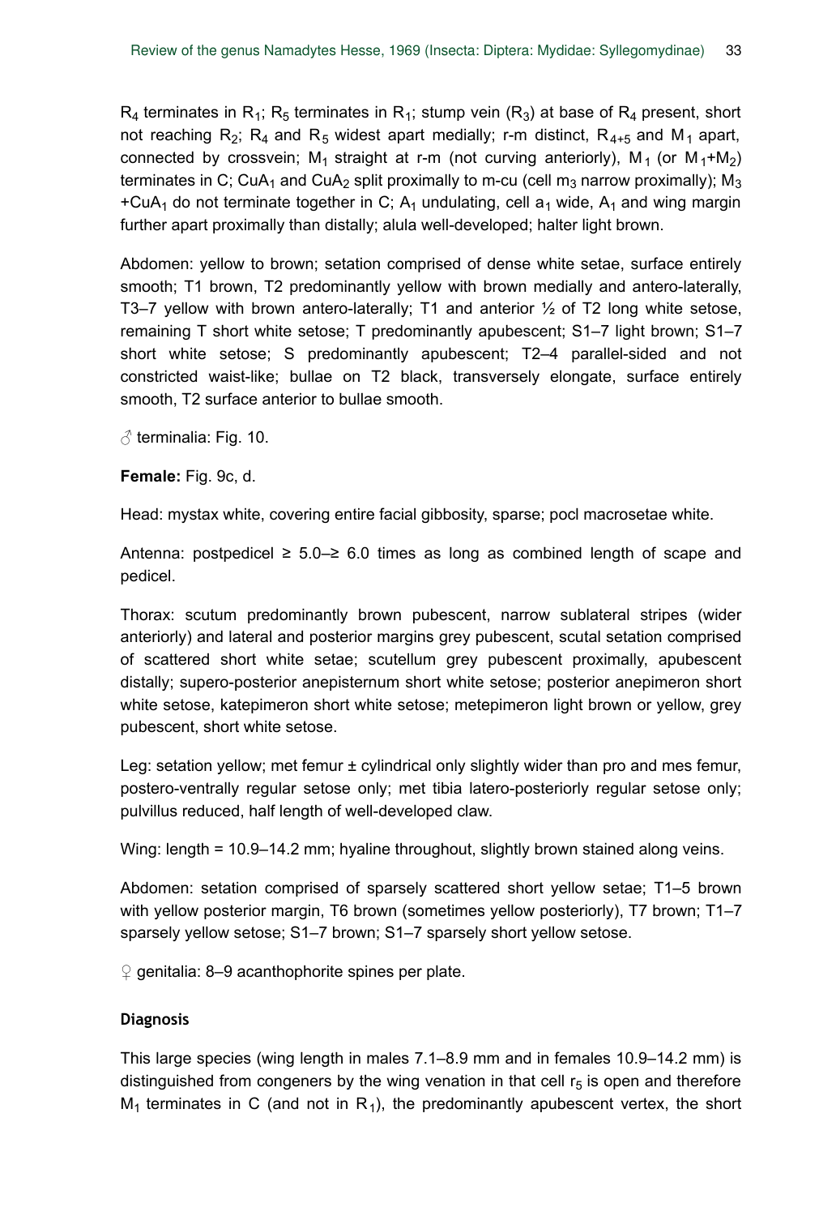$R_4$ terminates in $R_1$; $R_5$ terminates in $R_1$; stump vein ($R_3$) at base of $R_4$ present, short not reaching $R_2$; $R_4$ and $R_5$ widest apart medially; r-m distinct, $R_{4+5}$ and $M_1$ apart, connected by crossvein; $M_1$ straight at r-m (not curving anteriorly), $M_1$ (or $M_1$+$M_2$) terminates in C; $CuA_1$ and $CuA_2$ split proximally to m-cu (cell $m_3$ narrow proximally); $M_3$ +$CuA_1$ do not terminate together in C; $A_1$ undulating, cell $a_1$ wide, $A_1$ and wing margin further apart proximally than distally; alula well-developed; halter light brown.

Abdomen: yellow to brown; setation comprised of dense white setae, surface entirely smooth; T1 brown, T2 predominantly yellow with brown medially and antero-laterally, T3–7 yellow with brown antero-laterally; T1 and anterior ½ of T2 long white setose, remaining T short white setose; T predominantly apubescent; S1–7 light brown; S1–7 short white setose; S predominantly apubescent; T2–4 parallel-sided and not constricted waist-like; bullae on T2 black, transversely elongate, surface entirely smooth, T2 surface anterior to bullae smooth.

♂ terminalia: Fig. 10.

**Female:** Fig. 9c, d.

Head: mystax white, covering entire facial gibbosity, sparse; pocl macrosetae white.

Antenna: postpedicel ≥ 5.0–≥ 6.0 times as long as combined length of scape and pedicel.

Thorax: scutum predominantly brown pubescent, narrow sublateral stripes (wider anteriorly) and lateral and posterior margins grey pubescent, scutal setation comprised of scattered short white setae; scutellum grey pubescent proximally, apubescent distally; supero-posterior anepisternum short white setose; posterior anepimeron short white setose, katepimeron short white setose; metepimeron light brown or yellow, grey pubescent, short white setose.

Leg: setation yellow; met femur ± cylindrical only slightly wider than pro and mes femur, postero-ventrally regular setose only; met tibia latero-posteriorly regular setose only; pulvillus reduced, half length of well-developed claw.

Wing: length = 10.9–14.2 mm; hyaline throughout, slightly brown stained along veins.

Abdomen: setation comprised of sparsely scattered short yellow setae; T1–5 brown with yellow posterior margin, T6 brown (sometimes yellow posteriorly), T7 brown; T1–7 sparsely yellow setose; S1–7 brown; S1–7 sparsely short yellow setose.

♀ genitalia: 8–9 acanthophorite spines per plate.

### Diagnosis

This large species (wing length in males 7.1–8.9 mm and in females 10.9–14.2 mm) is distinguished from congeners by the wing venation in that cell $r_5$ is open and therefore $M_1$ terminates in C (and not in $R_1$), the predominantly apubescent vertex, the short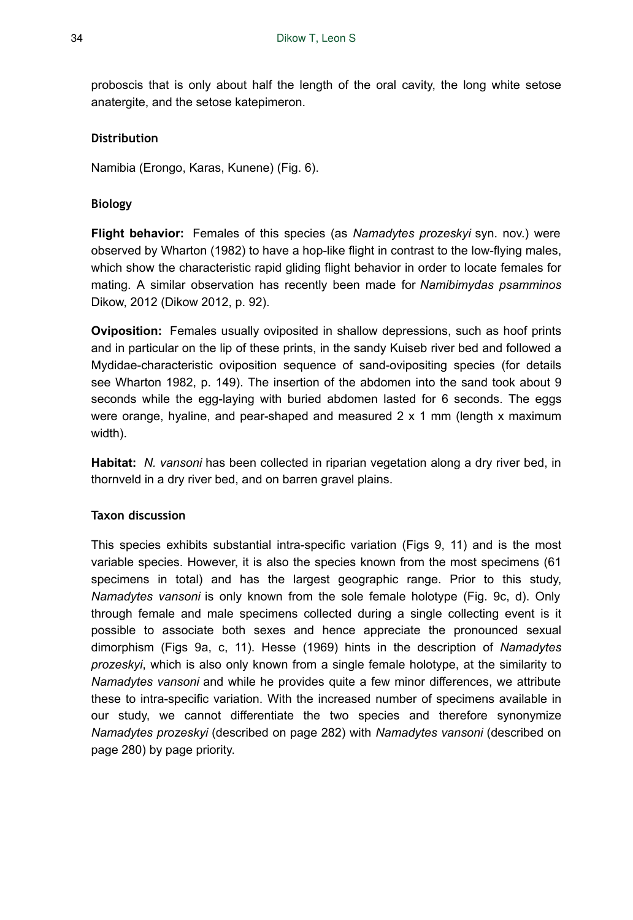proboscis that is only about half the length of the oral cavity, the long white setose anatergite, and the setose katepimeron.

### Distribution

Namibia (Erongo, Karas, Kunene) (Fig. 6).

### Biology

**Flight behavior:** Females of this species (as *Namadytes prozeskyi* syn. nov.) were observed by Wharton (1982) to have a hop-like flight in contrast to the low-flying males, which show the characteristic rapid gliding flight behavior in order to locate females for mating. A similar observation has recently been made for *Namibimydas psamminos* Dikow, 2012 (Dikow 2012, p. 92).

**Oviposition:** Females usually oviposited in shallow depressions, such as hoof prints and in particular on the lip of these prints, in the sandy Kuiseb river bed and followed a Mydidae-characteristic oviposition sequence of sand-ovipositing species (for details see Wharton 1982, p. 149). The insertion of the abdomen into the sand took about 9 seconds while the egg-laying with buried abdomen lasted for 6 seconds. The eggs were orange, hyaline, and pear-shaped and measured 2 x 1 mm (length x maximum width).

**Habitat:** *N. vansoni* has been collected in riparian vegetation along a dry river bed, in thornveld in a dry river bed, and on barren gravel plains.

### Taxon discussion

This species exhibits substantial intra-specific variation (Figs 9, 11) and is the most variable species. However, it is also the species known from the most specimens (61 specimens in total) and has the largest geographic range. Prior to this study, *Namadytes vansoni* is only known from the sole female holotype (Fig. 9c, d). Only through female and male specimens collected during a single collecting event is it possible to associate both sexes and hence appreciate the pronounced sexual dimorphism (Figs 9a, c, 11). Hesse (1969) hints in the description of *Namadytes prozeskyi*, which is also only known from a single female holotype, at the similarity to *Namadytes vansoni* and while he provides quite a few minor differences, we attribute these to intra-specific variation. With the increased number of specimens available in our study, we cannot differentiate the two species and therefore synonymize *Namadytes prozeskyi* (described on page 282) with *Namadytes vansoni* (described on page 280) by page priority.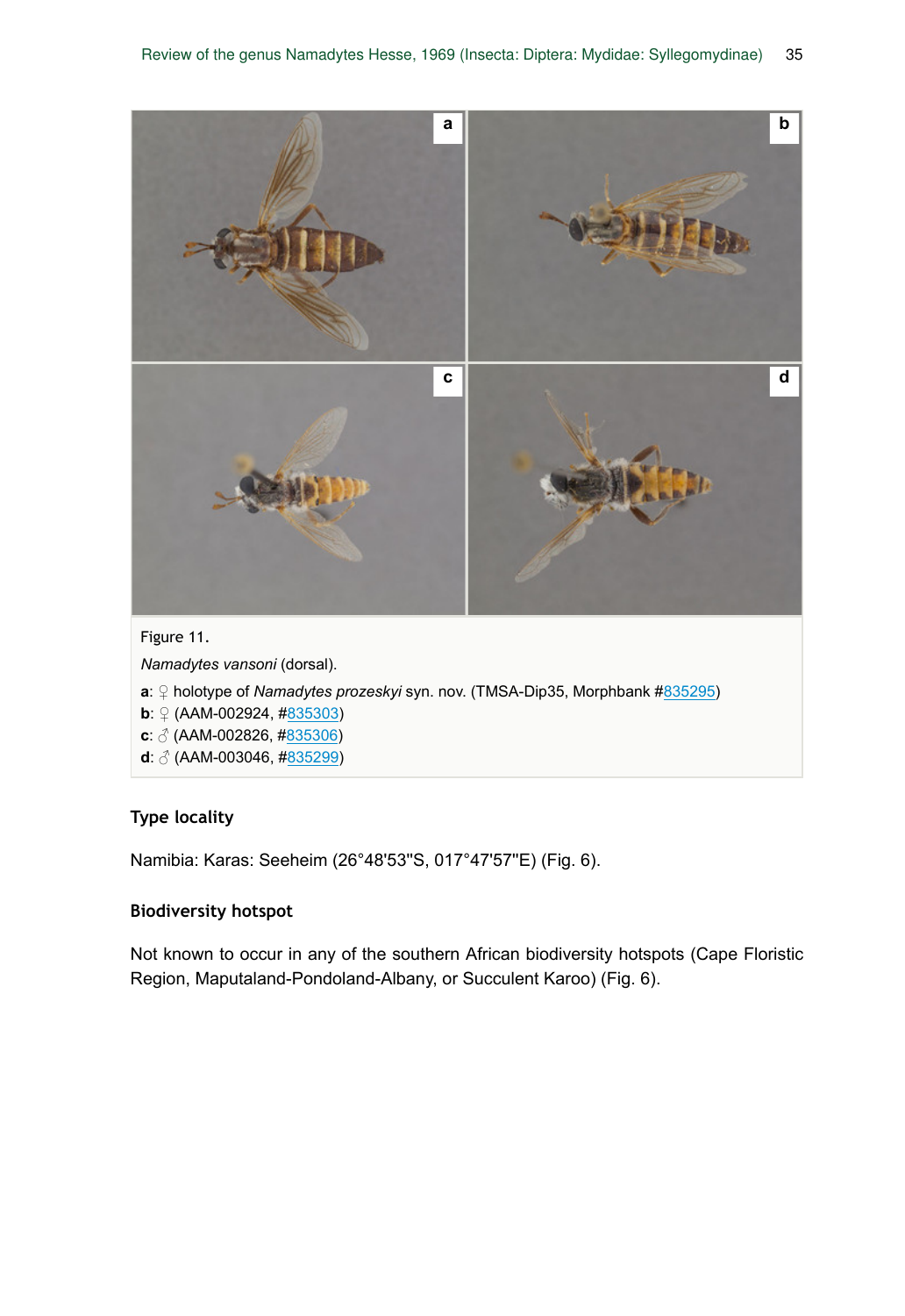Figure 11.

*Namadytes vansoni* (dorsal).

**a**: ♀ holotype of *Namadytes prozeskyi* syn. nov. (TMSA-Dip35, Morphbank #835295)
**b**: ♀ (AAM-002924, #835303)
**c**: ♂ (AAM-002826, #835306)
**d**: ♂ (AAM-003046, #835299)

### Type locality

Namibia: Karas: Seeheim (26°48'53"S, 017°47'57"E) (Fig. 6).

### Biodiversity hotspot

Not known to occur in any of the southern African biodiversity hotspots (Cape Floristic Region, Maputaland-Pondoland-Albany, or Succulent Karoo) (Fig. 6).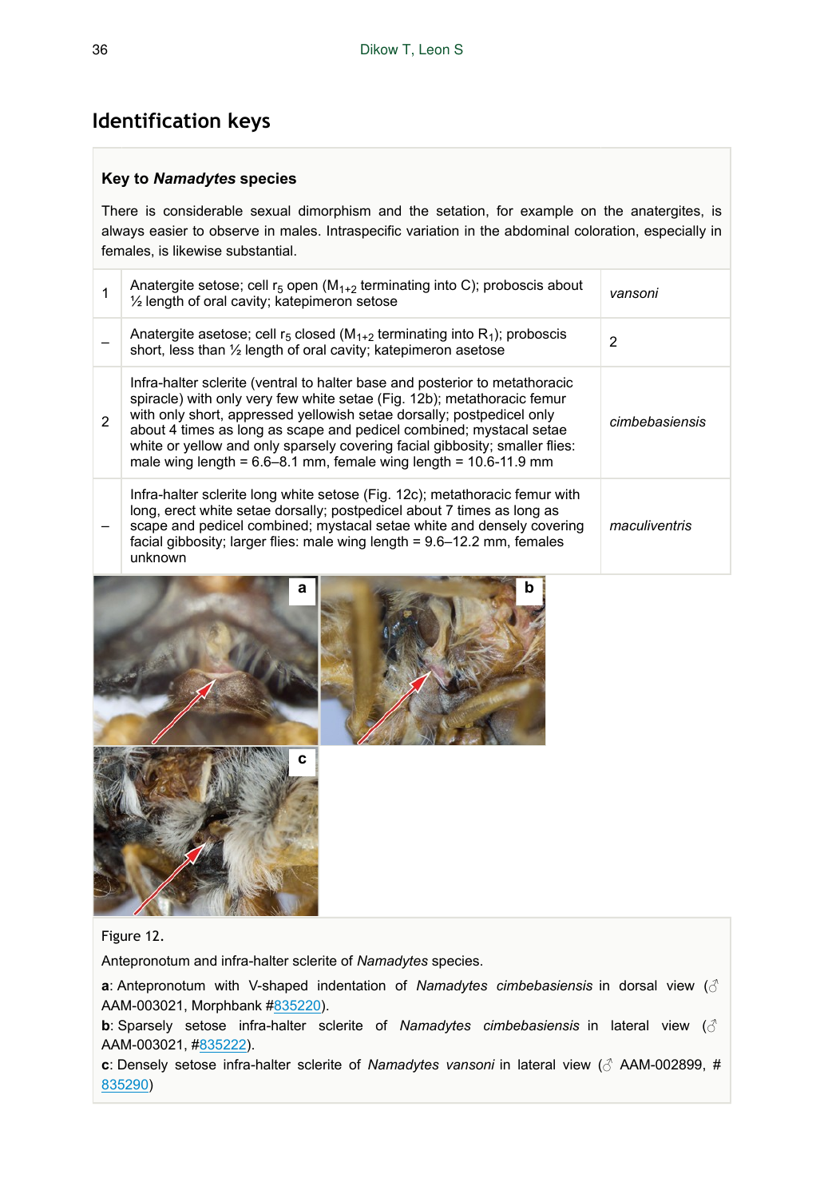## Identification keys

### Key to *Namadytes* species

There is considerable sexual dimorphism and the setation, for example on the anatergites, is always easier to observe in males. Intraspecific variation in the abdominal coloration, especially in females, is likewise substantial.

| | | |
|---|---|---|
| 1 | Anatergite setose; cell $r_5$ open ($M_{1+2}$ terminating into C); proboscis about ½ length of oral cavity; katepimeron setose | *vansoni* |
| – | Anatergite asetose; cell $r_5$ closed ($M_{1+2}$ terminating into $R_1$); proboscis short, less than ½ length of oral cavity; katepimeron asetose | 2 |
| 2 | Infra-halter sclerite (ventral to halter base and posterior to metathoracic spiracle) with only very few white setae (Fig. 12b); metathoracic femur with only short, appressed yellowish setae dorsally; postpedicel only about 4 times as long as scape and pedicel combined; mystacal setae white or yellow and only sparsely covering facial gibbosity; smaller flies: male wing length = 6.6–8.1 mm, female wing length = 10.6-11.9 mm | *cimbebasiensis* |
| – | Infra-halter sclerite long white setose (Fig. 12c); metathoracic femur with long, erect white setae dorsally; postpedicel about 7 times as long as scape and pedicel combined; mystacal setae white and densely covering facial gibbosity; larger flies: male wing length = 9.6–12.2 mm, females unknown | *maculiventris* |

Figure 12.

Antepronotum and infra-halter sclerite of *Namadytes* species.

**a**: Antepronotum with V-shaped indentation of *Namadytes cimbebasiensis* in dorsal view (♂ AAM-003021, Morphbank #835220).

**b**: Sparsely setose infra-halter sclerite of *Namadytes cimbebasiensis* in lateral view (♂ AAM-003021, #835222).

**c**: Densely setose infra-halter sclerite of *Namadytes vansoni* in lateral view (♂ AAM-002899, # 835290)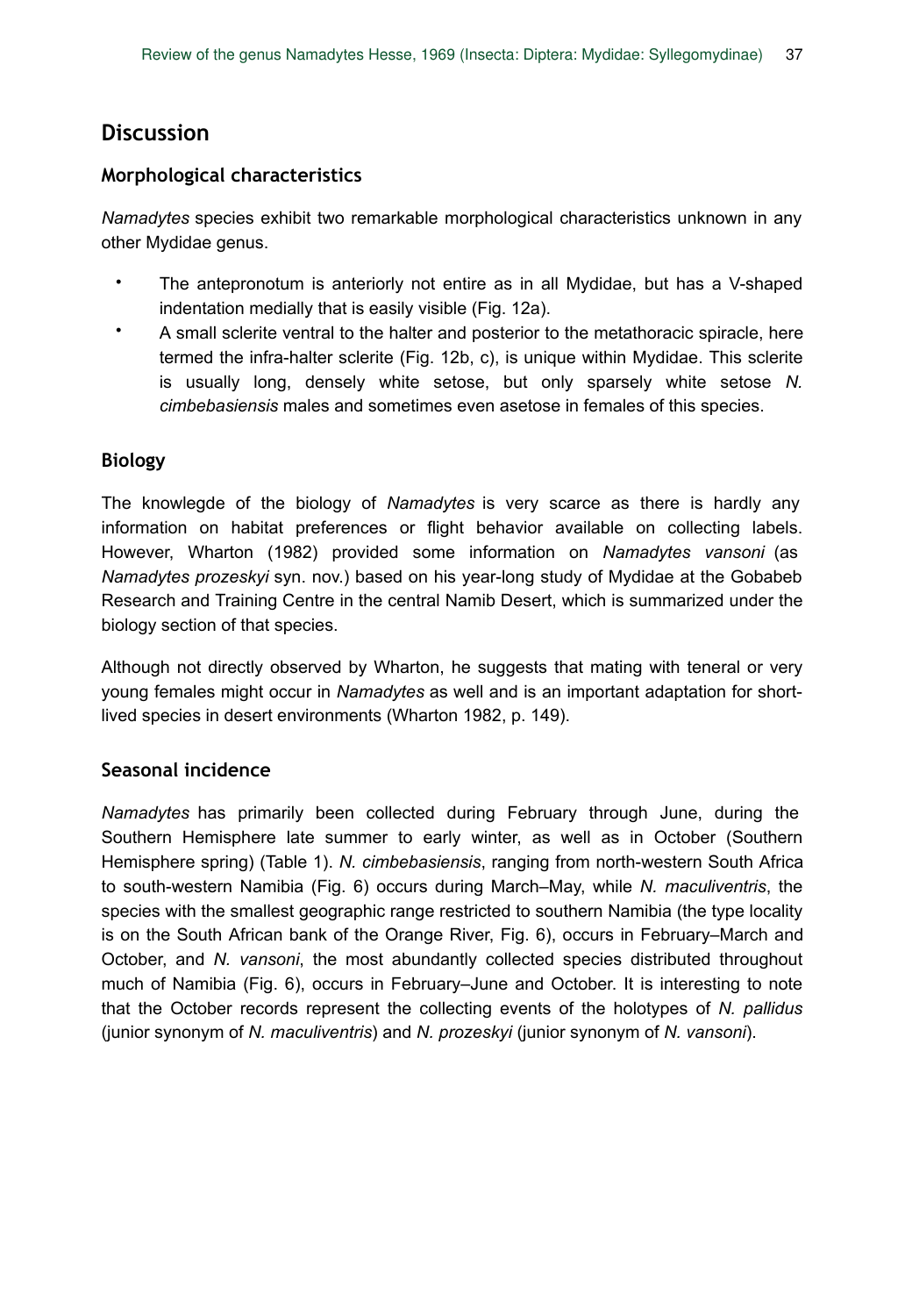## Discussion

### Morphological characteristics

*Namadytes* species exhibit two remarkable morphological characteristics unknown in any other Mydidae genus.

- The antepronotum is anteriorly not entire as in all Mydidae, but has a V-shaped indentation medially that is easily visible (Fig. 12a).
- A small sclerite ventral to the halter and posterior to the metathoracic spiracle, here termed the infra-halter sclerite (Fig. 12b, c), is unique within Mydidae. This sclerite is usually long, densely white setose, but only sparsely white setose *N. cimbebasiensis* males and sometimes even asetose in females of this species.

### Biology

The knowlegde of the biology of *Namadytes* is very scarce as there is hardly any information on habitat preferences or flight behavior available on collecting labels. However, Wharton (1982) provided some information on *Namadytes vansoni* (as *Namadytes prozeskyi* syn. nov.) based on his year-long study of Mydidae at the Gobabeb Research and Training Centre in the central Namib Desert, which is summarized under the biology section of that species.

Although not directly observed by Wharton, he suggests that mating with teneral or very young females might occur in *Namadytes* as well and is an important adaptation for short-lived species in desert environments (Wharton 1982, p. 149).

### Seasonal incidence

*Namadytes* has primarily been collected during February through June, during the Southern Hemisphere late summer to early winter, as well as in October (Southern Hemisphere spring) (Table 1). *N. cimbebasiensis*, ranging from north-western South Africa to south-western Namibia (Fig. 6) occurs during March–May, while *N. maculiventris*, the species with the smallest geographic range restricted to southern Namibia (the type locality is on the South African bank of the Orange River, Fig. 6), occurs in February–March and October, and *N. vansoni*, the most abundantly collected species distributed throughout much of Namibia (Fig. 6), occurs in February–June and October. It is interesting to note that the October records represent the collecting events of the holotypes of *N. pallidus* (junior synonym of *N. maculiventris*) and *N. prozeskyi* (junior synonym of *N. vansoni*).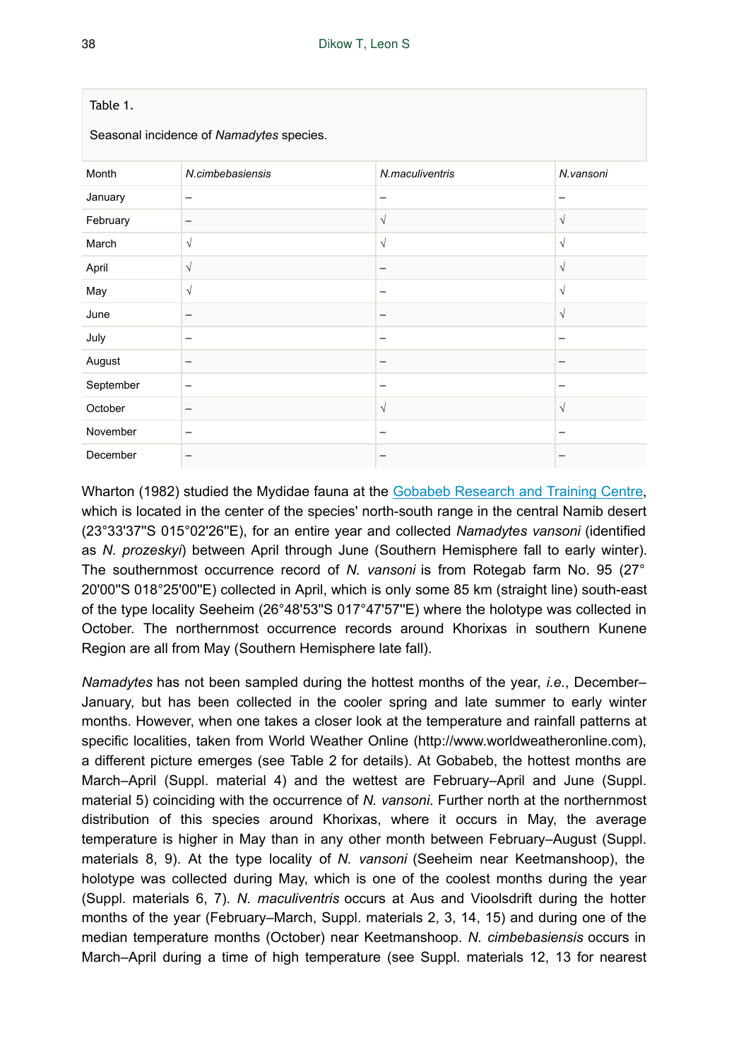Table 1.

Seasonal incidence of *Namadytes* species.

| Month | N.cimbebasiensis | N.maculiventris | N.vansoni |
|---|---|---|---|
| January | – | – | – |
| February | – | √ | √ |
| March | √ | √ | √ |
| April | √ | – | √ |
| May | √ | – | √ |
| June | – | – | √ |
| July | – | – | – |
| August | – | – | – |
| September | – | – | – |
| October | – | √ | √ |
| November | – | – | – |
| December | – | – | – |

Wharton (1982) studied the Mydidae fauna at the Gobabeb Research and Training Centre, which is located in the center of the species' north-south range in the central Namib desert (23°33'37"S 015°02'26"E), for an entire year and collected *Namadytes vansoni* (identified as *N. prozeskyi*) between April through June (Southern Hemisphere fall to early winter). The southernmost occurrence record of *N. vansoni* is from Rotegab farm No. 95 (27° 20'00"S 018°25'00"E) collected in April, which is only some 85 km (straight line) south-east of the type locality Seeheim (26°48'53"S 017°47'57"E) where the holotype was collected in October. The northernmost occurrence records around Khorixas in southern Kunene Region are all from May (Southern Hemisphere late fall).

*Namadytes* has not been sampled during the hottest months of the year, *i.e.*, December–January, but has been collected in the cooler spring and late summer to early winter months. However, when one takes a closer look at the temperature and rainfall patterns at specific localities, taken from World Weather Online (http://www.worldweatheronline.com), a different picture emerges (see Table 2 for details). At Gobabeb, the hottest months are March–April (Suppl. material 4) and the wettest are February–April and June (Suppl. material 5) coinciding with the occurrence of *N. vansoni*. Further north at the northernmost distribution of this species around Khorixas, where it occurs in May, the average temperature is higher in May than in any other month between February–August (Suppl. materials 8, 9). At the type locality of *N. vansoni* (Seeheim near Keetmanshoop), the holotype was collected during May, which is one of the coolest months during the year (Suppl. materials 6, 7). *N. maculiventris* occurs at Aus and Vioolsdrift during the hotter months of the year (February–March, Suppl. materials 2, 3, 14, 15) and during one of the median temperature months (October) near Keetmanshoop. *N. cimbebasiensis* occurs in March–April during a time of high temperature (see Suppl. materials 12, 13 for nearest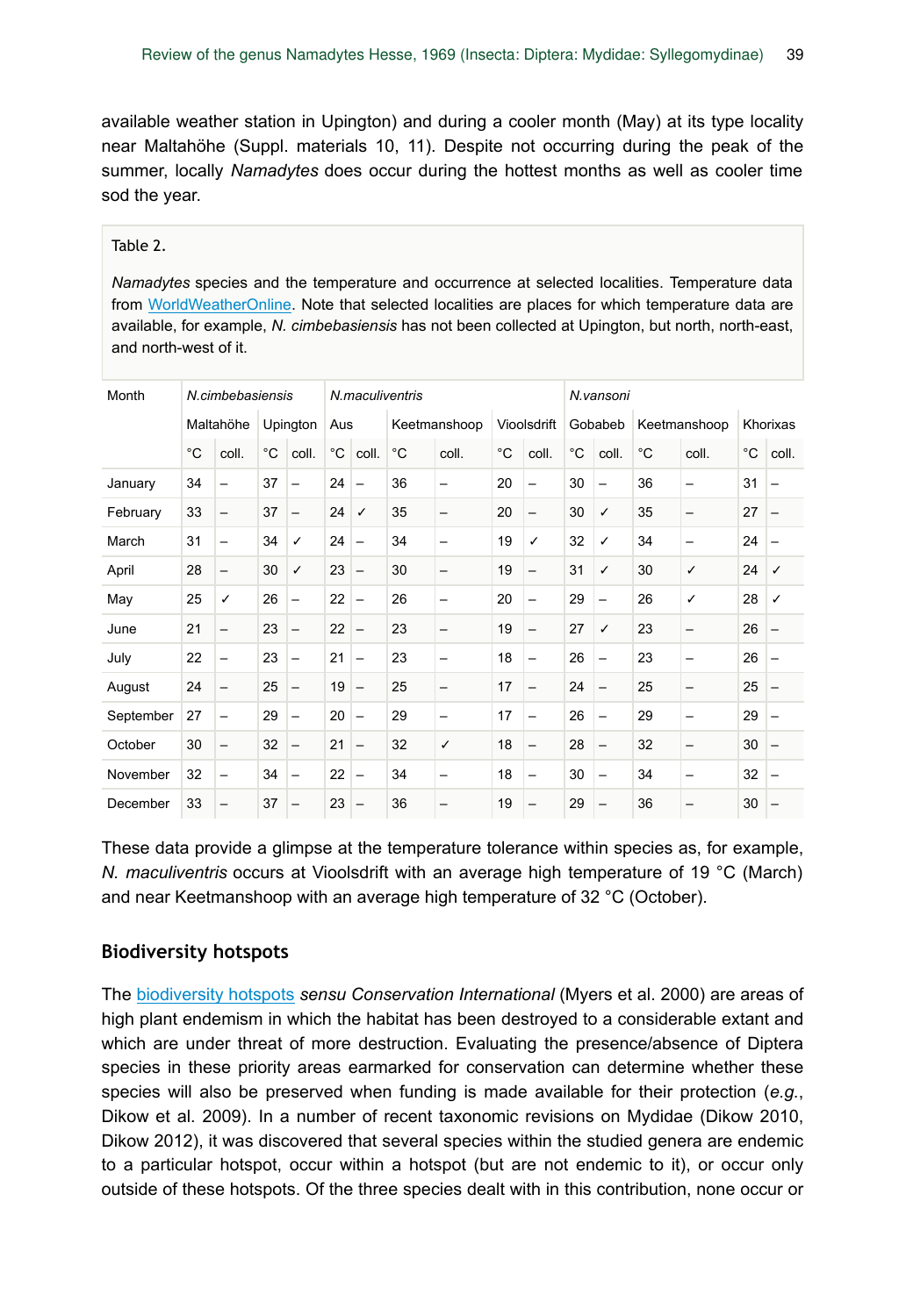available weather station in Upington) and during a cooler month (May) at its type locality near Maltahöhe (Suppl. materials 10, 11). Despite not occurring during the peak of the summer, locally *Namadytes* does occur during the hottest months as well as cooler time sod the year.

Table 2.

*Namadytes* species and the temperature and occurrence at selected localities. Temperature data from WorldWeatherOnline. Note that selected localities are places for which temperature data are available, for example, *N. cimbebasiensis* has not been collected at Upington, but north, north-east, and north-west of it.

| Month | *N.cimbebasiensis* | | | | *N.maculiventris* | | | | | | *N.vansoni* | | | | | |
|---|---|---|---|---|---|---|---|---|---|---|---|---|---|---|---|---|
| | Maltahöhe | | Upington | | Aus | | Keetmanshoop | | Vioolsdrift | | Gobabeb | | Keetmanshoop | | Khorixas | |
| | °C | coll. | °C | coll. | °C | coll. | °C | coll. | °C | coll. | °C | coll. | °C | coll. | °C | coll. |
| January | 34 | – | 37 | – | 24 | – | 36 | – | 20 | – | 30 | – | 36 | – | 31 | – |
| February | 33 | – | 37 | – | 24 | ✓ | 35 | – | 20 | – | 30 | ✓ | 35 | – | 27 | – |
| March | 31 | – | 34 | ✓ | 24 | – | 34 | – | 19 | ✓ | 32 | ✓ | 34 | – | 24 | – |
| April | 28 | – | 30 | ✓ | 23 | – | 30 | – | 19 | – | 31 | ✓ | 30 | ✓ | 24 | ✓ |
| May | 25 | ✓ | 26 | – | 22 | – | 26 | – | 20 | – | 29 | – | 26 | ✓ | 28 | ✓ |
| June | 21 | – | 23 | – | 22 | – | 23 | – | 19 | – | 27 | ✓ | 23 | – | 26 | – |
| July | 22 | – | 23 | – | 21 | – | 23 | – | 18 | – | 26 | – | 23 | – | 26 | – |
| August | 24 | – | 25 | – | 19 | – | 25 | – | 17 | – | 24 | – | 25 | – | 25 | – |
| September | 27 | – | 29 | – | 20 | – | 29 | – | 17 | – | 26 | – | 29 | – | 29 | – |
| October | 30 | – | 32 | – | 21 | – | 32 | ✓ | 18 | – | 28 | – | 32 | – | 30 | – |
| November | 32 | – | 34 | – | 22 | – | 34 | – | 18 | – | 30 | – | 34 | – | 32 | – |
| December | 33 | – | 37 | – | 23 | – | 36 | – | 19 | – | 29 | – | 36 | – | 30 | – |

These data provide a glimpse at the temperature tolerance within species as, for example, *N. maculiventris* occurs at Vioolsdrift with an average high temperature of 19 °C (March) and near Keetmanshoop with an average high temperature of 32 °C (October).

## Biodiversity hotspots

The biodiversity hotspots *sensu Conservation International* (Myers et al. 2000) are areas of high plant endemism in which the habitat has been destroyed to a considerable extant and which are under threat of more destruction. Evaluating the presence/absence of Diptera species in these priority areas earmarked for conservation can determine whether these species will also be preserved when funding is made available for their protection (*e.g.*, Dikow et al. 2009). In a number of recent taxonomic revisions on Mydidae (Dikow 2010, Dikow 2012), it was discovered that several species within the studied genera are endemic to a particular hotspot, occur within a hotspot (but are not endemic to it), or occur only outside of these hotspots. Of the three species dealt with in this contribution, none occur or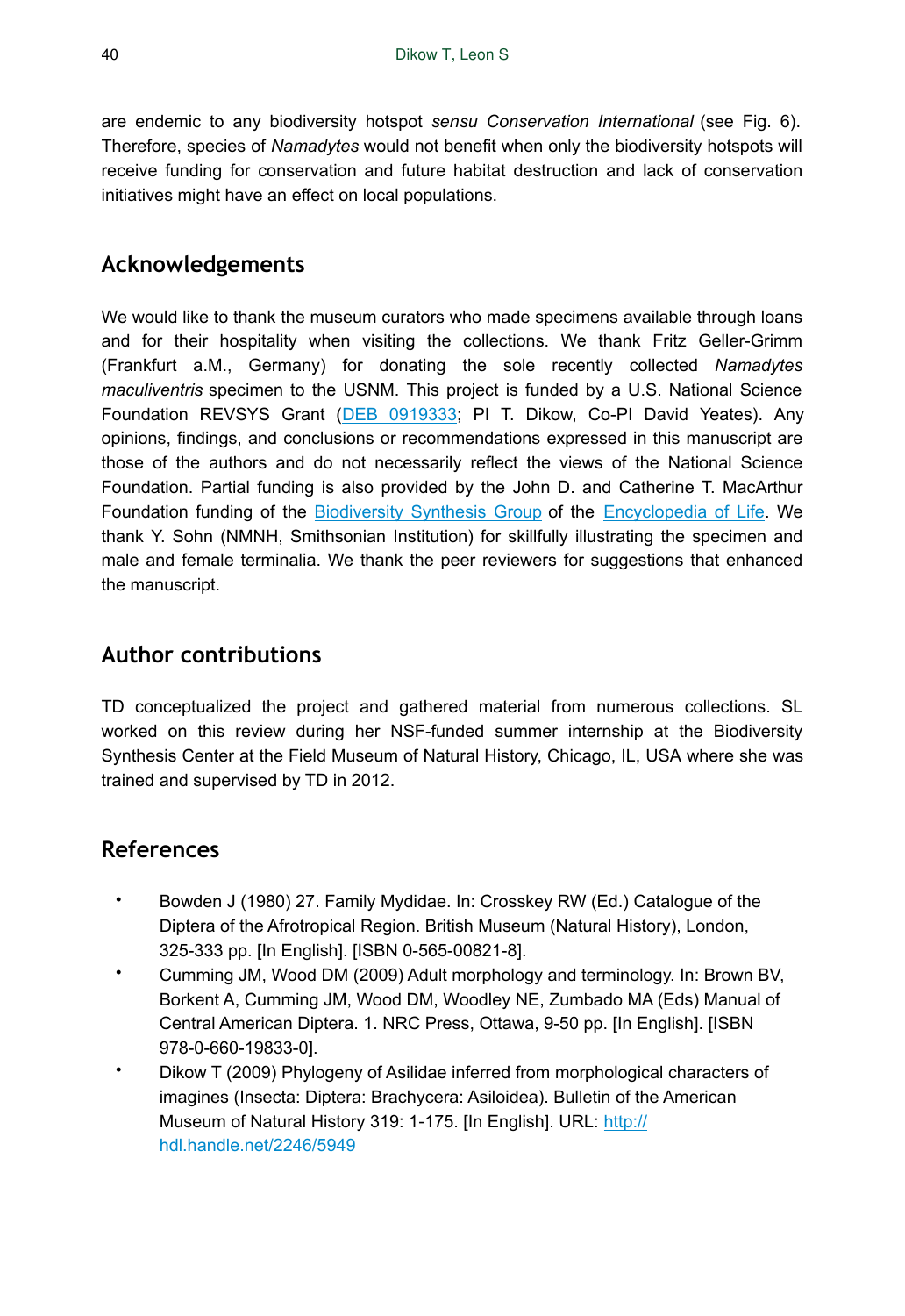are endemic to any biodiversity hotspot *sensu Conservation International* (see Fig. 6). Therefore, species of *Namadytes* would not benefit when only the biodiversity hotspots will receive funding for conservation and future habitat destruction and lack of conservation initiatives might have an effect on local populations.

## Acknowledgements

We would like to thank the museum curators who made specimens available through loans and for their hospitality when visiting the collections. We thank Fritz Geller-Grimm (Frankfurt a.M., Germany) for donating the sole recently collected *Namadytes maculiventris* specimen to the USNM. This project is funded by a U.S. National Science Foundation REVSYS Grant (DEB 0919333; PI T. Dikow, Co-PI David Yeates). Any opinions, findings, and conclusions or recommendations expressed in this manuscript are those of the authors and do not necessarily reflect the views of the National Science Foundation. Partial funding is also provided by the John D. and Catherine T. MacArthur Foundation funding of the Biodiversity Synthesis Group of the Encyclopedia of Life. We thank Y. Sohn (NMNH, Smithsonian Institution) for skillfully illustrating the specimen and male and female terminalia. We thank the peer reviewers for suggestions that enhanced the manuscript.

## Author contributions

TD conceptualized the project and gathered material from numerous collections. SL worked on this review during her NSF-funded summer internship at the Biodiversity Synthesis Center at the Field Museum of Natural History, Chicago, IL, USA where she was trained and supervised by TD in 2012.

## References

- Bowden J (1980) 27. Family Mydidae. In: Crosskey RW (Ed.) Catalogue of the Diptera of the Afrotropical Region. British Museum (Natural History), London, 325-333 pp. [In English]. [ISBN 0-565-00821-8].
- Cumming JM, Wood DM (2009) Adult morphology and terminology. In: Brown BV, Borkent A, Cumming JM, Wood DM, Woodley NE, Zumbado MA (Eds) Manual of Central American Diptera. 1. NRC Press, Ottawa, 9-50 pp. [In English]. [ISBN 978-0-660-19833-0].
- Dikow T (2009) Phylogeny of Asilidae inferred from morphological characters of imagines (Insecta: Diptera: Brachycera: Asiloidea). Bulletin of the American Museum of Natural History 319: 1-175. [In English]. URL: http://hdl.handle.net/2246/5949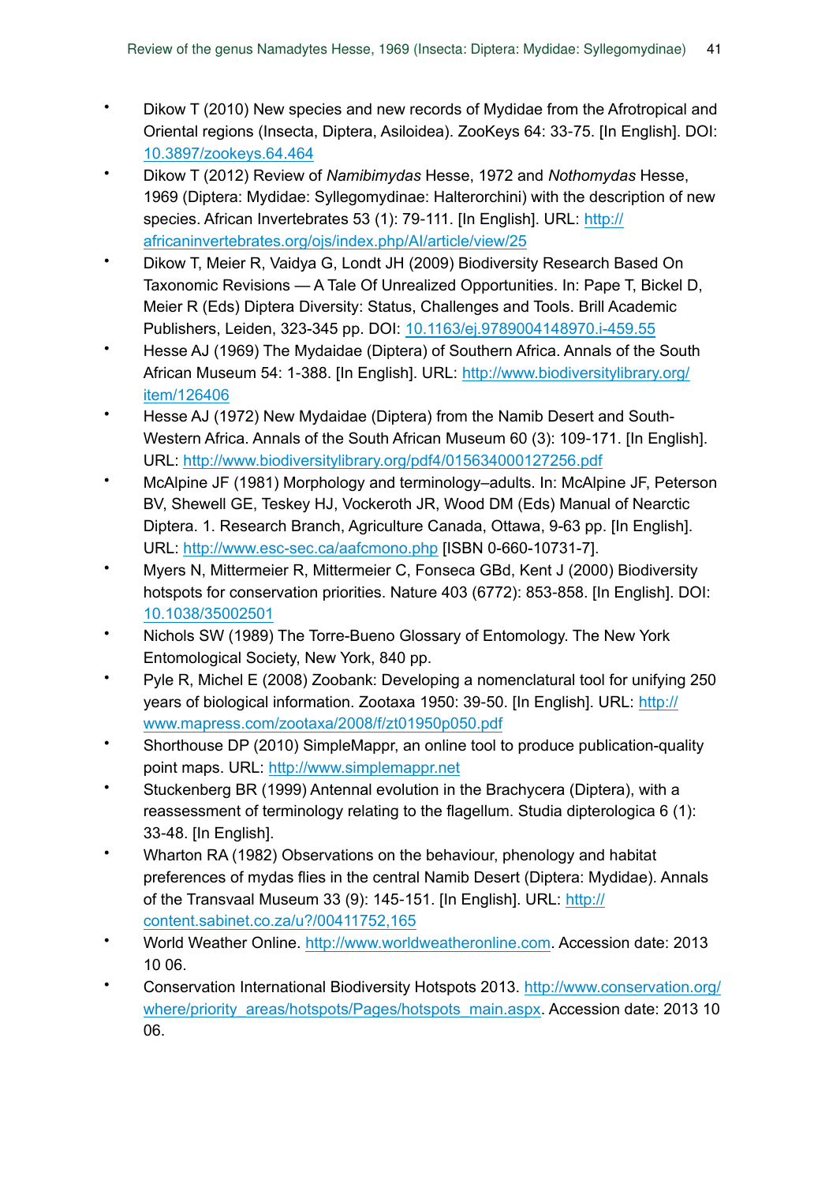- Dikow T (2010) New species and new records of Mydidae from the Afrotropical and Oriental regions (Insecta, Diptera, Asiloidea). ZooKeys 64: 33-75. [In English]. DOI: 10.3897/zookeys.64.464
- Dikow T (2012) Review of *Namibimydas* Hesse, 1972 and *Nothomydas* Hesse, 1969 (Diptera: Mydidae: Syllegomydinae: Halterorchini) with the description of new species. African Invertebrates 53 (1): 79-111. [In English]. URL: http://africaninvertebrates.org/ojs/index.php/AI/article/view/25
- Dikow T, Meier R, Vaidya G, Londt JH (2009) Biodiversity Research Based On Taxonomic Revisions — A Tale Of Unrealized Opportunities. In: Pape T, Bickel D, Meier R (Eds) Diptera Diversity: Status, Challenges and Tools. Brill Academic Publishers, Leiden, 323-345 pp. DOI: 10.1163/ej.9789004148970.i-459.55
- Hesse AJ (1969) The Mydaidae (Diptera) of Southern Africa. Annals of the South African Museum 54: 1-388. [In English]. URL: http://www.biodiversitylibrary.org/item/126406
- Hesse AJ (1972) New Mydaidae (Diptera) from the Namib Desert and South-Western Africa. Annals of the South African Museum 60 (3): 109-171. [In English]. URL: http://www.biodiversitylibrary.org/pdf4/015634000127256.pdf
- McAlpine JF (1981) Morphology and terminology–adults. In: McAlpine JF, Peterson BV, Shewell GE, Teskey HJ, Vockeroth JR, Wood DM (Eds) Manual of Nearctic Diptera. 1. Research Branch, Agriculture Canada, Ottawa, 9-63 pp. [In English]. URL: http://www.esc-sec.ca/aafcmono.php [ISBN 0-660-10731-7].
- Myers N, Mittermeier R, Mittermeier C, Fonseca GBd, Kent J (2000) Biodiversity hotspots for conservation priorities. Nature 403 (6772): 853-858. [In English]. DOI: 10.1038/35002501
- Nichols SW (1989) The Torre-Bueno Glossary of Entomology. The New York Entomological Society, New York, 840 pp.
- Pyle R, Michel E (2008) Zoobank: Developing a nomenclatural tool for unifying 250 years of biological information. Zootaxa 1950: 39-50. [In English]. URL: http://www.mapress.com/zootaxa/2008/f/zt01950p050.pdf
- Shorthouse DP (2010) SimpleMappr, an online tool to produce publication-quality point maps. URL: http://www.simplemappr.net
- Stuckenberg BR (1999) Antennal evolution in the Brachycera (Diptera), with a reassessment of terminology relating to the flagellum. Studia dipterologica 6 (1): 33-48. [In English].
- Wharton RA (1982) Observations on the behaviour, phenology and habitat preferences of mydas flies in the central Namib Desert (Diptera: Mydidae). Annals of the Transvaal Museum 33 (9): 145-151. [In English]. URL: http://content.sabinet.co.za/u?/00411752,165
- World Weather Online. http://www.worldweatheronline.com. Accession date: 2013 10 06.
- Conservation International Biodiversity Hotspots 2013. http://www.conservation.org/where/priority_areas/hotspots/Pages/hotspots_main.aspx. Accession date: 2013 10 06.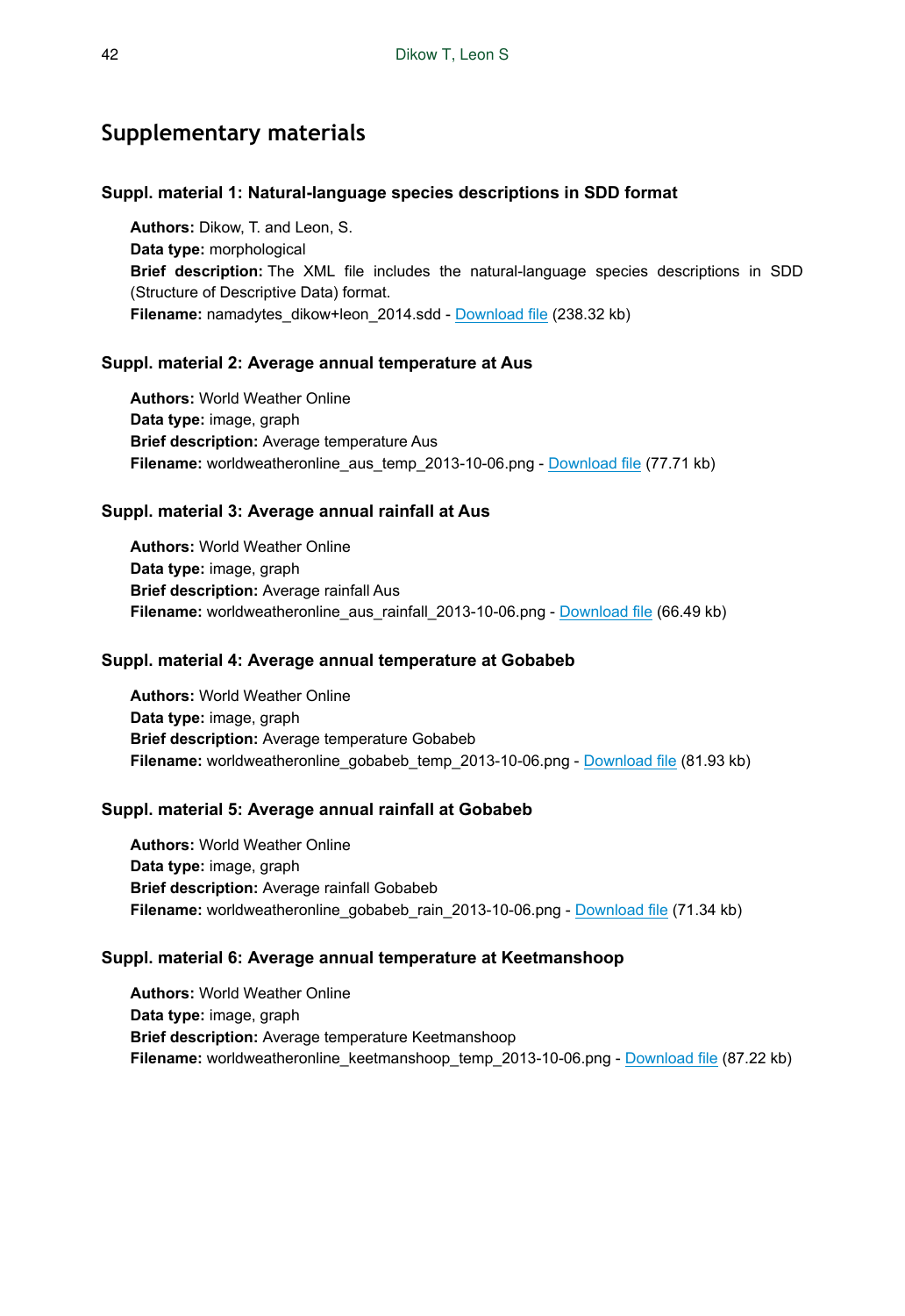## Supplementary materials

### Suppl. material 1: Natural-language species descriptions in SDD format

**Authors:** Dikow, T. and Leon, S.
**Data type:** morphological
**Brief description:** The XML file includes the natural-language species descriptions in SDD (Structure of Descriptive Data) format.
**Filename:** namadytes_dikow+leon_2014.sdd - Download file (238.32 kb)

### Suppl. material 2: Average annual temperature at Aus

**Authors:** World Weather Online
**Data type:** image, graph
**Brief description:** Average temperature Aus
**Filename:** worldweatheronline_aus_temp_2013-10-06.png - Download file (77.71 kb)

### Suppl. material 3: Average annual rainfall at Aus

**Authors:** World Weather Online
**Data type:** image, graph
**Brief description:** Average rainfall Aus
**Filename:** worldweatheronline_aus_rainfall_2013-10-06.png - Download file (66.49 kb)

### Suppl. material 4: Average annual temperature at Gobabeb

**Authors:** World Weather Online
**Data type:** image, graph
**Brief description:** Average temperature Gobabeb
**Filename:** worldweatheronline_gobabeb_temp_2013-10-06.png - Download file (81.93 kb)

### Suppl. material 5: Average annual rainfall at Gobabeb

**Authors:** World Weather Online
**Data type:** image, graph
**Brief description:** Average rainfall Gobabeb
**Filename:** worldweatheronline_gobabeb_rain_2013-10-06.png - Download file (71.34 kb)

### Suppl. material 6: Average annual temperature at Keetmanshoop

**Authors:** World Weather Online
**Data type:** image, graph
**Brief description:** Average temperature Keetmanshoop
**Filename:** worldweatheronline_keetmanshoop_temp_2013-10-06.png - Download file (87.22 kb)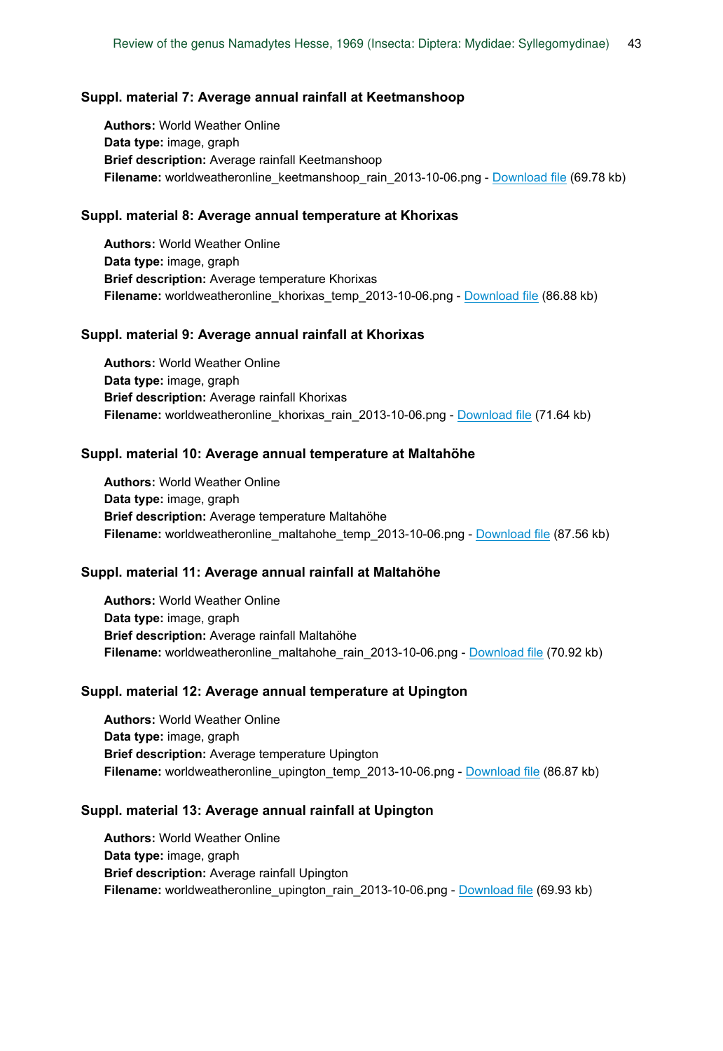### Suppl. material 7: Average annual rainfall at Keetmanshoop

**Authors:** World Weather Online
**Data type:** image, graph
**Brief description:** Average rainfall Keetmanshoop
**Filename:** worldweatheronline_keetmanshoop_rain_2013-10-06.png - Download file (69.78 kb)

### Suppl. material 8: Average annual temperature at Khorixas

**Authors:** World Weather Online
**Data type:** image, graph
**Brief description:** Average temperature Khorixas
**Filename:** worldweatheronline_khorixas_temp_2013-10-06.png - Download file (86.88 kb)

### Suppl. material 9: Average annual rainfall at Khorixas

**Authors:** World Weather Online
**Data type:** image, graph
**Brief description:** Average rainfall Khorixas
**Filename:** worldweatheronline_khorixas_rain_2013-10-06.png - Download file (71.64 kb)

### Suppl. material 10: Average annual temperature at Maltahöhe

**Authors:** World Weather Online
**Data type:** image, graph
**Brief description:** Average temperature Maltahöhe
**Filename:** worldweatheronline_maltahohe_temp_2013-10-06.png - Download file (87.56 kb)

### Suppl. material 11: Average annual rainfall at Maltahöhe

**Authors:** World Weather Online
**Data type:** image, graph
**Brief description:** Average rainfall Maltahöhe
**Filename:** worldweatheronline_maltahohe_rain_2013-10-06.png - Download file (70.92 kb)

### Suppl. material 12: Average annual temperature at Upington

**Authors:** World Weather Online
**Data type:** image, graph
**Brief description:** Average temperature Upington
**Filename:** worldweatheronline_upington_temp_2013-10-06.png - Download file (86.87 kb)

### Suppl. material 13: Average annual rainfall at Upington

**Authors:** World Weather Online
**Data type:** image, graph
**Brief description:** Average rainfall Upington
**Filename:** worldweatheronline_upington_rain_2013-10-06.png - Download file (69.93 kb)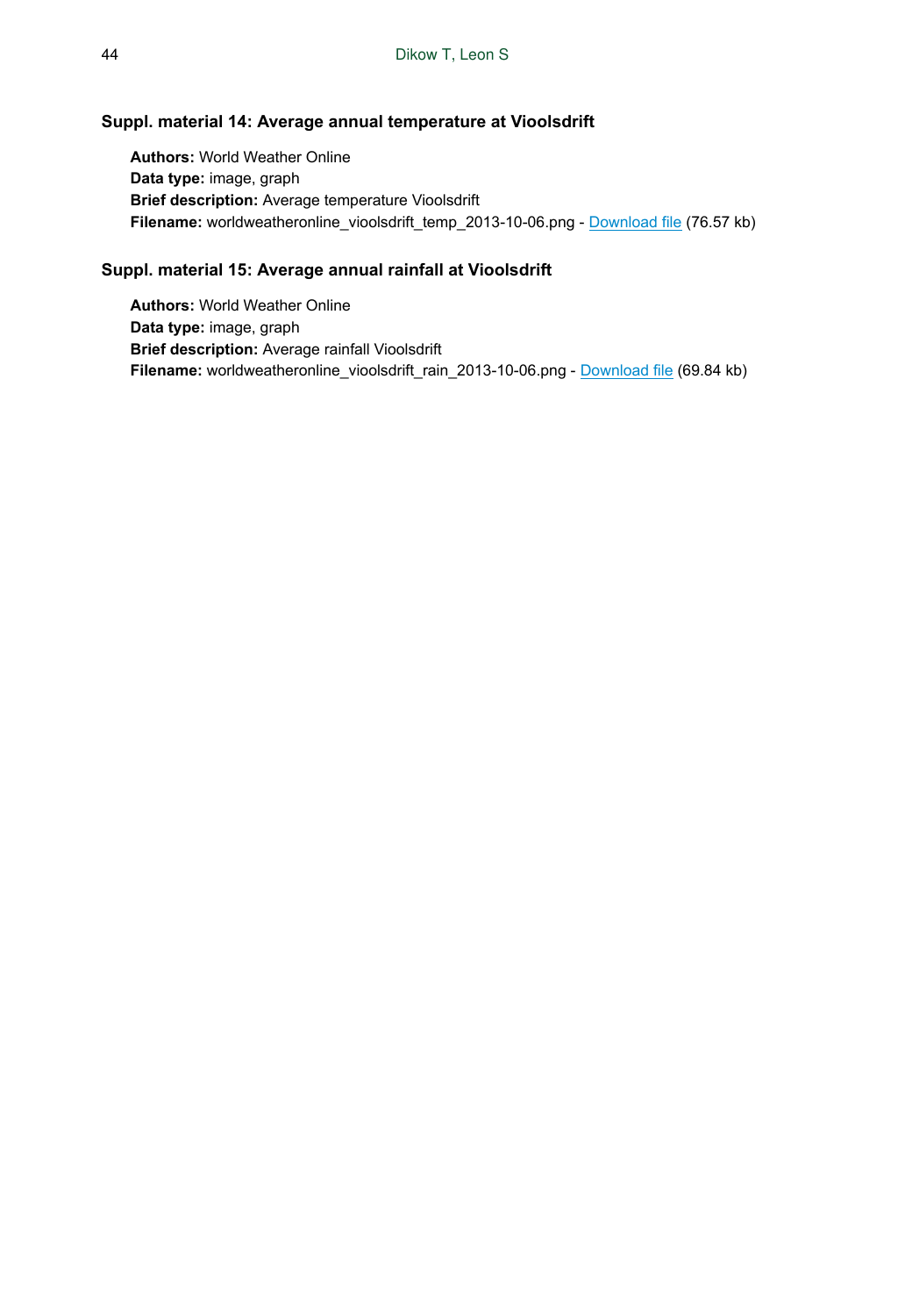### Suppl. material 14: Average annual temperature at Vioolsdrift

**Authors:** World Weather Online
**Data type:** image, graph
**Brief description:** Average temperature Vioolsdrift
**Filename:** worldweatheronline_vioolsdrift_temp_2013-10-06.png - Download file (76.57 kb)

### Suppl. material 15: Average annual rainfall at Vioolsdrift

**Authors:** World Weather Online
**Data type:** image, graph
**Brief description:** Average rainfall Vioolsdrift
**Filename:** worldweatheronline_vioolsdrift_rain_2013-10-06.png - Download file (69.84 kb)